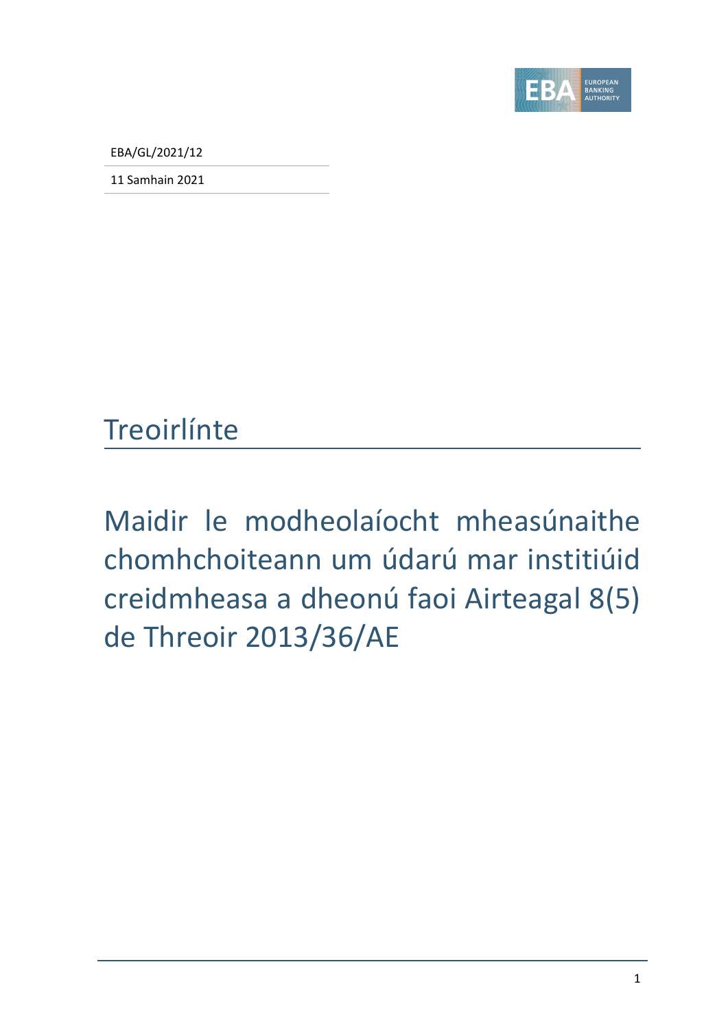EBA/GL/2021/12

11 Samhain 2021

# Treoirlínte

## Maidir le modheolaíocht mheasúnaithe chomhchoiteann um údarú mar institiúid creidmheasa a dheonú faoi Airteagal 8(5) de Threoir 2013/36/AE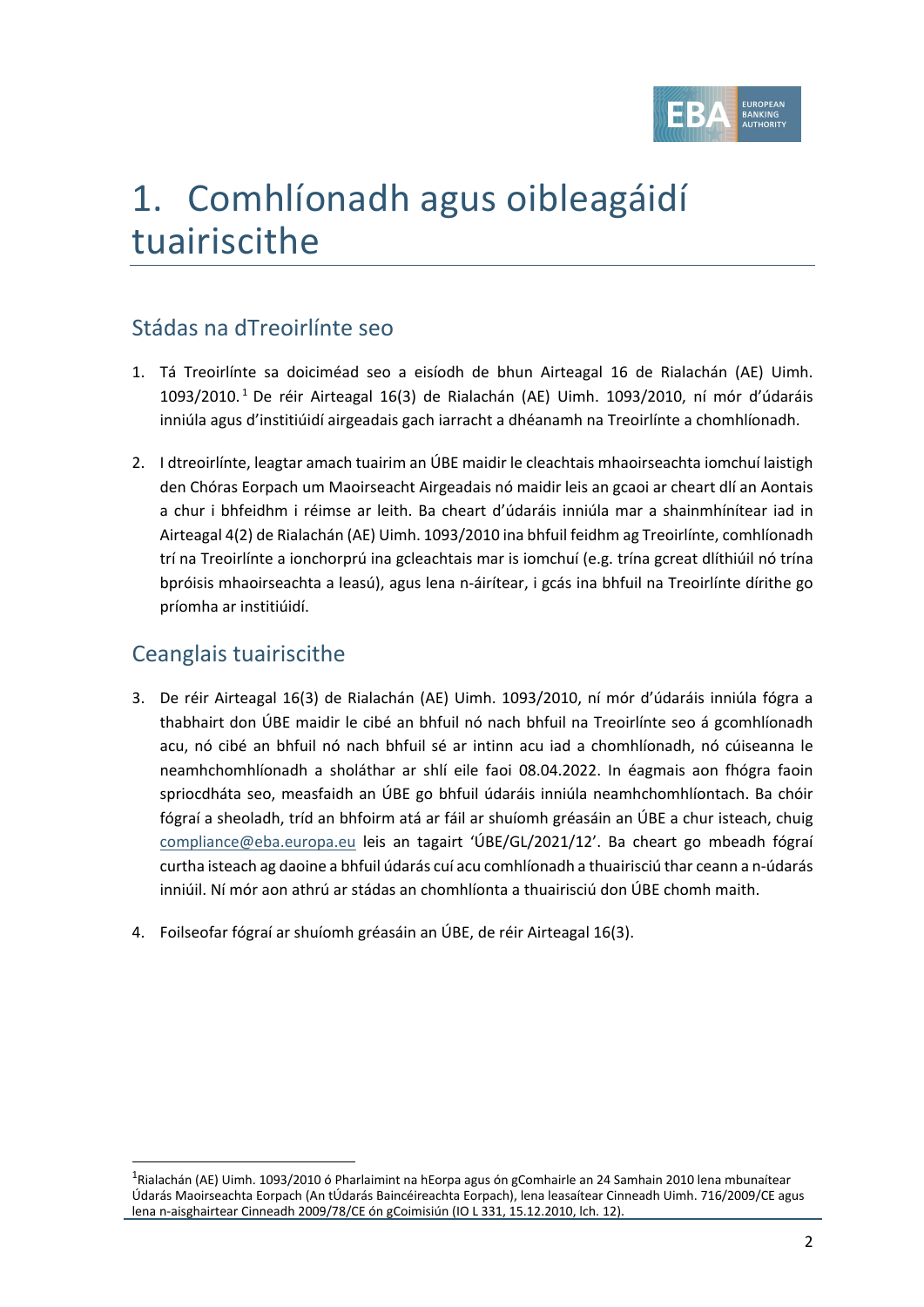# 1. Comhlíonadh agus oibleagáidí tuairiscithe

## Stádas na dTreoirlínte seo

1. Tá Treoirlínte sa doiciméad seo a eisíodh de bhun Airteagal 16 de Rialachán (AE) Uimh. 1093/2010.[1] De réir Airteagal 16(3) de Rialachán (AE) Uimh. 1093/2010, ní mór d'údaráis inniúla agus d'institiúidí airgeadais gach iarracht a dhéanamh na Treoirlínte a chomhlíonadh.

2. I dtreoirlínte, leagtar amach tuairim an ÚBE maidir le cleachtais mhaoirseachta iomchuí laistigh den Chóras Eorpach um Maoirseacht Airgeadais nó maidir leis an gcaoi ar cheart dlí an Aontais a chur i bhfeidhm i réimse ar leith. Ba cheart d'údaráis inniúla mar a shainmhínítear iad in Airteagal 4(2) de Rialachán (AE) Uimh. 1093/2010 ina bhfuil feidhm ag Treoirlínte, comhlíonadh trí na Treoirlínte a ionchorprú ina gcleachtais mar is iomchuí (e.g. trína gcreat dlíthiúil nó trína bpróisis mhaoirseachta a leasú), agus lena n-áirítear, i gcás ina bhfuil na Treoirlínte dírithe go príomha ar institiúidí.

## Ceanglais tuairiscithe

3. De réir Airteagal 16(3) de Rialachán (AE) Uimh. 1093/2010, ní mór d'údaráis inniúla fógra a thabhairt don ÚBE maidir le cibé an bhfuil nó nach bhfuil na Treoirlínte seo á gcomhlíonadh acu, nó cibé an bhfuil nó nach bhfuil sé ar intinn acu iad a chomhlíonadh, nó cúiseanna le neamhchomhlíonadh a sholáthar ar shlí eile faoi 08.04.2022. In éagmais aon fhógra faoin spriocdháta seo, measfaidh an ÚBE go bhfuil údaráis inniúla neamhchomhlíontach. Ba chóir fógraí a sheoladh, tríd an bhfoirm atá ar fáil ar shuíomh gréasáin an ÚBE a chur isteach, chuig compliance@eba.europa.eu leis an tagairt 'ÚBE/GL/2021/12'. Ba cheart go mbeadh fógraí curtha isteach ag daoine a bhfuil údarás cuí acu comhlíonadh a thuairisciú thar ceann a n-údarás inniúil. Ní mór aon athrú ar stádas an chomhlíonta a thuairisciú don ÚBE chomh maith.

4. Foilseofar fógraí ar shuíomh gréasáin an ÚBE, de réir Airteagal 16(3).

---

[1] Rialachán (AE) Uimh. 1093/2010 ó Pharlaimint na hEorpa agus ón gComhairle an 24 Samhain 2010 lena mbunaítear Údarás Maoirseachta Eorpach (An tÚdarás Baincéireachta Eorpach), lena leasaítear Cinneadh Uimh. 716/2009/CE agus lena n-aisghairtear Cinneadh 2009/78/CE ón gCoimisiún (IO L 331, 15.12.2010, lch. 12).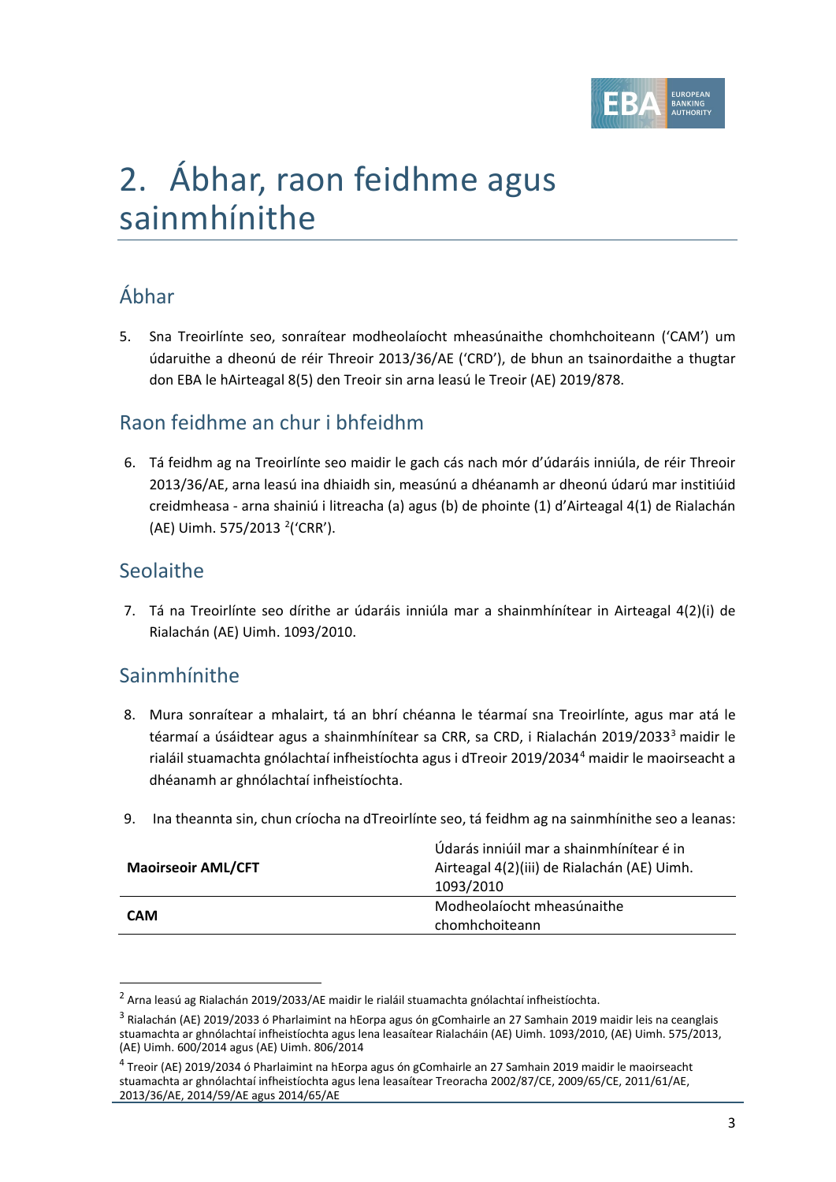# 2. Ábhar, raon feidhme agus sainmhínithe

## Ábhar

5. Sna Treoirlínte seo, sonraítear modheolaíocht mheasúnaithe chomhchoiteann ('CAM') um údaruithe a dheonú de réir Threoir 2013/36/AE ('CRD'), de bhun an tsainordaithe a thugtar don EBA le hAirteagal 8(5) den Treoir sin arna leasú le Treoir (AE) 2019/878.

## Raon feidhme an chur i bhfeidhm

6. Tá feidhm ag na Treoirlínte seo maidir le gach cás nach mór d'údaráis inniúla, de réir Threoir 2013/36/AE, arna leasú ina dhiaidh sin, measúnú a dhéanamh ar dheonú údarú mar institiúid creidmheasa - arna shainiú i litreacha (a) agus (b) de phointe (1) d'Airteagal 4(1) de Rialachán (AE) Uimh. 575/2013 [2]('CRR').

## Seolaithe

7. Tá na Treoirlínte seo dírithe ar údaráis inniúla mar a shainmhínítear in Airteagal 4(2)(i) de Rialachán (AE) Uimh. 1093/2010.

## Sainmhínithe

8. Mura sonraítear a mhalairt, tá an bhrí chéanna le téarmaí sna Treoirlínte, agus mar atá le téarmaí a úsáidtear agus a shainmhínítear sa CRR, sa CRD, i Rialachán 2019/2033[3] maidir le rialáil stuamachta gnólachtaí infheistíochta agus i dTreoir 2019/2034[4] maidir le maoirseacht a dhéanamh ar ghnólachtaí infheistíochta.

9. Ina theannta sin, chun críocha na dTreoirlínte seo, tá feidhm ag na sainmhínithe seo a leanas:

| | |
|---|---|
| **Maoirseoir AML/CFT** | Údarás inniúil mar a shainmhínítear é in Airteagal 4(2)(iii) de Rialachán (AE) Uimh. 1093/2010 |
| **CAM** | Modheolaíocht mheasúnaithe chomhchoiteann |

---

[2] Arna leasú ag Rialachán 2019/2033/AE maidir le rialáil stuamachta gnólachtaí infheistíochta.

[3] Rialachán (AE) 2019/2033 ó Pharlaimint na hEorpa agus ón gComhairle an 27 Samhain 2019 maidir leis na ceanglais stuamachta ar ghnólachtaí infheistíochta agus lena leasaítear Rialacháin (AE) Uimh. 1093/2010, (AE) Uimh. 575/2013, (AE) Uimh. 600/2014 agus (AE) Uimh. 806/2014

[4] Treoir (AE) 2019/2034 ó Pharlaimint na hEorpa agus ón gComhairle an 27 Samhain 2019 maidir le maoirseacht stuamachta ar ghnólachtaí infheistíochta agus lena leasaítear Treoracha 2002/87/CE, 2009/65/CE, 2011/61/AE, 2013/36/AE, 2014/59/AE agus 2014/65/AE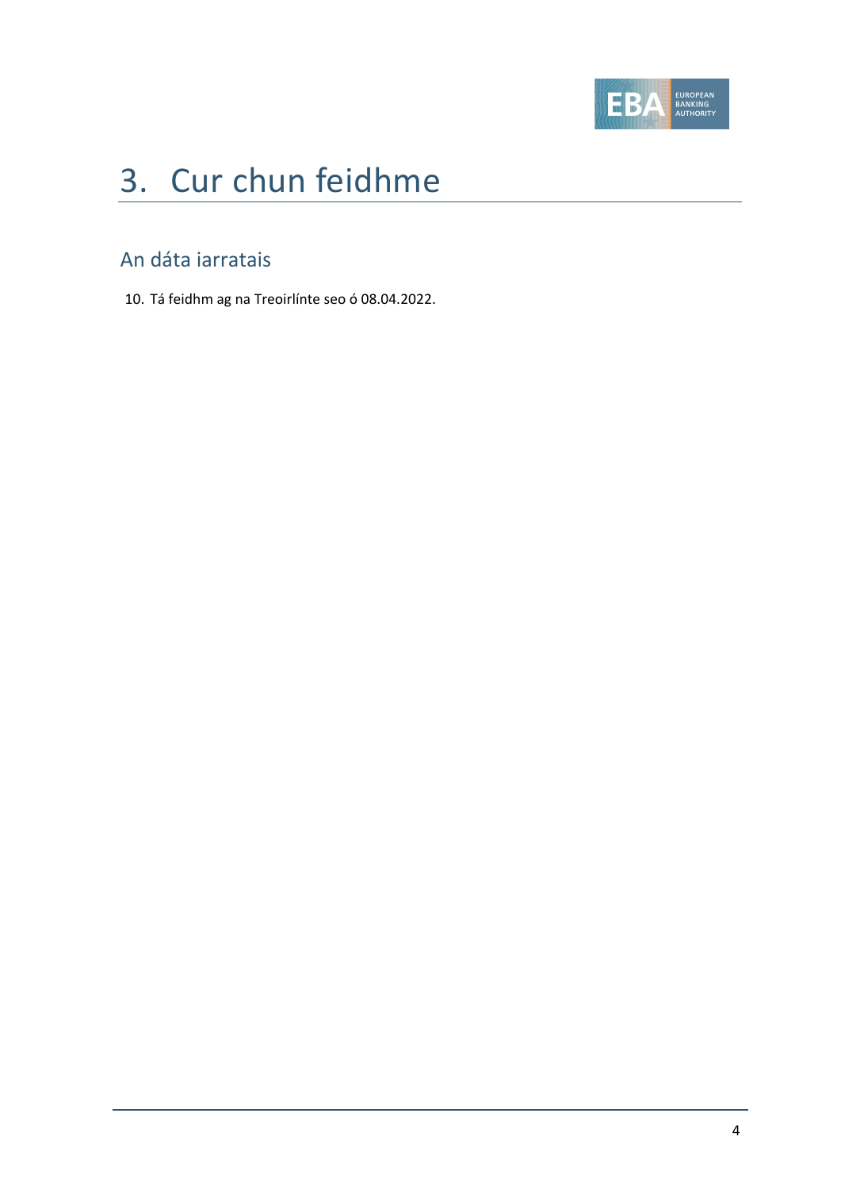# 3. Cur chun feidhme

## An dáta iarratais

10. Tá feidhm ag na Treoirlínte seo ó 08.04.2022.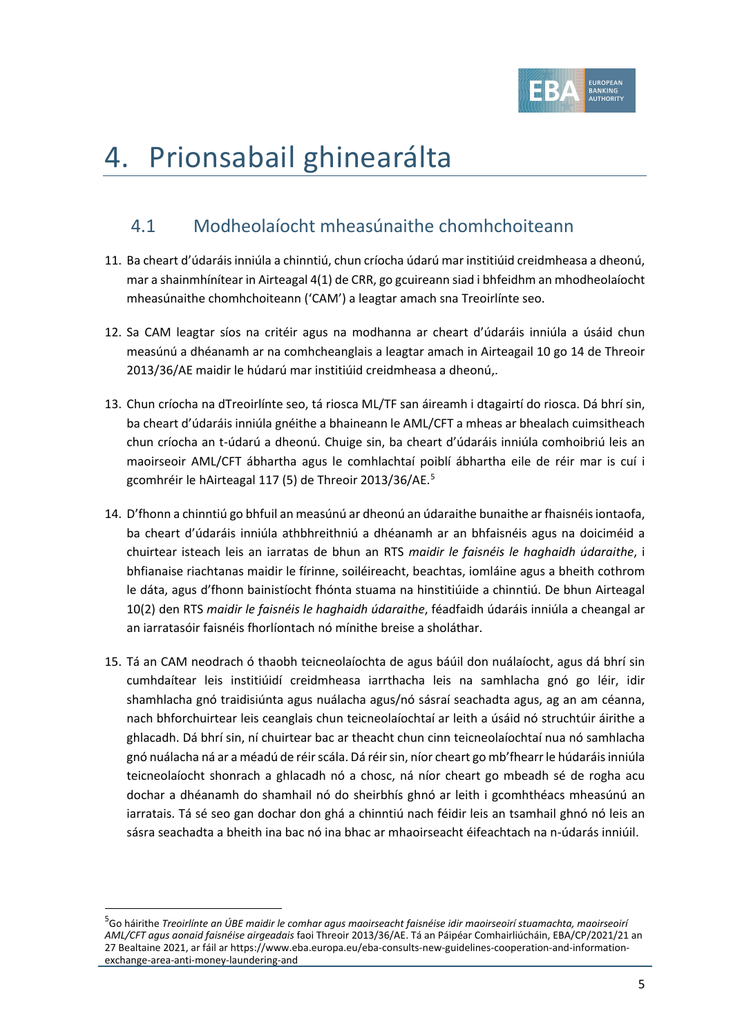# 4. Prionsabail ghinearálta

## 4.1 Modheolaíocht mheasúnaithe chomhchoiteann

11. Ba cheart d'údaráis inniúla a chinntiú, chun críocha údarú mar institiúid creidmheasa a dheonú, mar a shainmhínítear in Airteagal 4(1) de CRR, go gcuireann siad i bhfeidhm an mhodheolaíocht mheasúnaithe chomhchoiteann ('CAM') a leagtar amach sna Treoirlínte seo.

12. Sa CAM leagtar síos na critéir agus na modhanna ar cheart d'údaráis inniúla a úsáid chun measúnú a dhéanamh ar na comhcheanglais a leagtar amach in Airteagail 10 go 14 de Threoir 2013/36/AE maidir le húdarú mar institiúid creidmheasa a dheonú,.

13. Chun críocha na dTreoirlínte seo, tá riosca ML/TF san áireamh i dtagairtí do riosca. Dá bhrí sin, ba cheart d'údaráis inniúla gnéithe a bhaineann le AML/CFT a mheas ar bhealach cuimsitheach chun críocha an t-údarú a dheonú. Chuige sin, ba cheart d'údaráis inniúla comhoibriú leis an maoirseoir AML/CFT ábhartha agus le comhlachtaí poiblí ábhartha eile de réir mar is cuí i gcomhréir le hAirteagal 117 (5) de Threoir 2013/36/AE.[5]

14. D'fhonn a chinntiú go bhfuil an measúnú ar dheonú an údaraithe bunaithe ar fhaisnéis iontaofa, ba cheart d'údaráis inniúla athbhreithniú a dhéanamh ar an bhfaisnéis agus na doiciméid a chuirtear isteach leis an iarratas de bhun an RTS *maidir le faisnéis le haghaidh údaraithe*, i bhfianaise riachtanas maidir le fírinne, soiléireacht, beachtas, iomláine agus a bheith cothrom le dáta, agus d'fhonn bainistíocht fhónta stuama na hinstitiúide a chinntiú. De bhun Airteagal 10(2) den RTS *maidir le faisnéis le haghaidh údaraithe*, féadfaidh údaráis inniúla a cheangal ar an iarratasóir faisnéis fhorlíontach nó mínithe breise a sholáthar.

15. Tá an CAM neodrach ó thaobh teicneolaíochta de agus báúil don nuálaíocht, agus dá bhrí sin cumhdaítear leis institiúidí creidmheasa iarrthacha leis na samhlacha gnó go léir, idir shamhlacha gnó traidisiúnta agus nuálacha agus/nó sásraí seachadta agus, ag an am céanna, nach bhforchuirtear leis ceanglais chun teicneolaíochtaí ar leith a úsáid nó struchtúir áirithe a ghlacadh. Dá bhrí sin, ní chuirtear bac ar theacht chun cinn teicneolaíochtaí nua nó samhlacha gnó nuálacha ná ar a méadú de réir scála. Dá réir sin, níor cheart go mb'fhearr le húdaráis inniúla teicneolaíocht shonrach a ghlacadh nó a chosc, ná níor cheart go mbeadh sé de rogha acu dochar a dhéanamh do shamhail nó do sheirbhís ghnó ar leith i gcomhthéacs mheasúnú an iarratais. Tá sé seo gan dochar don ghá a chinntiú nach féidir leis an tsamhail ghnó nó leis an sásra seachadta a bheith ina bac nó ina bhac ar mhaoirseacht éifeachtach na n-údarás inniúil.

---

[5] Go háirithe *Treoirlínte an ÚBE maidir le comhar agus maoirseacht faisnéise idir maoirseoirí stuamachta, maoirseoirí AML/CFT agus aonaid faisnéise airgeadais* faoi Threoir 2013/36/AE. Tá an Páipéar Comhairliúcháin, EBA/CP/2021/21 an 27 Bealtaine 2021, ar fáil ar https://www.eba.europa.eu/eba-consults-new-guidelines-cooperation-and-information-exchange-area-anti-money-laundering-and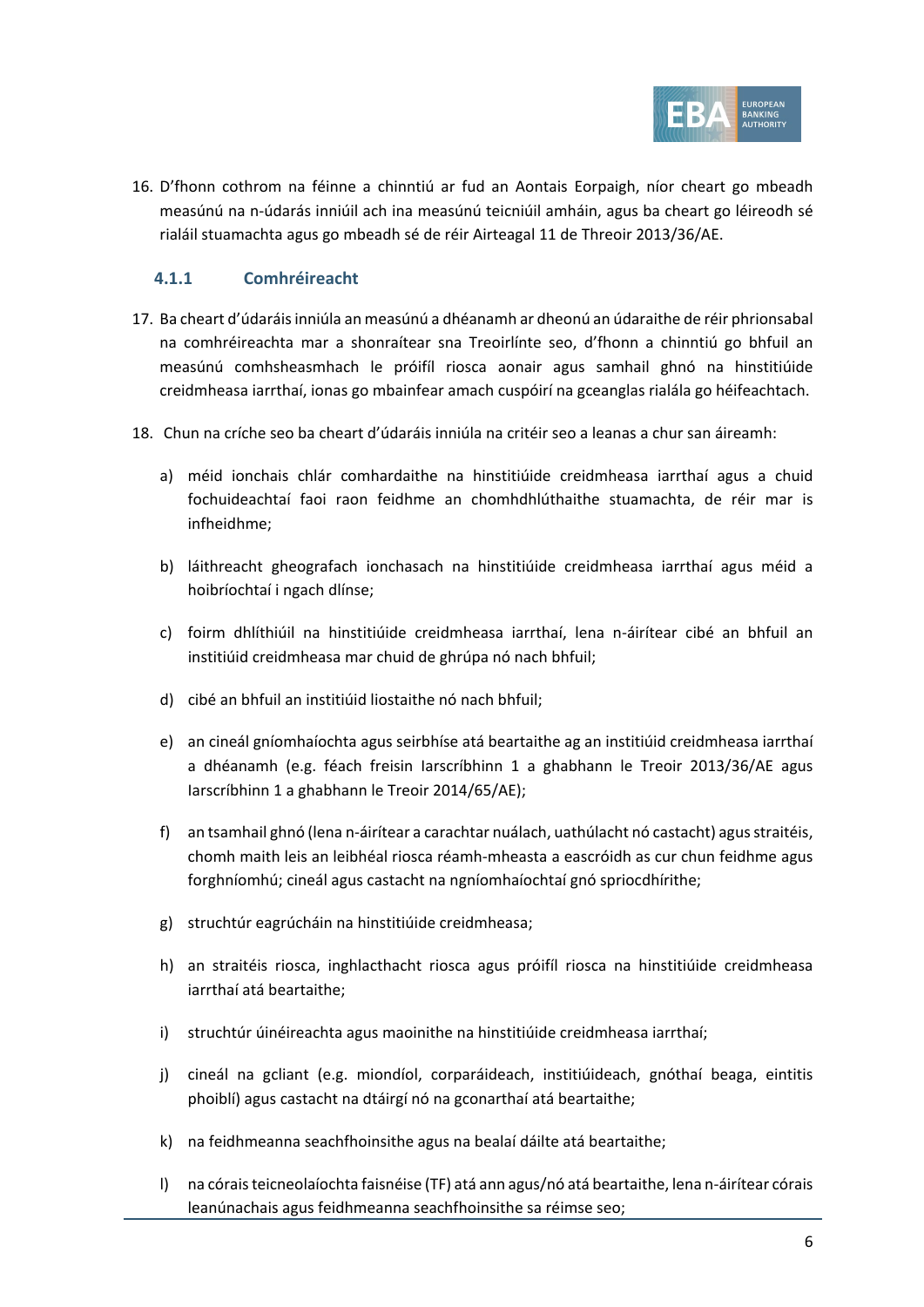16. D'fhonn cothrom na féinne a chinntiú ar fud an Aontais Eorpaigh, níor cheart go mbeadh measúnú na n-údarás inniúil ach ina measúnú teicniúil amháin, agus ba cheart go léireodh sé rialáil stuamachta agus go mbeadh sé de réir Airteagal 11 de Threoir 2013/36/AE.

### 4.1.1 Comhréireacht

17. Ba cheart d'údaráis inniúla an measúnú a dhéanamh ar dheonú an údaraithe de réir phrionsabal na comhréireachta mar a shonraítear sna Treoirlínte seo, d'fhonn a chinntiú go bhfuil an measúnú comhsheasmhach le próifíl riosca aonair agus samhail ghnó na hinstitiúide creidmheasa iarrthaí, ionas go mbainfear amach cuspóirí na gceanglas rialála go héifeachtach.

18. Chun na críche seo ba cheart d'údaráis inniúla na critéir seo a leanas a chur san áireamh:

    a) méid ionchais chlár comhardaithe na hinstitiúide creidmheasa iarrthaí agus a chuid fochuideachtaí faoi raon feidhme an chomhdhlúthaithe stuamachta, de réir mar is infheidhme;

    b) láithreacht gheografach ionchasach na hinstitiúide creidmheasa iarrthaí agus méid a hoibríochtaí i ngach dlínse;

    c) foirm dhlíthiúil na hinstitiúide creidmheasa iarrthaí, lena n-áirítear cibé an bhfuil an institiúid creidmheasa mar chuid de ghrúpa nó nach bhfuil;

    d) cibé an bhfuil an institiúid liostaithe nó nach bhfuil;

    e) an cineál gníomhaíochta agus seirbhíse atá beartaithe ag an institiúid creidmheasa iarrthaí a dhéanamh (e.g. féach freisin Iarscríbhinn 1 a ghabhann le Treoir 2013/36/AE agus Iarscríbhinn 1 a ghabhann le Treoir 2014/65/AE);

    f) an tsamhail ghnó (lena n-áirítear a carachtar nuálach, uathúlacht nó castacht) agus straitéis, chomh maith leis an leibhéal riosca réamh-mheasta a eascróidh as cur chun feidhme agus forghníomhú; cineál agus castacht na ngníomhaíochtaí gnó spriocdhírithe;

    g) struchtúr eagrúcháin na hinstitiúide creidmheasa;

    h) an straitéis riosca, inghlacthacht riosca agus próifíl riosca na hinstitiúide creidmheasa iarrthaí atá beartaithe;

    i) struchtúr úinéireachta agus maoinithe na hinstitiúide creidmheasa iarrthaí;

    j) cineál na gcliant (e.g. miondíol, corparáideach, institiúideach, gnóthaí beaga, eintitis phoiblí) agus castacht na dtáirgí nó na gconarthaí atá beartaithe;

    k) na feidhmeanna seachfhoinsithe agus na bealaí dáilte atá beartaithe;

    l) na córais teicneolaíochta faisnéise (TF) atá ann agus/nó atá beartaithe, lena n-áirítear córais leanúnachais agus feidhmeanna seachfhoinsithe sa réimse seo;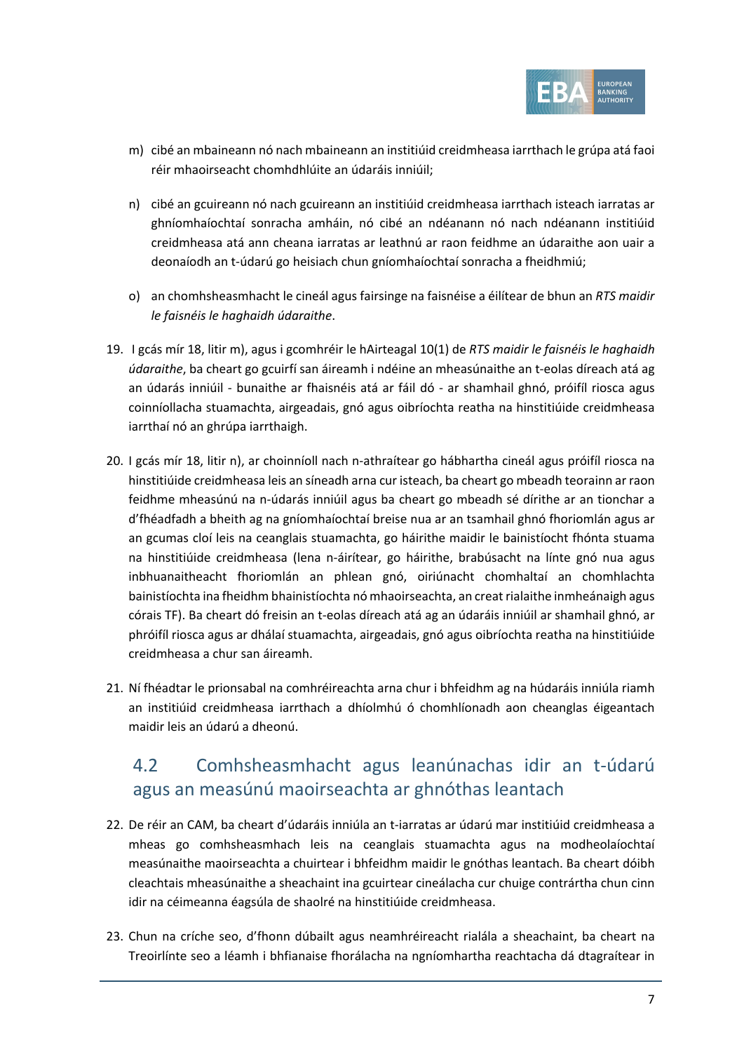m) cibé an mbaineann nó nach mbaineann an institiúid creidmheasa iarrthach le grúpa atá faoi réir mhaoirseacht chomhdhlúite an údaráis inniúil;

n) cibé an gcuireann nó nach gcuireann an institiúid creidmheasa iarrthach isteach iarratas ar ghníomhaíochtaí sonracha amháin, nó cibé an ndéanann nó nach ndéanann institiúid creidmheasa atá ann cheana iarratas ar leathnú ar raon feidhme an údaraithe aon uair a deonaíodh an t-údarú go heisiach chun gníomhaíochtaí sonracha a fheidhmiú;

o) an chomhsheasmhacht le cineál agus fairsinge na faisnéise a éilítear de bhun an *RTS maidir le faisnéis le haghaidh údaraithe*.

19. I gcás mír 18, litir m), agus i gcomhréir le hAirteagal 10(1) de *RTS maidir le faisnéis le haghaidh údaraithe*, ba cheart go gcuirfí san áireamh i ndéine an mheasúnaithe an t-eolas díreach atá ag an údarás inniúil - bunaithe ar fhaisnéis atá ar fáil dó - ar shamhail ghnó, próifíl riosca agus coinníollacha stuamachta, airgeadais, gnó agus oibríochta reatha na hinstitiúide creidmheasa iarrthaí nó an ghrúpa iarrthaigh.

20. I gcás mír 18, litir n), ar choinníoll nach n-athraítear go hábhartha cineál agus próifíl riosca na hinstitiúide creidmheasa leis an síneadh arna cur isteach, ba cheart go mbeadh teorainn ar raon feidhme mheasúnú na n-údarás inniúil agus ba cheart go mbeadh sé dírithe ar an tionchar a d'fhéadfadh a bheith ag na gníomhaíochtaí breise nua ar an tsamhail ghnó fhoriomlán agus ar an gcumas cloí leis na ceanglais stuamachta, go háirithe maidir le bainistíocht fhónta stuama na hinstitiúide creidmheasa (lena n-áirítear, go háirithe, brabúsacht na línte gnó nua agus inbhuanaitheacht fhoriomlán an phlean gnó, oiriúnacht chomhaltaí an chomhlachta bainistíochta ina fheidhm bhainistíochta nó mhaoirseachta, an creat rialaithe inmheánaigh agus córais TF). Ba cheart dó freisin an t-eolas díreach atá ag an údaráis inniúil ar shamhail ghnó, ar phróifíl riosca agus ar dhálaí stuamachta, airgeadais, gnó agus oibríochta reatha na hinstitiúide creidmheasa a chur san áireamh.

21. Ní fhéadtar le prionsabal na comhréireachta arna chur i bhfeidhm ag na húdaráis inniúla riamh an institiúid creidmheasa iarrthach a dhíolmhú ó chomhlíonadh aon cheanglas éigeantach maidir leis an údarú a dheonú.

## 4.2 Comhsheasmhacht agus leanúnachas idir an t-údarú agus an measúnú maoirseachta ar ghnóthas leantach

22. De réir an CAM, ba cheart d'údaráis inniúla an t-iarratas ar údarú mar institiúid creidmheasa a mheas go comhsheasmhach leis na ceanglais stuamachta agus na modheolaíochtaí measúnaithe maoirseachta a chuirtear i bhfeidhm maidir le gnóthas leantach. Ba cheart dóibh cleachtais mheasúnaithe a sheachaint ina gcuirtear cineálacha cur chuige contrártha chun cinn idir na céimeanna éagsúla de shaolré na hinstitiúide creidmheasa.

23. Chun na críche seo, d'fhonn dúbailt agus neamhréireacht rialála a sheachaint, ba cheart na Treoirlínte seo a léamh i bhfianaise fhorálacha na ngníomhartha reachtacha dá dtagraítear in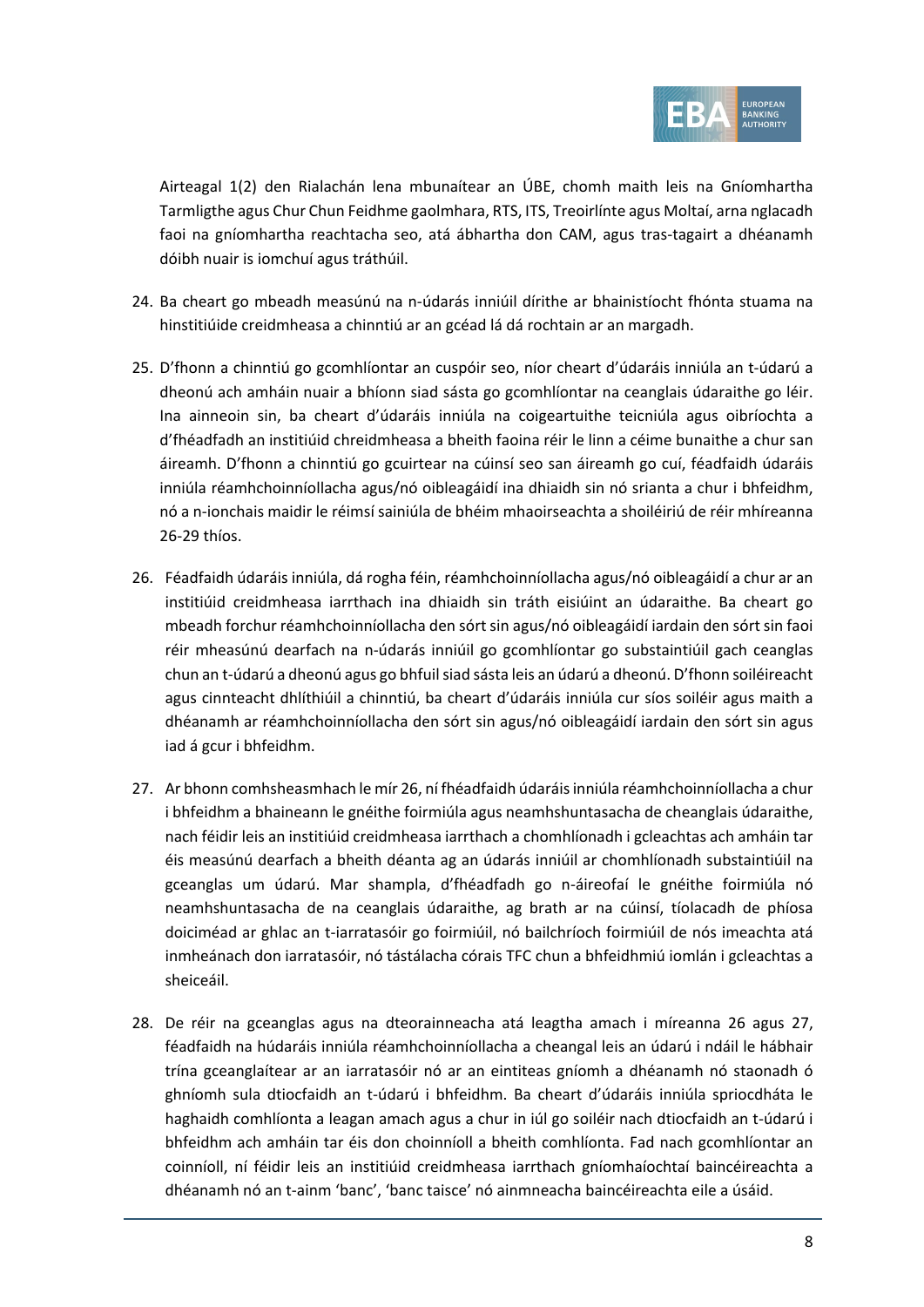Airteagal 1(2) den Rialachán lena mbunaítear an ÚBE, chomh maith leis na Gníomhartha Tarmligthe agus Chur Chun Feidhme gaolmhara, RTS, ITS, Treoirlínte agus Moltaí, arna nglacadh faoi na gníomhartha reachtacha seo, atá ábhartha don CAM, agus tras-tagairt a dhéanamh dóibh nuair is iomchuí agus tráthúil.

24. Ba cheart go mbeadh measúnú na n-údarás inniúil dírithe ar bhainistíocht fhónta stuama na hinstitiúide creidmheasa a chinntiú ar an gcéad lá dá rochtain ar an margadh.

25. D'fhonn a chinntiú go gcomhlíontar an cuspóir seo, níor cheart d'údaráis inniúla an t-údarú a dheonú ach amháin nuair a bhíonn siad sásta go gcomhlíontar na ceanglais údaraithe go léir. Ina ainneoin sin, ba cheart d'údaráis inniúla na coigeartuithe teicniúla agus oibríochta a d'fhéadfadh an institiúid chreidmheasa a bheith faoina réir le linn a céime bunaithe a chur san áireamh. D'fhonn a chinntiú go gcuirtear na cúinsí seo san áireamh go cuí, féadfaidh údaráis inniúla réamhchoinníollacha agus/nó oibleagáidí ina dhiaidh sin nó srianta a chur i bhfeidhm, nó a n-ionchais maidir le réimsí sainiúla de bhéim mhaoirseachta a shoiléiriú de réir mhíreanna 26-29 thíos.

26. Féadfaidh údaráis inniúla, dá rogha féin, réamhchoinníollacha agus/nó oibleagáidí a chur ar an institiúid creidmheasa iarrthach ina dhiaidh sin tráth eisiúint an údaraithe. Ba cheart go mbeadh forchur réamhchoinníollacha den sórt sin agus/nó oibleagáidí iardain den sórt sin faoi réir mheasúnú dearfach na n-údarás inniúil go gcomhlíontar go substaintiúil gach ceanglas chun an t-údarú a dheonú agus go bhfuil siad sásta leis an údarú a dheonú. D'fhonn soiléireacht agus cinnteacht dhlíthiúil a chinntiú, ba cheart d'údaráis inniúla cur síos soiléir agus maith a dhéanamh ar réamhchoinníollacha den sórt sin agus/nó oibleagáidí iardain den sórt sin agus iad á gcur i bhfeidhm.

27. Ar bhonn comhsheasmhach le mír 26, ní fhéadfaidh údaráis inniúla réamhchoinníollacha a chur i bhfeidhm a bhaineann le gnéithe foirmiúla agus neamhshuntasacha de cheanglais údaraithe, nach féidir leis an institiúid creidmheasa iarrthach a chomhlíonadh i gcleachtas ach amháin tar éis measúnú dearfach a bheith déanta ag an údarás inniúil ar chomhlíonadh substaintiúil na gceanglas um údarú. Mar shampla, d'fhéadfadh go n-áireofaí le gnéithe foirmiúla nó neamhshuntasacha de na ceanglais údaraithe, ag brath ar na cúinsí, tíolacadh de phíosa doiciméad ar ghlac an t-iarratasóir go foirmiúil, nó bailchríoch foirmiúil de nós imeachta atá inmheánach don iarratasóir, nó tástálacha córais TFC chun a bhfeidhmiú iomlán i gcleachtas a sheiceáil.

28. De réir na gceanglas agus na dteorainneacha atá leagtha amach i míreanna 26 agus 27, féadfaidh na húdaráis inniúla réamhchoinníollacha a cheangal leis an údarú i ndáil le hábhair trína gceanglaítear ar an iarratasóir nó ar an eintiteas gníomh a dhéanamh nó staonadh ó ghníomh sula dtiocfaidh an t-údarú i bhfeidhm. Ba cheart d'údaráis inniúla spriocdháta le haghaidh comhlíonta a leagan amach agus a chur in iúl go soiléir nach dtiocfaidh an t-údarú i bhfeidhm ach amháin tar éis don choinníoll a bheith comhlíonta. Fad nach gcomhlíontar an coinníoll, ní féidir leis an institiúid creidmheasa iarrthach gníomhaíochtaí baincéireachta a dhéanamh nó an t-ainm 'banc', 'banc taisce' nó ainmneacha baincéireachta eile a úsáid.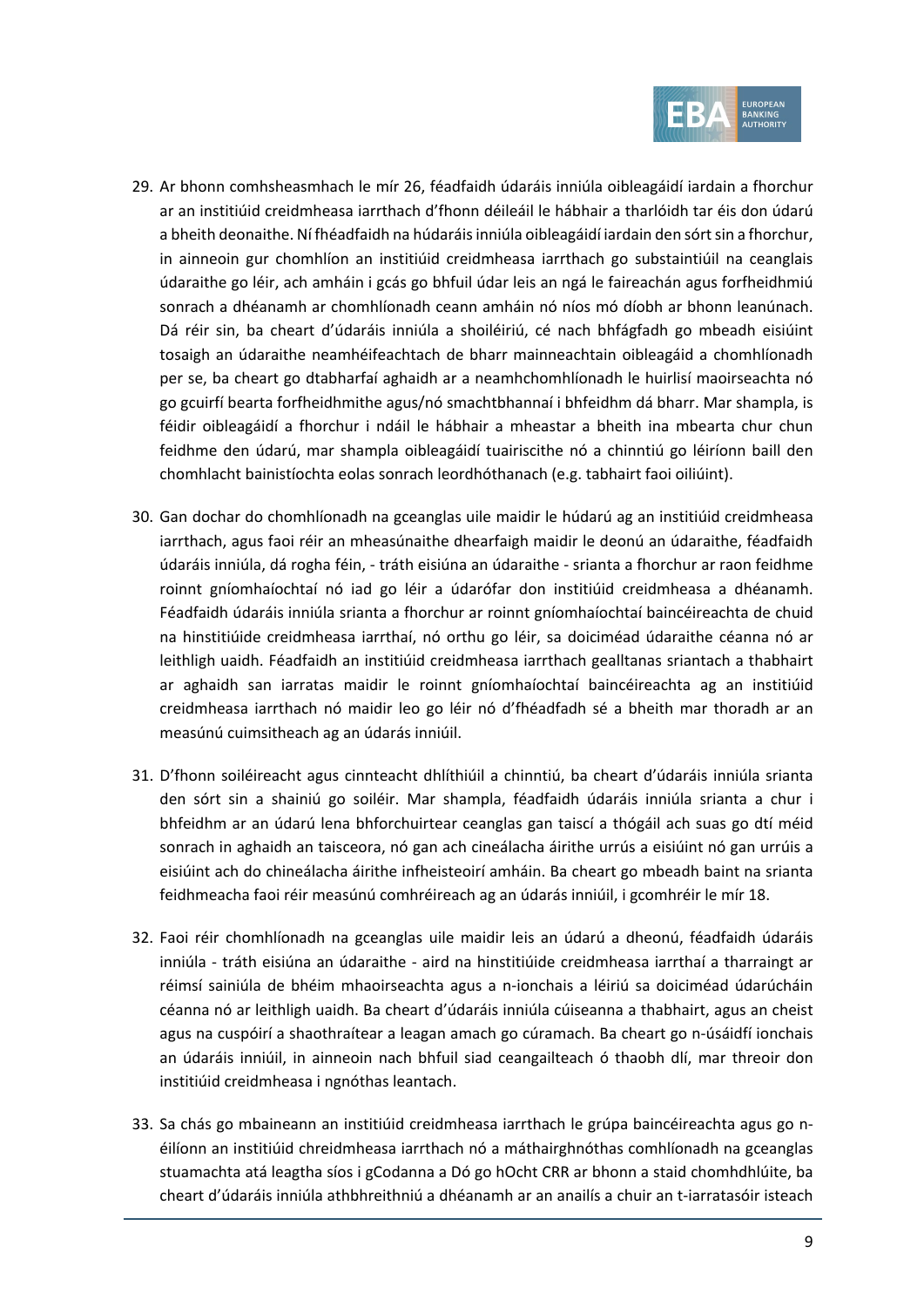29. Ar bhonn comhsheasmhach le mír 26, féadfaidh údaráis inniúla oibleagáidí iardain a fhorchur ar an institiúid creidmheasa iarrthach d'fhonn déileáil le hábhair a tharlóidh tar éis don údarú a bheith deonaithe. Ní fhéadfaidh na húdaráis inniúla oibleagáidí iardain den sórt sin a fhorchur, in ainneoin gur chomhlíon an institiúid creidmheasa iarrthach go substaintiúil na ceanglais údaraithe go léir, ach amháin i gcás go bhfuil údar leis an ngá le faireachán agus forfheidhmiú sonrach a dhéanamh ar chomhlíonadh ceann amháin nó níos mó díobh ar bhonn leanúnach. Dá réir sin, ba cheart d'údaráis inniúla a shoiléiriú, cé nach bhfágfadh go mbeadh eisiúint tosaigh an údaraithe neamhéifeachtach de bharr mainneachtain oibleagáid a chomhlíonadh per se, ba cheart go dtabharfaí aghaidh ar a neamhchomhlíonadh le huirlisí maoirseachta nó go gcuirfí bearta forfheidhmithe agus/nó smachtbhannaí i bhfeidhm dá bharr. Mar shampla, is féidir oibleagáidí a fhorchur i ndáil le hábhair a mheastar a bheith ina mbearta chur chun feidhme den údarú, mar shampla oibleagáidí tuairiscithe nó a chinntiú go léiríonn baill den chomhlacht bainistíochta eolas sonrach leordhóthanach (e.g. tabhairt faoi oiliúint).

30. Gan dochar do chomhlíonadh na gceanglas uile maidir le húdarú ag an institiúid creidmheasa iarrthach, agus faoi réir an mheasúnaithe dhearfaigh maidir le deonú an údaraithe, féadfaidh údaráis inniúla, dá rogha féin, - tráth eisiúna an údaraithe - srianta a fhorchur ar raon feidhme roinnt gníomhaíochtaí nó iad go léir a údarófar don institiúid creidmheasa a dhéanamh. Féadfaidh údaráis inniúla srianta a fhorchur ar roinnt gníomhaíochtaí baincéireachta de chuid na hinstitiúide creidmheasa iarrthaí, nó orthu go léir, sa doiciméad údaraithe céanna nó ar leithligh uaidh. Féadfaidh an institiúid creidmheasa iarrthach gealltanas sriantach a thabhairt ar aghaidh san iarratas maidir le roinnt gníomhaíochtaí baincéireachta ag an institiúid creidmheasa iarrthach nó maidir leo go léir nó d'fhéadfadh sé a bheith mar thoradh ar an measúnú cuimsitheach ag an údarás inniúil.

31. D'fhonn soiléireacht agus cinnteacht dhlíthiúil a chinntiú, ba cheart d'údaráis inniúla srianta den sórt sin a shainiú go soiléir. Mar shampla, féadfaidh údaráis inniúla srianta a chur i bhfeidhm ar an údarú lena bhforchuirtear ceanglas gan taiscí a thógáil ach suas go dtí méid sonrach in aghaidh an taisceora, nó gan ach cineálacha áirithe urrús a eisiúint nó gan urrúis a eisiúint ach do chineálacha áirithe infheisteoirí amháin. Ba cheart go mbeadh baint na srianta feidhmeacha faoi réir measúnú comhréireach ag an údarás inniúil, i gcomhréir le mír 18.

32. Faoi réir chomhlíonadh na gceanglas uile maidir leis an údarú a dheonú, féadfaidh údaráis inniúla - tráth eisiúna an údaraithe - aird na hinstitiúide creidmheasa iarrthaí a tharraingt ar réimsí sainiúla de bhéim mhaoirseachta agus a n-ionchais a léiriú sa doiciméad údarúcháin céanna nó ar leithligh uaidh. Ba cheart d'údaráis inniúla cúiseanna a thabhairt, agus an cheist agus na cuspóirí a shaothraítear a leagan amach go cúramach. Ba cheart go n-úsáidfí ionchais an údaráis inniúil, in ainneoin nach bhfuil siad ceangailteach ó thaobh dlí, mar threoir don institiúid creidmheasa i ngnóthas leantach.

33. Sa chás go mbaineann an institiúid creidmheasa iarrthach le grúpa baincéireachta agus go n-éilíonn an institiúid chreidmheasa iarrthach nó a máthairghnóthas comhlíonadh na gceanglas stuamachta atá leagtha síos i gCodanna a Dó go hOcht CRR ar bhonn a staid chomhdhlúite, ba cheart d'údaráis inniúla athbhreithniú a dhéanamh ar an anailís a chuir an t-iarratasóir isteach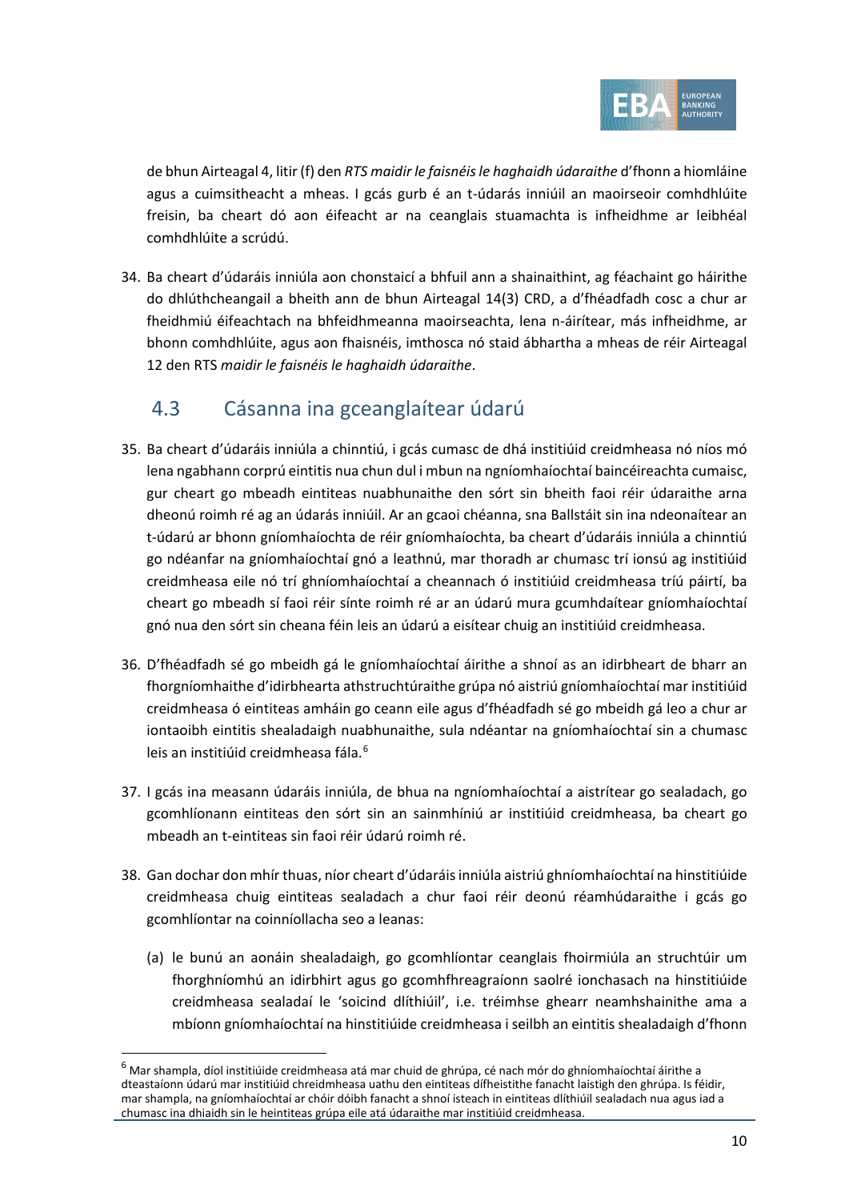de bhun Airteagal 4, litir (f) den *RTS maidir le faisnéis le haghaidh údaraithe* d'fhonn a hiomláine agus a cuimsitheacht a mheas. I gcás gurb é an t-údarás inniúil an maoirseoir comhdhlúite freisin, ba cheart dó aon éifeacht ar na ceanglais stuamachta is infheidhme ar leibhéal comhdhlúite a scrúdú.

34. Ba cheart d'údaráis inniúla aon chonstaicí a bhfuil ann a shainaithint, ag féachaint go háirithe do dhlúthcheangail a bheith ann de bhun Airteagal 14(3) CRD, a d'fhéadfadh cosc a chur ar fheidhmiú éifeachtach na bhfeidhmeanna maoirseachta, lena n-áirítear, más infheidhme, ar bhonn comhdhlúite, agus aon fhaisnéis, imthosca nó staid ábhartha a mheas de réir Airteagal 12 den RTS *maidir le faisnéis le haghaidh údaraithe*.

## 4.3 Cásanna ina gceanglaítear údarú

35. Ba cheart d'údaráis inniúla a chinntiú, i gcás cumasc de dhá institiúid creidmheasa nó níos mó lena ngabhann corprú eintitis nua chun dul i mbun na ngníomhaíochtaí baincéireachta cumaisc, gur cheart go mbeadh eintiteas nuabhunaithe den sórt sin bheith faoi réir údaraithe arna dheonú roimh ré ag an údarás inniúil. Ar an gcaoi chéanna, sna Ballstáit sin ina ndeonaítear an t-údarú ar bhonn gníomhaíochta de réir gníomhaíochta, ba cheart d'údaráis inniúla a chinntiú go ndéanfar na gníomhaíochtaí gnó a leathnú, mar thoradh ar chumasc trí ionsú ag institiúid creidmheasa eile nó trí ghníomhaíochtaí a cheannach ó institiúid creidmheasa tríú páirtí, ba cheart go mbeadh sí faoi réir sínte roimh ré ar an údarú mura gcumhdaítear gníomhaíochtaí gnó nua den sórt sin cheana féin leis an údarú a eisítear chuig an institiúid creidmheasa.

36. D'fhéadfadh sé go mbeidh gá le gníomhaíochtaí áirithe a shnoí as an idirbheart de bharr an fhorgníomhaithe d'idirbhearta athstruchtúraithe grúpa nó aistriú gníomhaíochtaí mar institiúid creidmheasa ó eintiteas amháin go ceann eile agus d'fhéadfadh sé go mbeidh gá leo a chur ar iontaoibh eintitis shealadaigh nuabhunaithe, sula ndéantar na gníomhaíochtaí sin a chumasc leis an institiúid creidmheasa fála.[6]

37. I gcás ina measann údaráis inniúla, de bhua na ngníomhaíochtaí a aistrítear go sealadach, go gcomhlíonann eintiteas den sórt sin an sainmhíniú ar institiúid creidmheasa, ba cheart go mbeadh an t-eintiteas sin faoi réir údarú roimh ré.

38. Gan dochar don mhír thuas, níor cheart d'údaráis inniúla aistriú ghníomhaíochtaí na hinstitiúide creidmheasa chuig eintiteas sealadach a chur faoi réir deonú réamhúdaraithe i gcás go gcomhlíontar na coinníollacha seo a leanas:

    (a) le bunú an aonáin shealadaigh, go gcomhlíontar ceanglais fhoirmiúla an struchtúir um fhorghníomhú an idirbhirt agus go gcomhfhreagraíonn saolré ionchasach na hinstitiúide creidmheasa sealadaí le 'soicind dlíthiúil', i.e. tréimhse ghearr neamhshainithe ama a mbíonn gníomhaíochtaí na hinstitiúide creidmheasa i seilbh an eintitis shealadaigh d'fhonn

[6] Mar shampla, díol institiúide creidmheasa atá mar chuid de ghrúpa, cé nach mór do ghníomhaíochtaí áirithe a dteastaíonn údarú mar institiúid chreidmheasa uathu den eintiteas dífheistithe fanacht laistigh den ghrúpa. Is féidir, mar shampla, na gníomhaíochtaí ar chóir dóibh fanacht a shnoí isteach in eintiteas dlíthiúil sealadach nua agus iad a chumasc ina dhiaidh sin le heintiteas grúpa eile atá údaraithe mar institiúid creidmheasa.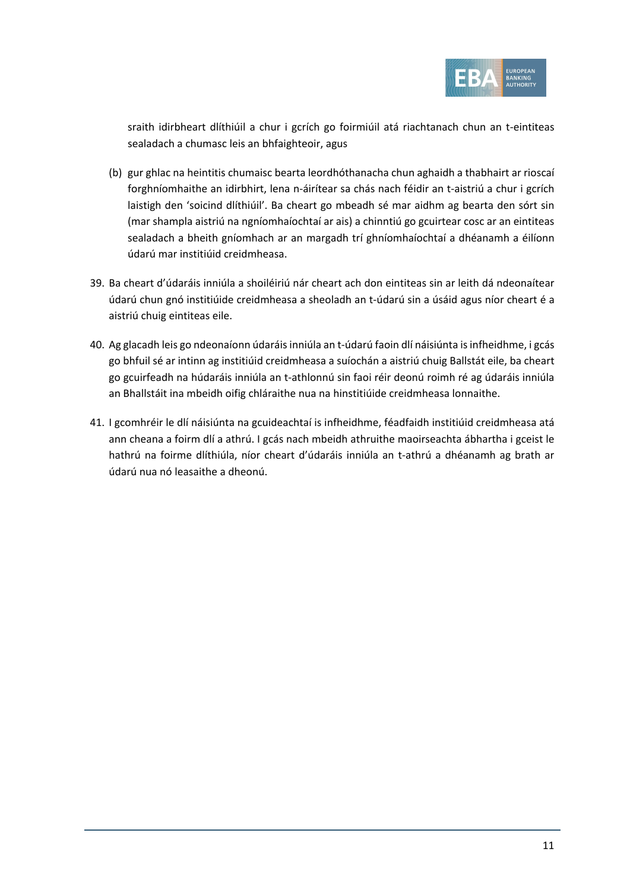sraith idirbheart dlíthiúil a chur i gcrích go foirmiúil atá riachtanach chun an t-eintiteas sealadach a chumasc leis an bhfaighteoir, agus

(b) gur ghlac na heintitis chumaisc bearta leordhóthanacha chun aghaidh a thabhairt ar rioscaí forghníomhaithe an idirbhirt, lena n-áirítear sa chás nach féidir an t-aistriú a chur i gcrích laistigh den 'soicind dlíthiúil'. Ba cheart go mbeadh sé mar aidhm ag bearta den sórt sin (mar shampla aistriú na ngníomhaíochtaí ar ais) a chinntiú go gcuirtear cosc ar an eintiteas sealadach a bheith gníomhach ar an margadh trí ghníomhaíochtaí a dhéanamh a éilíonn údarú mar institiúid creidmheasa.

39. Ba cheart d'údaráis inniúla a shoiléiriú nár cheart ach don eintiteas sin ar leith dá ndeonaítear údarú chun gnó institiúide creidmheasa a sheoladh an t-údarú sin a úsáid agus níor cheart é a aistriú chuig eintiteas eile.

40. Ag glacadh leis go ndeonaíonn údaráis inniúla an t-údarú faoin dlí náisiúnta is infheidhme, i gcás go bhfuil sé ar intinn ag institiúid creidmheasa a suíochán a aistriú chuig Ballstát eile, ba cheart go gcuirfeadh na húdaráis inniúla an t-athlonnú sin faoi réir deonú roimh ré ag údaráis inniúla an Bhallstáit ina mbeidh oifig chláraithe nua na hinstitiúide creidmheasa lonnaithe.

41. I gcomhréir le dlí náisiúnta na gcuideachtaí is infheidhme, féadfaidh institiúid creidmheasa atá ann cheana a foirm dlí a athrú. I gcás nach mbeidh athruithe maoirseachta ábhartha i gceist le hathrú na foirme dlíthiúla, níor cheart d'údaráis inniúla an t-athrú a dhéanamh ag brath ar údarú nua nó leasaithe a dheonú.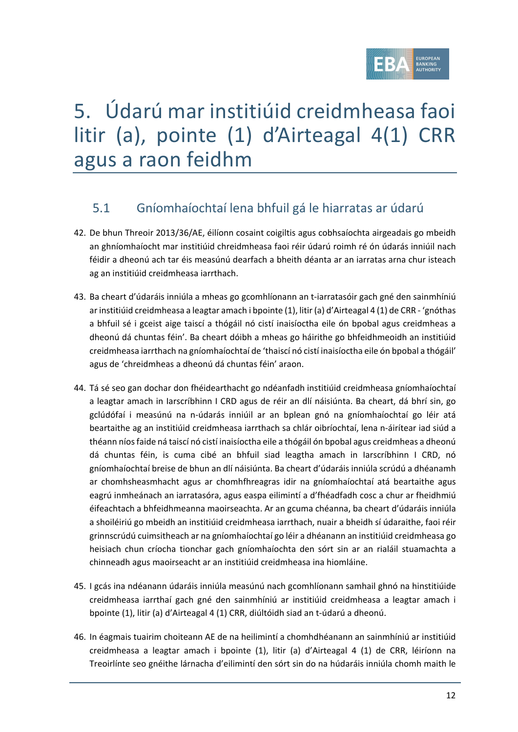# 5. Údarú mar institiúid creidmheasa faoi litir (a), pointe (1) d'Airteagal 4(1) CRR agus a raon feidhm

## 5.1 Gníomhaíochtaí lena bhfuil gá le hiarratas ar údarú

42. De bhun Threoir 2013/36/AE, éilíonn cosaint coigiltis agus cobhsaíochta airgeadais go mbeidh an ghníomhaíocht mar institiúid chreidmheasa faoi réir údarú roimh ré ón údarás inniúil nach féidir a dheonú ach tar éis measúnú dearfach a bheith déanta ar an iarratas arna chur isteach ag an institiúid creidmheasa iarrthach.

43. Ba cheart d'údaráis inniúla a mheas go gcomhlíonann an t-iarratasóir gach gné den sainmhíniú ar institiúid creidmheasa a leagtar amach i bpointe (1), litir (a) d'Airteagal 4 (1) de CRR - 'gnóthas a bhfuil sé i gceist aige taiscí a thógáil nó cistí inaisíoctha eile ón bpobal agus creidmheas a dheonú dá chuntas féin'. Ba cheart dóibh a mheas go háirithe go bhfeidhmeoidh an institiúid creidmheasa iarrthach na gníomhaíochtaí de 'thaiscí nó cistí inaisíoctha eile ón bpobal a thógáil' agus de 'chreidmheas a dheonú dá chuntas féin' araon.

44. Tá sé seo gan dochar don fhéidearthacht go ndéanfadh institiúid creidmheasa gníomhaíochtaí a leagtar amach in Iarscríbhinn I CRD agus de réir an dlí náisiúnta. Ba cheart, dá bhrí sin, go gclúdófaí i measúnú na n-údarás inniúil ar an bplean gnó na gníomhaíochtaí go léir atá beartaithe ag an institiúid creidmheasa iarrthach sa chlár oibríochtaí, lena n-áirítear iad siúd a théann níos faide ná taiscí nó cistí inaisíoctha eile a thógáil ón bpobal agus creidmheas a dheonú dá chuntas féin, is cuma cibé an bhfuil siad leagtha amach in Iarscríbhinn I CRD, nó gníomhaíochtaí breise de bhun an dlí náisiúnta. Ba cheart d'údaráis inniúla scrúdú a dhéanamh ar chomhsheasmhacht agus ar chomhfhreagras idir na gníomhaíochtaí atá beartaithe agus eagrú inmheánach an iarratasóra, agus easpa eilimintí a d'fhéadfadh cosc a chur ar fheidhmiú éifeachtach a bhfeidhmeanna maoirseachta. Ar an gcuma chéanna, ba cheart d'údaráis inniúla a shoiléiriú go mbeidh an institiúid creidmheasa iarrthach, nuair a bheidh sí údaraithe, faoi réir grinnscrúdú cuimsitheach ar na gníomhaíochtaí go léir a dhéanann an institiúid creidmheasa go heisiach chun críocha tionchar gach gníomhaíochta den sórt sin ar an rialáil stuamachta a chinneadh agus maoirseacht ar an institiúid creidmheasa ina hiomláine.

45. I gcás ina ndéanann údaráis inniúla measúnú nach gcomhlíonann samhail ghnó na hinstitiúide creidmheasa iarrthaí gach gné den sainmhíniú ar institiúid creidmheasa a leagtar amach i bpointe (1), litir (a) d'Airteagal 4 (1) CRR, diúltóidh siad an t-údarú a dheonú.

46. In éagmais tuairim choiteann AE de na heilimintí a chomhdhéanann an sainmhíniú ar institiúid creidmheasa a leagtar amach i bpointe (1), litir (a) d'Airteagal 4 (1) de CRR, léiríonn na Treoirlínte seo gnéithe lárnacha d'eilimintí den sórt sin do na húdaráis inniúla chomh maith le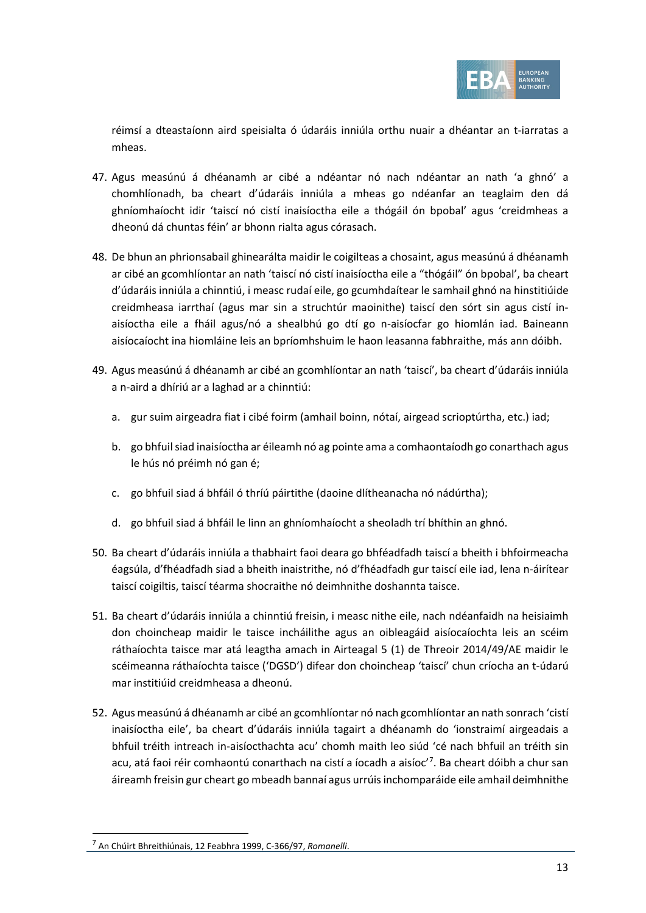réimsí a dteastaíonn aird speisialta ó údaráis inniúla orthu nuair a dhéantar an t-iarratas a mheas.

47. Agus measúnú á dhéanamh ar cibé a ndéantar nó nach ndéantar an nath 'a ghnó' a chomhlíonadh, ba cheart d'údaráis inniúla a mheas go ndéanfar an teaglaim den dá ghníomhaíocht idir 'taiscí nó cistí inaisíoctha eile a thógáil ón bpobal' agus 'creidmheas a dheonú dá chuntas féin' ar bhonn rialta agus córasach.

48. De bhun an phrionsabail ghinearálta maidir le coigilteas a chosaint, agus measúnú á dhéanamh ar cibé an gcomhlíontar an nath 'taiscí nó cistí inaisíoctha eile a "thógáil" ón bpobal', ba cheart d'údaráis inniúla a chinntiú, i measc rudaí eile, go gcumhdaítear le samhail ghnó na hinstitiúide creidmheasa iarrthaí (agus mar sin a struchtúr maoinithe) taiscí den sórt sin agus cistí in-aisíoctha eile a fháil agus/nó a shealbhú go dtí go n-aisíocfar go hiomlán iad. Baineann aisíocaíocht ina hiomláine leis an bpríomhshuim le haon leasanna fabhraithe, más ann dóibh.

49. Agus measúnú á dhéanamh ar cibé an gcomhlíontar an nath 'taiscí', ba cheart d'údaráis inniúla a n-aird a dhíriú ar a laghad ar a chinntiú:

    a. gur suim airgeadra fiat i cibé foirm (amhail boinn, nótaí, airgead scrioptúrtha, etc.) iad;

    b. go bhfuil siad inaisíoctha ar éileamh nó ag pointe ama a comhaontaíodh go conarthach agus le hús nó préimh nó gan é;

    c. go bhfuil siad á bhfáil ó thríú páirtithe (daoine dlítheanacha nó nádúrtha);

    d. go bhfuil siad á bhfáil le linn an ghníomhaíocht a sheoladh trí bhíthin an ghnó.

50. Ba cheart d'údaráis inniúla a thabhairt faoi deara go bhféadfadh taiscí a bheith i bhfoirmeacha éagsúla, d'fhéadfadh siad a bheith inaistrithe, nó d'fhéadfadh gur taiscí eile iad, lena n-áirítear taiscí coigiltis, taiscí téarma shocraithe nó deimhnithe doshannta taisce.

51. Ba cheart d'údaráis inniúla a chinntiú freisin, i measc nithe eile, nach ndéanfaidh na heisiaimh don choincheap maidir le taisce incháilithe agus an oibleagáid aisíocaíochta leis an scéim ráthaíochta taisce mar atá leagtha amach in Airteagal 5 (1) de Threoir 2014/49/AE maidir le scéimeanna ráthaíochta taisce ('DGSD') difear don choincheap 'taiscí' chun críocha an t-údarú mar institiúid creidmheasa a dheonú.

52. Agus measúnú á dhéanamh ar cibé an gcomhlíontar nó nach gcomhlíontar an nath sonrach 'cistí inaisíoctha eile', ba cheart d'údaráis inniúla tagairt a dhéanamh do 'ionstraimí airgeadais a bhfuil tréith intreach in-aisíocthachta acu' chomh maith leo siúd 'cé nach bhfuil an tréith sin acu, atá faoi réir comhaontú conarthach na cistí a íocadh a aisíoc'[7]. Ba cheart dóibh a chur san áireamh freisin gur cheart go mbeadh bannaí agus urrúis inchomparáide eile amhail deimhnithe

[7] An Chúirt Bhreithiúnais, 12 Feabhra 1999, C-366/97, *Romanelli*.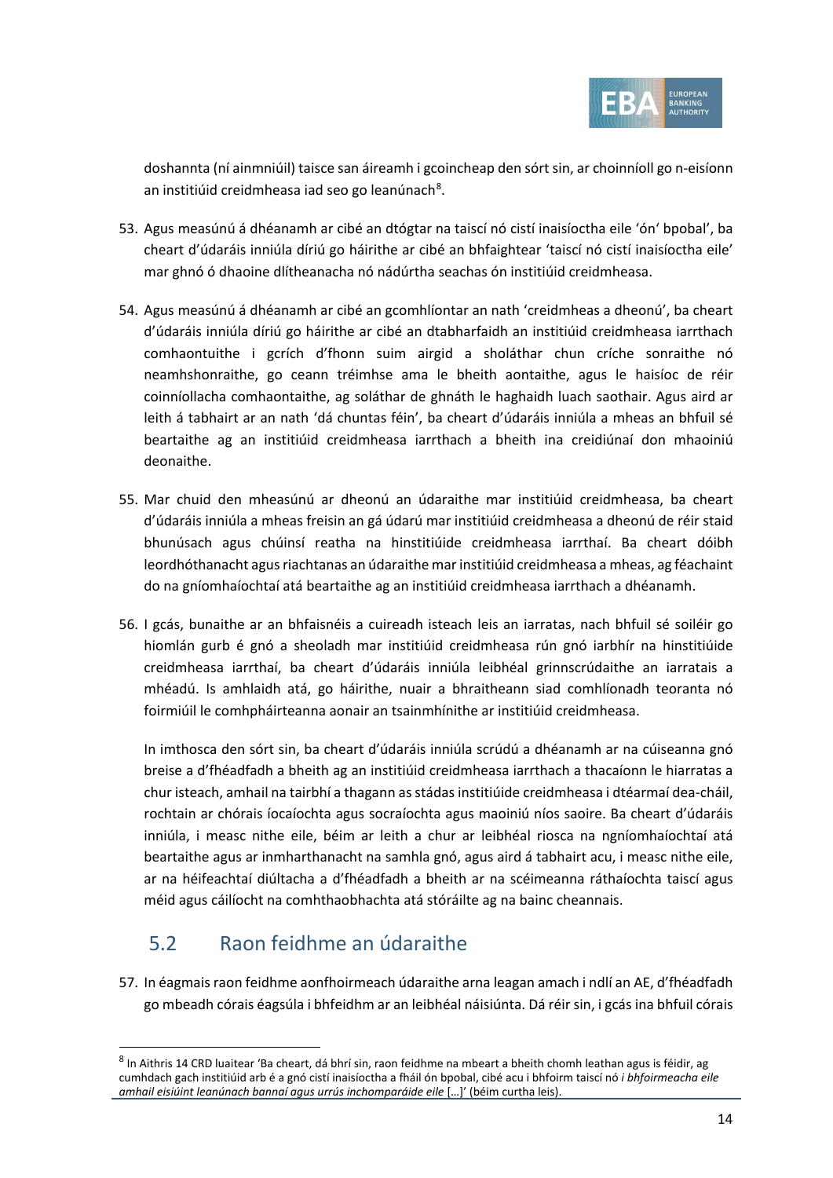doshannta (ní ainmniúil) taisce san áireamh i gcoincheap den sórt sin, ar choinníoll go n-eisíonn an institiúid creidmheasa iad seo go leanúnach[8].

53. Agus measúnú á dhéanamh ar cibé an dtógtar na taiscí nó cistí inaisíoctha eile 'ón' bpobal', ba cheart d'údaráis inniúla díriú go háirithe ar cibé an bhfaightear 'taiscí nó cistí inaisíoctha eile' mar ghnó ó dhaoine dlítheanacha nó nádúrtha seachas ón institiúid creidmheasa.

54. Agus measúnú á dhéanamh ar cibé an gcomhlíontar an nath 'creidmheas a dheonú', ba cheart d'údaráis inniúla díriú go háirithe ar cibé an dtabharfaidh an institiúid creidmheasa iarrthach comhaontuithe i gcrích d'fhonn suim airgid a sholáthar chun críche sonraithe nó neamhshonraithe, go ceann tréimhse ama le bheith aontaithe, agus le haisíoc de réir coinníollacha comhaontaithe, ag soláthar de ghnáth le haghaidh luach saothair. Agus aird ar leith á tabhairt ar an nath 'dá chuntas féin', ba cheart d'údaráis inniúla a mheas an bhfuil sé beartaithe ag an institiúid creidmheasa iarrthach a bheith ina creidiúnaí don mhaoiniú deonaithe.

55. Mar chuid den mheasúnú ar dheonú an údaraithe mar institiúid creidmheasa, ba cheart d'údaráis inniúla a mheas freisin an gá údarú mar institiúid creidmheasa a dheonú de réir staid bhunúsach agus chúinsí reatha na hinstitiúide creidmheasa iarrthaí. Ba cheart dóibh leordhóthanacht agus riachtanas an údaraithe mar institiúid creidmheasa a mheas, ag féachaint do na gníomhaíochtaí atá beartaithe ag an institiúid creidmheasa iarrthach a dhéanamh.

56. I gcás, bunaithe ar an bhfaisnéis a cuireadh isteach leis an iarratas, nach bhfuil sé soiléir go hiomlán gurb é gnó a sheoladh mar institiúid creidmheasa rún gnó iarbhír na hinstitiúide creidmheasa iarrthaí, ba cheart d'údaráis inniúla leibhéal grinnscrúdaithe an iarratais a mhéadú. Is amhlaidh atá, go háirithe, nuair a bhraitheann siad comhlíonadh teoranta nó foirmiúil le comhpháirteanna aonair an tsainmhínithe ar institiúid creidmheasa.

    In imthosca den sórt sin, ba cheart d'údaráis inniúla scrúdú a dhéanamh ar na cúiseanna gnó breise a d'fhéadfadh a bheith ag an institiúid creidmheasa iarrthach a thacaíonn le hiarratas a chur isteach, amhail na tairbhí a thagann as stádas institiúide creidmheasa i dtéarmaí dea-cháil, rochtain ar chórais íocaíochta agus socraíochta agus maoiniú níos saoire. Ba cheart d'údaráis inniúla, i measc nithe eile, béim ar leith a chur ar leibhéal riosca na ngníomhaíochtaí atá beartaithe agus ar inmharthanacht na samhla gnó, agus aird á tabhairt acu, i measc nithe eile, ar na héifeachtaí diúltacha a d'fhéadfadh a bheith ar na scéimeanna ráthaíochta taiscí agus méid agus cáilíocht na comhthaobhachta atá stóráilte ag na bainc cheannais.

## 5.2 Raon feidhme an údaraithe

57. In éagmais raon feidhme aonfhoirmeach údaraithe arna leagan amach i ndlí an AE, d'fhéadfadh go mbeadh córais éagsúla i bhfeidhm ar an leibhéal náisiúnta. Dá réir sin, i gcás ina bhfuil córais

---

[8] In Aithris 14 CRD luaitear 'Ba cheart, dá bhrí sin, raon feidhme na mbeart a bheith chomh leathan agus is féidir, ag cumhdach gach institiúid arb é a gnó cistí inaisíoctha a fháil ón bpobal, cibé acu i bhfoirm taiscí nó *i bhfoirmeacha eile amhail eisiúint leanúnach bannaí agus urrús inchomparáide eile* […]' (béim curtha leis).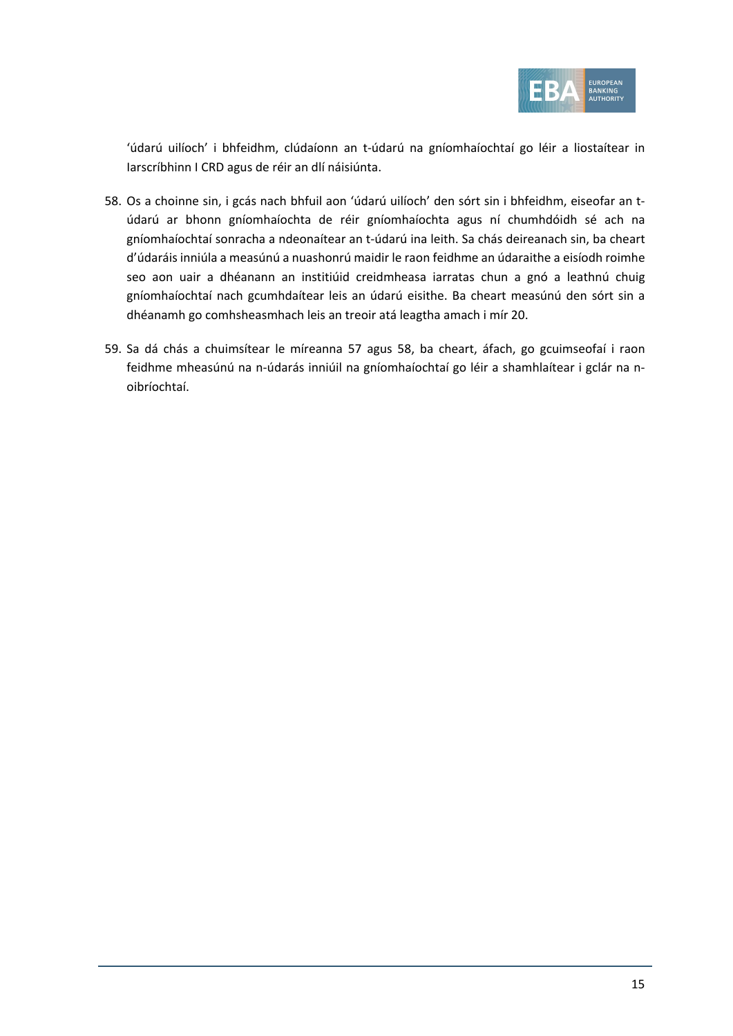'údarú uilíoch' i bhfeidhm, clúdaíonn an t-údarú na gníomhaíochtaí go léir a liostaítear in Iarscríbhinn I CRD agus de réir an dlí náisiúnta.

58. Os a choinne sin, i gcás nach bhfuil aon 'údarú uilíoch' den sórt sin i bhfeidhm, eiseofar an t-údarú ar bhonn gníomhaíochta de réir gníomhaíochta agus ní chumhdóidh sé ach na gníomhaíochtaí sonracha a ndeonaítear an t-údarú ina leith. Sa chás deireanach sin, ba cheart d'údaráis inniúla a measúnú a nuashonrú maidir le raon feidhme an údaraithe a eisíodh roimhe seo aon uair a dhéanann an institiúid creidmheasa iarratas chun a gnó a leathnú chuig gníomhaíochtaí nach gcumhdaítear leis an údarú eisithe. Ba cheart measúnú den sórt sin a dhéanamh go comhsheasmhach leis an treoir atá leagtha amach i mír 20.

59. Sa dá chás a chuimsítear le míreanna 57 agus 58, ba cheart, áfach, go gcuimseofaí i raon feidhme mheasúnú na n-údarás inniúil na gníomhaíochtaí go léir a shamhlaítear i gclár na n-oibríochtaí.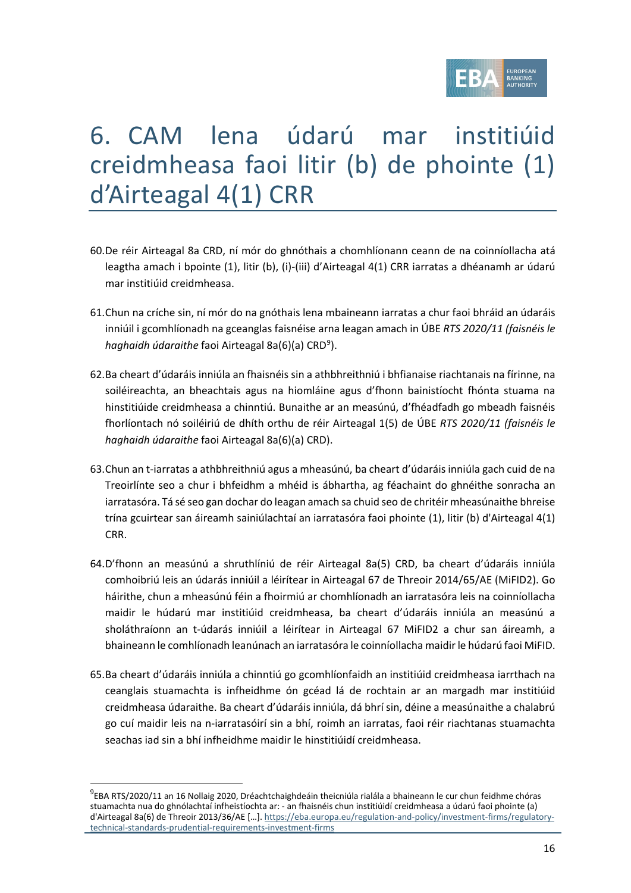# 6. CAM lena údarú mar institiúid creidmheasa faoi litir (b) de phointe (1) d'Airteagal 4(1) CRR

60. De réir Airteagal 8a CRD, ní mór do ghnóthais a chomhlíonann ceann de na coinníollacha atá leagtha amach i bpointe (1), litir (b), (i)-(iii) d'Airteagal 4(1) CRR iarratas a dhéanamh ar údarú mar institiúid creidmheasa.

61. Chun na críche sin, ní mór do na gnóthais lena mbaineann iarratas a chur faoi bhráid an údaráis inniúil i gcomhlíonadh na gceanglas faisnéise arna leagan amach in ÚBE *RTS 2020/11 (faisnéis le haghaidh údaraithe* faoi Airteagal 8a(6)(a) CRD[9]).

62. Ba cheart d'údaráis inniúla an fhaisnéis sin a athbhreithniú i bhfianaise riachtanais na fírinne, na soiléireachta, an bheachtais agus na hiomláine agus d'fhonn bainistíocht fhónta stuama na hinstitiúide creidmheasa a chinntiú. Bunaithe ar an measúnú, d'fhéadfadh go mbeadh faisnéis fhorlíontach nó soiléiriú de dhíth orthu de réir Airteagal 1(5) de ÚBE *RTS 2020/11 (faisnéis le haghaidh údaraithe* faoi Airteagal 8a(6)(a) CRD).

63. Chun an t-iarratas a athbhreithniú agus a mheasúnú, ba cheart d'údaráis inniúla gach cuid de na Treoirlínte seo a chur i bhfeidhm a mhéid is ábhartha, ag féachaint do ghnéithe sonracha an iarratasóra. Tá sé seo gan dochar do leagan amach sa chuid seo de chritéir mheasúnaithe bhreise trína gcuirtear san áireamh sainiúlachtaí an iarratasóra faoi phointe (1), litir (b) d'Airteagal 4(1) CRR.

64. D'fhonn an measúnú a shruthlíniú de réir Airteagal 8a(5) CRD, ba cheart d'údaráis inniúla comhoibriú leis an údarás inniúil a léirítear in Airteagal 67 de Threoir 2014/65/AE (MiFID2). Go háirithe, chun a mheasúnú féin a fhoirmiú ar chomhlíonadh an iarratasóra leis na coinníollacha maidir le húdarú mar institiúid creidmheasa, ba cheart d'údaráis inniúla an measúnú a sholáthraíonn an t-údarás inniúil a léirítear in Airteagal 67 MiFID2 a chur san áireamh, a bhaineann le comhlíonadh leanúnach an iarratasóra le coinníollacha maidir le húdarú faoi MiFID.

65. Ba cheart d'údaráis inniúla a chinntiú go gcomhlíonfaidh an institiúid creidmheasa iarrthach na ceanglais stuamachta is infheidhme ón gcéad lá de rochtain ar an margadh mar institiúid creidmheasa údaraithe. Ba cheart d'údaráis inniúla, dá bhrí sin, déine a measúnaithe a chalabrú go cuí maidir leis na n-iarratasóirí sin a bhí, roimh an iarratas, faoi réir riachtanas stuamachta seachas iad sin a bhí infheidhme maidir le hinstitiúidí creidmheasa.

---

[9] EBA RTS/2020/11 an 16 Nollaig 2020, Dréachtchaighdeáin theicniúla rialála a bhaineann le cur chun feidhme chóras stuamachta nua do ghnólachtaí infheistíochta ar: - an fhaisnéis chun institiúidí creidmheasa a údarú faoi phointe (a) d'Airteagal 8a(6) de Threoir 2013/36/AE […]. https://eba.europa.eu/regulation-and-policy/investment-firms/regulatory-technical-standards-prudential-requirements-investment-firms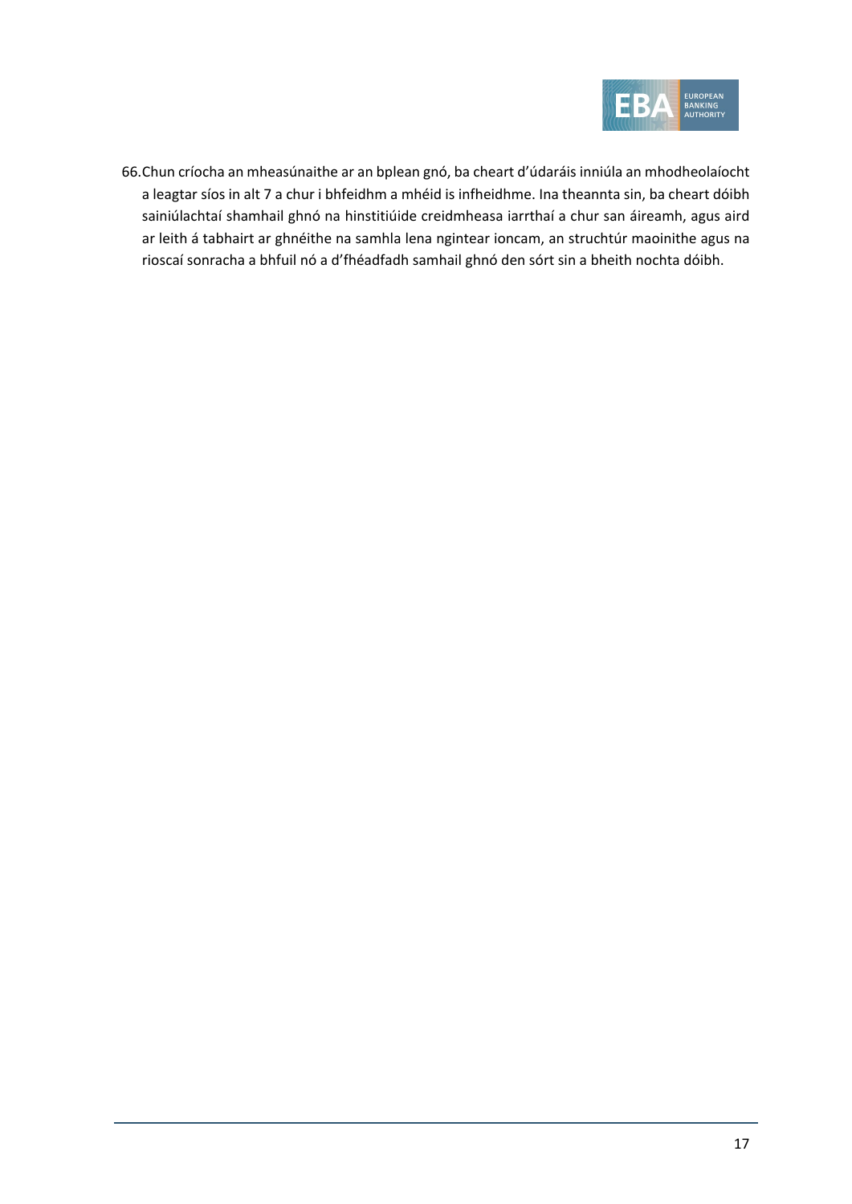66. Chun críocha an mheasúnaithe ar an bplean gnó, ba cheart d'údaráis inniúla an mhodheolaíocht a leagtar síos in alt 7 a chur i bhfeidhm a mhéid is infheidhme. Ina theannta sin, ba cheart dóibh sainiúlachtaí shamhail ghnó na hinstitiúide creidmheasa iarrthaí a chur san áireamh, agus aird ar leith á tabhairt ar ghnéithe na samhla lena ngintear ioncam, an struchtúr maoinithe agus na rioscaí sonracha a bhfuil nó a d'fhéadfadh samhail ghnó den sórt sin a bheith nochta dóibh.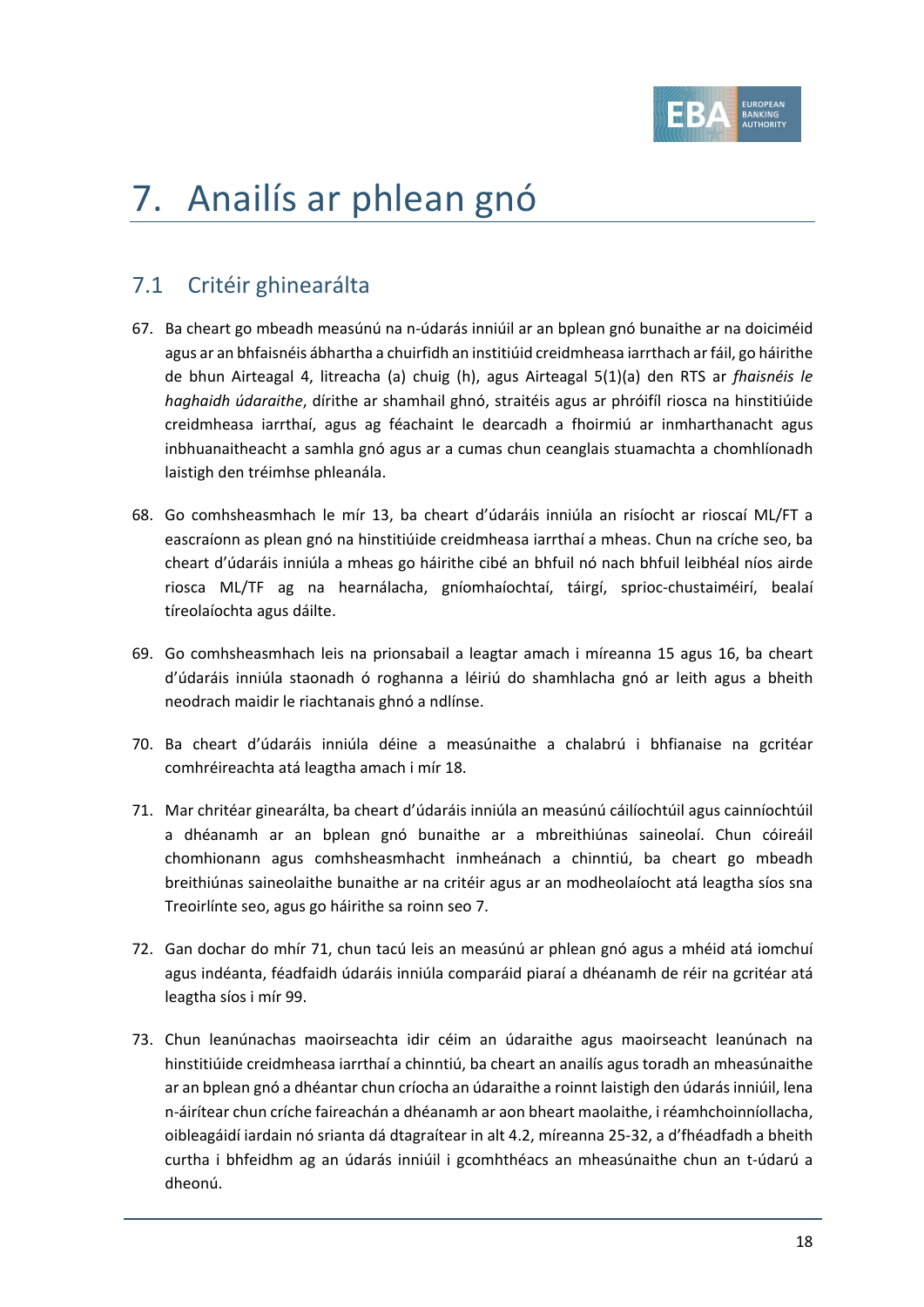# 7. Anailís ar phlean gnó

## 7.1 Critéir ghinearálta

67. Ba cheart go mbeadh measúnú na n-údarás inniúil ar an bplean gnó bunaithe ar na doiciméid agus ar an bhfaisnéis ábhartha a chuirfidh an institiúid creidmheasa iarrthach ar fáil, go háirithe de bhun Airteagal 4, litreacha (a) chuig (h), agus Airteagal 5(1)(a) den RTS ar *fhaisnéis le haghaidh údaraithe*, dírithe ar shamhail ghnó, straitéis agus ar phróifíl riosca na hinstitiúide creidmheasa iarrthaí, agus ag féachaint le dearcadh a fhoirmiú ar inmharthanacht agus inbhuanaitheacht a samhla gnó agus ar a cumas chun ceanglais stuamachta a chomhlíonadh laistigh den tréimhse phleanála.

68. Go comhsheasmhach le mír 13, ba cheart d'údaráis inniúla an risíocht ar rioscaí ML/FT a eascraíonn as plean gnó na hinstitiúide creidmheasa iarrthaí a mheas. Chun na críche seo, ba cheart d'údaráis inniúla a mheas go háirithe cibé an bhfuil nó nach bhfuil leibhéal níos airde riosca ML/TF ag na hearnálacha, gníomhaíochtaí, táirgí, sprioc-chustaiméirí, bealaí tíreolaíochta agus dáilte.

69. Go comhsheasmhach leis na prionsabail a leagtar amach i míreanna 15 agus 16, ba cheart d'údaráis inniúla staonadh ó roghanna a léiriú do shamhlacha gnó ar leith agus a bheith neodrach maidir le riachtanais ghnó a ndlínse.

70. Ba cheart d'údaráis inniúla déine a measúnaithe a chalabrú i bhfianaise na gcritéar comhréireachta atá leagtha amach i mír 18.

71. Mar chritéar ginearálta, ba cheart d'údaráis inniúla an measúnú cáilíochtúil agus cainníochtúil a dhéanamh ar an bplean gnó bunaithe ar a mbreithiúnas saineolaí. Chun cóireáil chomhionann agus comhsheasmhacht inmheánach a chinntiú, ba cheart go mbeadh breithiúnas saineolaithe bunaithe ar na critéir agus ar an modheolaíocht atá leagtha síos sna Treoirlínte seo, agus go háirithe sa roinn seo 7.

72. Gan dochar do mhír 71, chun tacú leis an measúnú ar phlean gnó agus a mhéid atá iomchuí agus indéanta, féadfaidh údaráis inniúla comparáid piaraí a dhéanamh de réir na gcritéar atá leagtha síos i mír 99.

73. Chun leanúnachas maoirseachta idir céim an údaraithe agus maoirseacht leanúnach na hinstitiúide creidmheasa iarrthaí a chinntiú, ba cheart an anailís agus toradh an mheasúnaithe ar an bplean gnó a dhéantar chun críocha an údaraithe a roinnt laistigh den údarás inniúil, lena n-áirítear chun críche faireachán a dhéanamh ar aon bheart maolaithe, i réamhchoinníollacha, oibleagáidí iardain nó srianta dá dtagraítear in alt 4.2, míreanna 25-32, a d'fhéadfadh a bheith curtha i bhfeidhm ag an údarás inniúil i gcomhthéacs an mheasúnaithe chun an t-údarú a dheonú.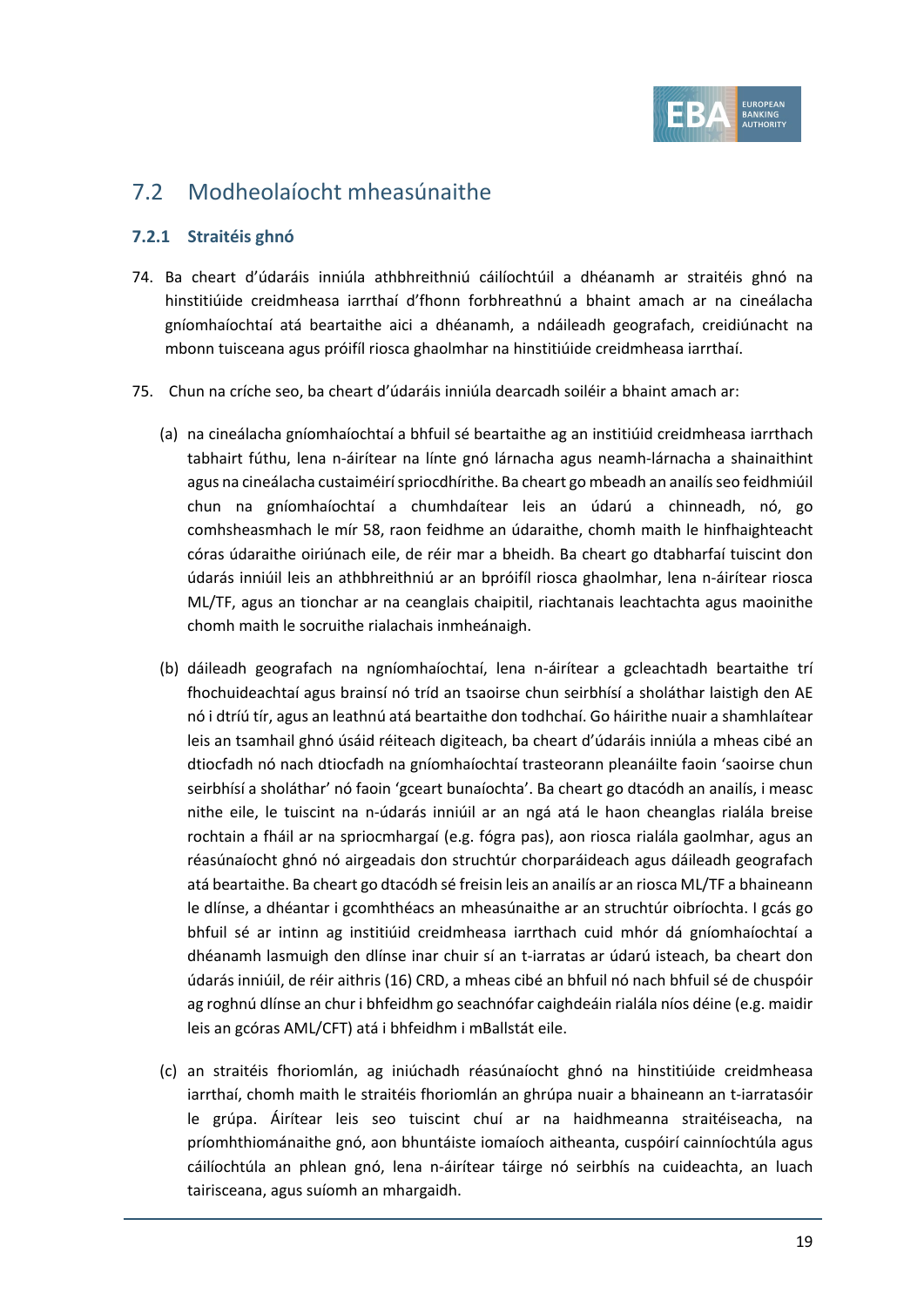## 7.2 Modheolaíocht mheasúnaithe

### 7.2.1 Straitéis ghnó

74. Ba cheart d'údaráis inniúla athbhreithniú cáilíochtúil a dhéanamh ar straitéis ghnó na hinstitiúide creidmheasa iarrthaí d'fhonn forbhreathnú a bhaint amach ar na cineálacha gníomhaíochtaí atá beartaithe aici a dhéanamh, a ndáileadh geografach, creidiúnacht na mbonn tuisceana agus próifíl riosca ghaolmhar na hinstitiúide creidmheasa iarrthaí.

75. Chun na críche seo, ba cheart d'údaráis inniúla dearcadh soiléir a bhaint amach ar:

   (a) na cineálacha gníomhaíochtaí a bhfuil sé beartaithe ag an institiúid creidmheasa iarrthach tabhairt fúthu, lena n-áirítear na línte gnó lárnacha agus neamh-lárnacha a shainaithint agus na cineálacha custaiméirí spriocdhírithe. Ba cheart go mbeadh an anailís seo feidhmiúil chun na gníomhaíochtaí a chumhdaítear leis an údarú a chinneadh, nó, go comhsheasmhach le mír 58, raon feidhme an údaraithe, chomh maith le hinfhaighteacht córas údaraithe oiriúnach eile, de réir mar a bheidh. Ba cheart go dtabharfaí tuiscint don údarás inniúil leis an athbhreithniú ar an bpróifíl riosca ghaolmhar, lena n-áirítear riosca ML/TF, agus an tionchar ar na ceanglais chaipitil, riachtanais leachtachta agus maoinithe chomh maith le socruithe rialachais inmheánaigh.

   (b) dáileadh geografach na ngníomhaíochtaí, lena n-áirítear a gcleachtadh beartaithe trí fhochuideachtaí agus brainsí nó tríd an tsaoirse chun seirbhísí a sholáthar laistigh den AE nó i dtríú tír, agus an leathnú atá beartaithe don todhchaí. Go háirithe nuair a shamhlaítear leis an tsamhail ghnó úsáid réiteach digiteach, ba cheart d'údaráis inniúla a mheas cibé an dtiocfadh nó nach dtiocfadh na gníomhaíochtaí trasteorann pleanáilte faoin 'saoirse chun seirbhísí a sholáthar' nó faoin 'gceart bunaíochta'. Ba cheart go dtacódh an anailís, i measc nithe eile, le tuiscint na n-údarás inniúil ar an ngá atá le haon cheanglas rialála breise rochtain a fháil ar na spriocmhargaí (e.g. fógra pas), aon riosca rialála gaolmhar, agus an réasúnaíocht ghnó nó airgeadais don struchtúr chorparáideach agus dáileadh geografach atá beartaithe. Ba cheart go dtacódh sé freisin leis an anailís ar an riosca ML/TF a bhaineann le dlínse, a dhéantar i gcomhthéacs an mheasúnaithe ar an struchtúr oibríochta. I gcás go bhfuil sé ar intinn ag institiúid creidmheasa iarrthach cuid mhór dá gníomhaíochtaí a dhéanamh lasmuigh den dlínse inar chuir sí an t-iarratas ar údarú isteach, ba cheart don údarás inniúil, de réir aithris (16) CRD, a mheas cibé an bhfuil nó nach bhfuil sé de chuspóir ag roghnú dlínse an chur i bhfeidhm go seachnófar caighdeáin rialála níos déine (e.g. maidir leis an gcóras AML/CFT) atá i bhfeidhm i mBallstát eile.

   (c) an straitéis fhoriomlán, ag iniúchadh réasúnaíocht ghnó na hinstitiúide creidmheasa iarrthaí, chomh maith le straitéis fhoriomlán an ghrúpa nuair a bhaineann an t-iarratasóir le grúpa. Áirítear leis seo tuiscint chuí ar na haidhmeanna straitéiseacha, na príomhthiománaithe gnó, aon bhuntáiste iomaíoch aitheanta, cuspóirí cainníochtúla agus cáilíochtúla an phlean gnó, lena n-áirítear táirge nó seirbhís na cuideachta, an luach tairisceana, agus suíomh an mhargaidh.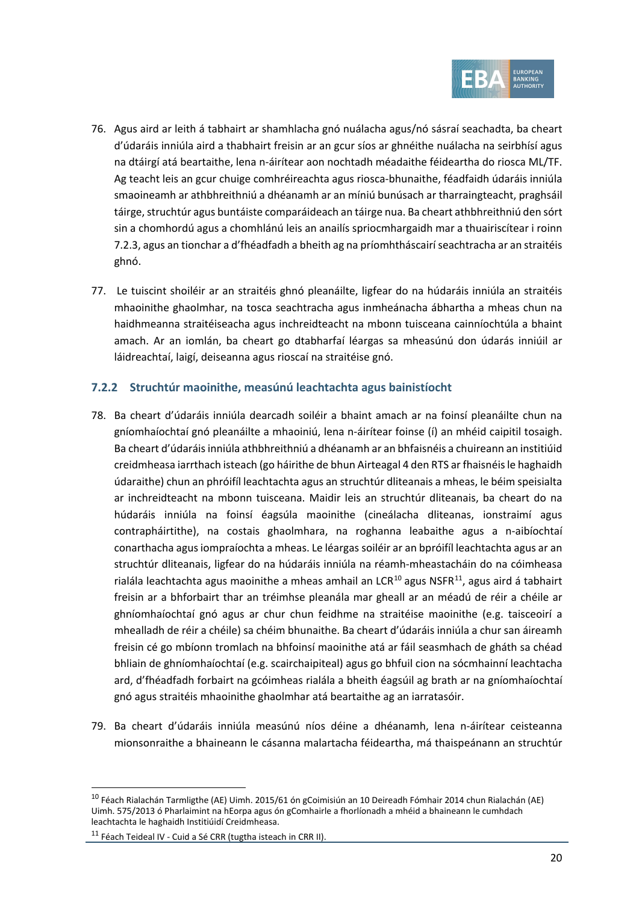76. Agus aird ar leith á tabhairt ar shamhlacha gnó nuálacha agus/nó sásraí seachadta, ba cheart d'údaráis inniúla aird a thabhairt freisin ar an gcur síos ar ghnéithe nuálacha na seirbhísí agus na dtáirgí atá beartaithe, lena n-áirítear aon nochtadh méadaithe féideartha do riosca ML/TF. Ag teacht leis an gcur chuige comhréireachta agus riosca-bhunaithe, féadfaidh údaráis inniúla smaoineamh ar athbhreithniú a dhéanamh ar an míniú bunúsach ar tharraingteacht, praghsáil táirge, struchtúr agus buntáiste comparáideach an táirge nua. Ba cheart athbhreithniú den sórt sin a chomhordú agus a chomhlánú leis an anailís spriocmhargaidh mar a thuairiscítear i roinn 7.2.3, agus an tionchar a d'fhéadfadh a bheith ag na príomhtháscairí seachtracha ar an straitéis ghnó.

77. Le tuiscint shoiléir ar an straitéis ghnó pleanáilte, ligfear do na húdaráis inniúla an straitéis mhaoinithe ghaolmhar, na tosca seachtracha agus inmheánacha ábhartha a mheas chun na haidhmeanna straitéiseacha agus inchreidteacht na mbonn tuisceana cainníochtúla a bhaint amach. Ar an iomlán, ba cheart go dtabharfaí léargas sa mheasúnú don údarás inniúil ar láidreachtaí, laigí, deiseanna agus rioscaí na straitéise gnó.

### 7.2.2 Struchtúr maoinithe, measúnú leachtachta agus bainistíocht

78. Ba cheart d'údaráis inniúla dearcadh soiléir a bhaint amach ar na foinsí pleanáilte chun na gníomhaíochtaí gnó pleanáilte a mhaoiniú, lena n-áirítear foinse (í) an mhéid caipitil tosaigh. Ba cheart d'údaráis inniúla athbhreithniú a dhéanamh ar an bhfaisnéis a chuireann an institiúid creidmheasa iarrthach isteach (go háirithe de bhun Airteagal 4 den RTS ar fhaisnéis le haghaidh údaraithe) chun an phróifíl leachtachta agus an struchtúr dliteanais a mheas, le béim speisialta ar inchreidteacht na mbonn tuisceana. Maidir leis an struchtúr dliteanais, ba cheart do na húdaráis inniúla na foinsí éagsúla maoinithe (cineálacha dliteanas, ionstraimí agus contrapháirtithe), na costais ghaolmhara, na roghanna leabaithe agus a n-aibíochtaí conarthacha agus iompraíochta a mheas. Le léargas soiléir ar an bpróifíl leachtachta agus ar an struchtúr dliteanais, ligfear do na húdaráis inniúla na réamh-mheastacháin do na cóimheasa rialála leachtachta agus maoinithe a mheas amhail an LCR[10] agus NSFR[11], agus aird á tabhairt freisin ar a bhforbairt thar an tréimhse pleanála mar gheall ar an méadú de réir a chéile ar ghníomhaíochtaí gnó agus ar chur chun feidhme na straitéise maoinithe (e.g. taisceoirí a mhealladh de réir a chéile) sa chéim bhunaithe. Ba cheart d'údaráis inniúla a chur san áireamh freisin cé go mbíonn tromlach na bhfoinsí maoinithe atá ar fáil seasmhach de ghnáth sa chéad bhliain de ghníomhaíochtaí (e.g. scairchaipiteal) agus go bhfuil cion na sócmhainní leachtacha ard, d'fhéadfadh forbairt na gcóimheas rialála a bheith éagsúil ag brath ar na gníomhaíochtaí gnó agus straitéis mhaoinithe ghaolmhar atá beartaithe ag an iarratasóir.

79. Ba cheart d'údaráis inniúla measúnú níos déine a dhéanamh, lena n-áirítear ceisteanna mionsonraithe a bhaineann le cásanna malartacha féideartha, má thaispeánann an struchtúr

---

[10] Féach Rialachán Tarmligthe (AE) Uimh. 2015/61 ón gCoimisiún an 10 Deireadh Fómhair 2014 chun Rialachán (AE) Uimh. 575/2013 ó Pharlaimint na hEorpa agus ón gComhairle a fhorlíonadh a mhéid a bhaineann le cumhdach leachtachta le haghaidh Institiúidí Creidmheasa.

[11] Féach Teideal IV - Cuid a Sé CRR (tugtha isteach in CRR II).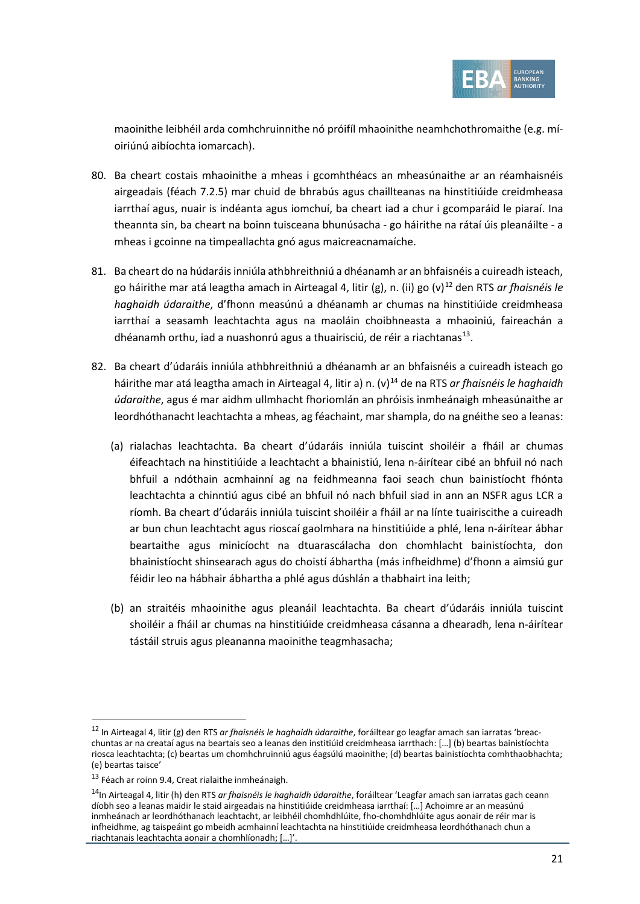maoinithe leibhéil arda comhchruinnithe nó próifíl mhaoinithe neamhchothromaithe (e.g. mí-oiriúnú aibíochta iomarcach).

80. Ba cheart costais mhaoinithe a mheas i gcomhthéacs an mheasúnaithe ar an réamhaisnéis airgeadais (féach 7.2.5) mar chuid de bhrabús agus chaillteanas na hinstitiúide creidmheasa iarrthaí agus, nuair is indéanta agus iomchuí, ba cheart iad a chur i gcomparáid le piaraí. Ina theannta sin, ba cheart na boinn tuisceana bhunúsacha - go háirithe na rátaí úis pleanáilte - a mheas i gcoinne na timpeallachta gnó agus maicreacnamaíche.

81. Ba cheart do na húdaráis inniúla athbhreithniú a dhéanamh ar an bhfaisnéis a cuireadh isteach, go háirithe mar atá leagtha amach in Airteagal 4, litir (g), n. (ii) go (v)[12] den RTS *ar fhaisnéis le haghaidh údaraithe*, d'fhonn measúnú a dhéanamh ar chumas na hinstitiúide creidmheasa iarrthaí a seasamh leachtachta agus na maoláin choibhneasta a mhaoiniú, faireachán a dhéanamh orthu, iad a nuashonrú agus a thuairisciú, de réir a riachtanas[13].

82. Ba cheart d'údaráis inniúla athbhreithniú a dhéanamh ar an bhfaisnéis a cuireadh isteach go háirithe mar atá leagtha amach in Airteagal 4, litir a) n. (v)[14] de na RTS *ar fhaisnéis le haghaidh údaraithe*, agus é mar aidhm ullmhacht fhoriomlán an phróisis inmheánaigh mheasúnaithe ar leordhóthanacht leachtachta a mheas, ag féachaint, mar shampla, do na gnéithe seo a leanas:

   (a) rialachas leachtachta. Ba cheart d'údaráis inniúla tuiscint shoiléir a fháil ar chumas éifeachtach na hinstitiúide a leachtacht a bhainistiú, lena n-áirítear cibé an bhfuil nó nach bhfuil a ndóthain acmhainní ag na feidhmeanna faoi seach chun bainistíocht fhónta leachtachta a chinntiú agus cibé an bhfuil nó nach bhfuil siad in ann an NSFR agus LCR a ríomh. Ba cheart d'údaráis inniúla tuiscint shoiléir a fháil ar na línte tuairiscithe a cuireadh ar bun chun leachtacht agus rioscaí gaolmhara na hinstitiúide a phlé, lena n-áirítear ábhar beartaithe agus minicíocht na dtuarascálacha don chomhlacht bainistíochta, don bhainistíocht shinsearach agus do choistí ábhartha (más infheidhme) d'fhonn a aimsiú gur féidir leo na hábhair ábhartha a phlé agus dúshlán a thabhairt ina leith;

   (b) an straitéis mhaoinithe agus pleanáil leachtachta. Ba cheart d'údaráis inniúla tuiscint shoiléir a fháil ar chumas na hinstitiúide creidmheasa cásanna a dhearadh, lena n-áirítear tástáil struis agus pleananna maoinithe teagmhasacha;

---

[12] In Airteagal 4, litir (g) den RTS *ar fhaisnéis le haghaidh údaraithe*, foráiltear go leagfar amach san iarratas 'breac-chuntas ar na creataí agus na beartais seo a leanas den institiúid creidmheasa iarrthach: […] (b) beartas bainistíochta riosca leachtachta; (c) beartas um chomhchruinniú agus éagsúlú maoinithe; (d) beartas bainistíochta comhthaobhachta; (e) beartas taisce'

[13] Féach ar roinn 9.4, Creat rialaithe inmheánaigh.

[14] In Airteagal 4, litir (h) den RTS *ar fhaisnéis le haghaidh údaraithe*, foráiltear 'Leagfar amach san iarratas gach ceann díobh seo a leanas maidir le staid airgeadais na hinstitiúide creidmheasa iarrthaí: […] Achoimre ar an measúnú inmheánach ar leordhóthanacht leachtacht, ar leibhéil chomhdhlúite, fho-chomhdhlúite agus aonair de réir mar is infheidhme, ag taispeáint go mbeidh acmhainní leachtachta na hinstitiúide creidmheasa leordhóthanach chun a riachtanais leachtachta aonair a chomhlíonadh; […]'.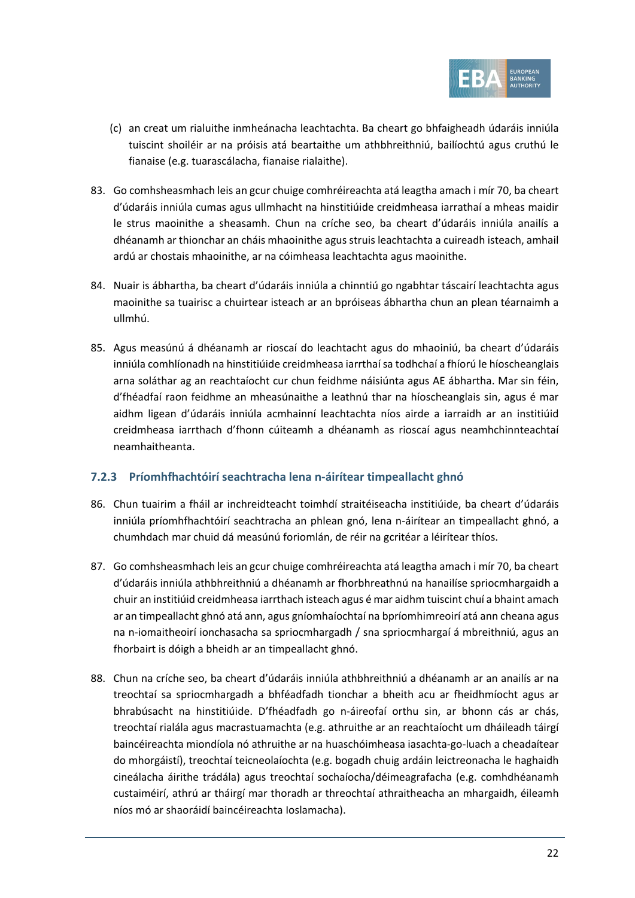(c) an creat um rialuithe inmheánacha leachtachta. Ba cheart go bhfaigheadh údaráis inniúla tuiscint shoiléir ar na próisis atá beartaithe um athbhreithniú, bailíochtú agus cruthú le fianaise (e.g. tuarascálacha, fianaise rialaithe).

83. Go comhsheasmhach leis an gcur chuige comhréireachta atá leagtha amach i mír 70, ba cheart d'údaráis inniúla cumas agus ullmhacht na hinstitiúide creidmheasa iarrathaí a mheas maidir le strus maoinithe a sheasamh. Chun na críche seo, ba cheart d'údaráis inniúla anailís a dhéanamh ar thionchar an cháis mhaoinithe agus struis leachtachta a cuireadh isteach, amhail ardú ar chostais mhaoinithe, ar na cóimheasa leachtachta agus maoinithe.

84. Nuair is ábhartha, ba cheart d'údaráis inniúla a chinntiú go ngabhtar táscairí leachtachta agus maoinithe sa tuairisc a chuirtear isteach ar an bpróiseas ábhartha chun an plean téarnaimh a ullmhú.

85. Agus measúnú á dhéanamh ar rioscaí do leachtacht agus do mhaoiniú, ba cheart d'údaráis inniúla comhlíonadh na hinstitiúide creidmheasa iarrthaí sa todhchaí a fhíorú le híoscheanglais arna soláthar ag an reachtaíocht cur chun feidhme náisiúnta agus AE ábhartha. Mar sin féin, d'fhéadfaí raon feidhme an mheasúnaithe a leathnú thar na híoscheanglais sin, agus é mar aidhm ligean d'údaráis inniúla acmhainní leachtachta níos airde a iarraidh ar an institiúid creidmheasa iarrthach d'fhonn cúiteamh a dhéanamh as rioscaí agus neamhchinnteachtaí neamhaitheanta.

### 7.2.3 Príomhfhachtóirí seachtracha lena n-áirítear timpeallacht ghnó

86. Chun tuairim a fháil ar inchreidteacht toimhdí straitéiseacha institiúide, ba cheart d'údaráis inniúla príomhfhachtóirí seachtracha an phlean gnó, lena n-áirítear an timpeallacht ghnó, a chumhdach mar chuid dá measúnú foriomlán, de réir na gcritéar a léirítear thíos.

87. Go comhsheasmhach leis an gcur chuige comhréireachta atá leagtha amach i mír 70, ba cheart d'údaráis inniúla athbhreithniú a dhéanamh ar fhorbhreathnú na hanailíse spriocmhargaidh a chuir an institiúid creidmheasa iarrthach isteach agus é mar aidhm tuiscint chuí a bhaint amach ar an timpeallacht ghnó atá ann, agus gníomhaíochtaí na bpríomhimreoirí atá ann cheana agus na n-iomaitheoirí ionchasacha sa spriocmhargadh / sna spriocmhargaí á mbreithniú, agus an fhorbairt is dóigh a bheidh ar an timpeallacht ghnó.

88. Chun na críche seo, ba cheart d'údaráis inniúla athbhreithniú a dhéanamh ar an anailís ar na treochtaí sa spriocmhargadh a bhféadfadh tionchar a bheith acu ar fheidhmíocht agus ar bhrabúsacht na hinstitiúide. D'fhéadfadh go n-áireofaí orthu sin, ar bhonn cás ar chás, treochtaí rialála agus macrastuamachta (e.g. athruithe ar an reachtaíocht um dháileadh táirgí baincéireachta miondíola nó athruithe ar na huaschóimheasa iasachta-go-luach a cheadaítear do mhorgáistí), treochtaí teicneolaíochta (e.g. bogadh chuig ardáin leictreonacha le haghaidh cineálacha áirithe trádála) agus treochtaí sochaíocha/déimeagrafacha (e.g. comhdhéanamh custaiméirí, athrú ar tháirgí mar thoradh ar threochtaí athraitheacha an mhargaidh, éileamh níos mó ar shaoráidí baincéireachta Ioslamacha).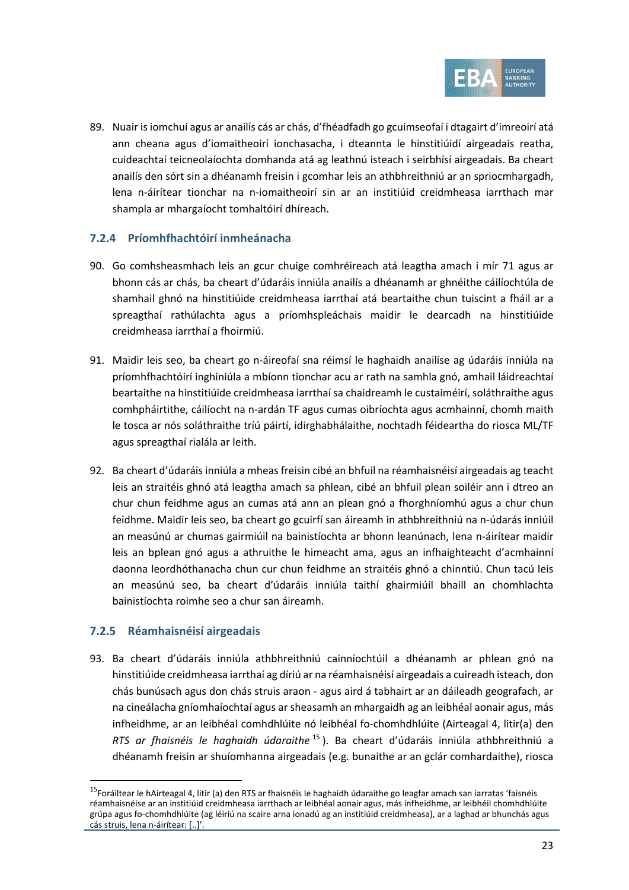89. Nuair is iomchuí agus ar anailís cás ar chás, d'fhéadfadh go gcuimseofaí i dtagairt d'imreoirí atá ann cheana agus d'iomaitheoirí ionchasacha, i dteannta le hinstitiúidí airgeadais reatha, cuideachtaí teicneolaíochta domhanda atá ag leathnú isteach i seirbhísí airgeadais. Ba cheart anailís den sórt sin a dhéanamh freisin i gcomhar leis an athbhreithniú ar an spriocmhargadh, lena n-áirítear tionchar na n-iomaitheoirí sin ar an institiúid creidmheasa iarrthach mar shampla ar mhargaíocht tomhaltóirí dhíreach.

### 7.2.4 Príomhfhachtóirí inmheánacha

90. Go comhsheasmhach leis an gcur chuige comhréireach atá leagtha amach i mír 71 agus ar bhonn cás ar chás, ba cheart d'údaráis inniúla anailís a dhéanamh ar ghnéithe cáilíochtúla de shamhail ghnó na hinstitiúide creidmheasa iarrthaí atá beartaithe chun tuiscint a fháil ar a spreagthaí rathúlachta agus a príomhspleáchais maidir le dearcadh na hinstitiúide creidmheasa iarrthaí a fhoirmiú.

91. Maidir leis seo, ba cheart go n-áireofaí sna réimsí le haghaidh anailíse ag údaráis inniúla na príomhfhachtóirí inghiniúla a mbíonn tionchar acu ar rath na samhla gnó, amhail láidreachtaí beartaithe na hinstitiúide creidmheasa iarrthaí sa chaidreamh le custaiméirí, soláthraithe agus comhpháirtithe, cáilíocht na n-ardán TF agus cumas oibríochta agus acmhainní, chomh maith le tosca ar nós soláthraithe tríú páirtí, idirghabhálaithe, nochtadh féideartha do riosca ML/TF agus spreagthaí rialála ar leith.

92. Ba cheart d'údaráis inniúla a mheas freisin cibé an bhfuil na réamhaisnéisí airgeadais ag teacht leis an straitéis ghnó atá leagtha amach sa phlean, cibé an bhfuil plean soiléir ann i dtreo an chur chun feidhme agus an cumas atá ann an plean gnó a fhorghníomhú agus a chur chun feidhme. Maidir leis seo, ba cheart go gcuirfí san áireamh in athbhreithniú na n-údarás inniúil an measúnú ar chumas gairmiúil na bainistíochta ar bhonn leanúnach, lena n-áirítear maidir leis an bplean gnó agus a athruithe le himeacht ama, agus an infhaighteacht d'acmhainní daonna leordhóthanacha chun cur chun feidhme an straitéis ghnó a chinntiú. Chun tacú leis an measúnú seo, ba cheart d'údaráis inniúla taithí ghairmiúil bhaill an chomhlachta bainistíochta roimhe seo a chur san áireamh.

### 7.2.5 Réamhaisnéisí airgeadais

93. Ba cheart d'údaráis inniúla athbhreithniú cainníochtúil a dhéanamh ar phlean gnó na hinstitiúide creidmheasa iarrthaí ag díriú ar na réamhaisnéisí airgeadais a cuireadh isteach, don chás bunúsach agus don chás struis araon - agus aird á tabhairt ar an dáileadh geografach, ar na cineálacha gníomhaíochtaí agus ar sheasamh an mhargaidh ag an leibhéal aonair agus, más infheidhme, ar an leibhéal comhdhlúite nó leibhéal fo-chomhdhlúite (Airteagal 4, litir(a) den *RTS ar fhaisnéis le haghaidh údaraithe*[15]). Ba cheart d'údaráis inniúla athbhreithniú a dhéanamh freisin ar shuíomhanna airgeadais (e.g. bunaithe ar an gclár comhardaithe), riosca

[15] Foráiltear le hAirteagal 4, litir (a) den RTS ar fhaisnéis le haghaidh údaraithe go leagfar amach san iarratas 'faisnéis réamhaisnéise ar an institiúid creidmheasa iarrthach ar leibhéal aonair agus, más infheidhme, ar leibhéil chomhdhlúite grúpa agus fo-chomhdhlúite (ag léiriú na scaire arna ionadú ag an institiúid creidmheasa), ar a laghad ar bhunchás agus cás struis, lena n-áirítear: [..]'.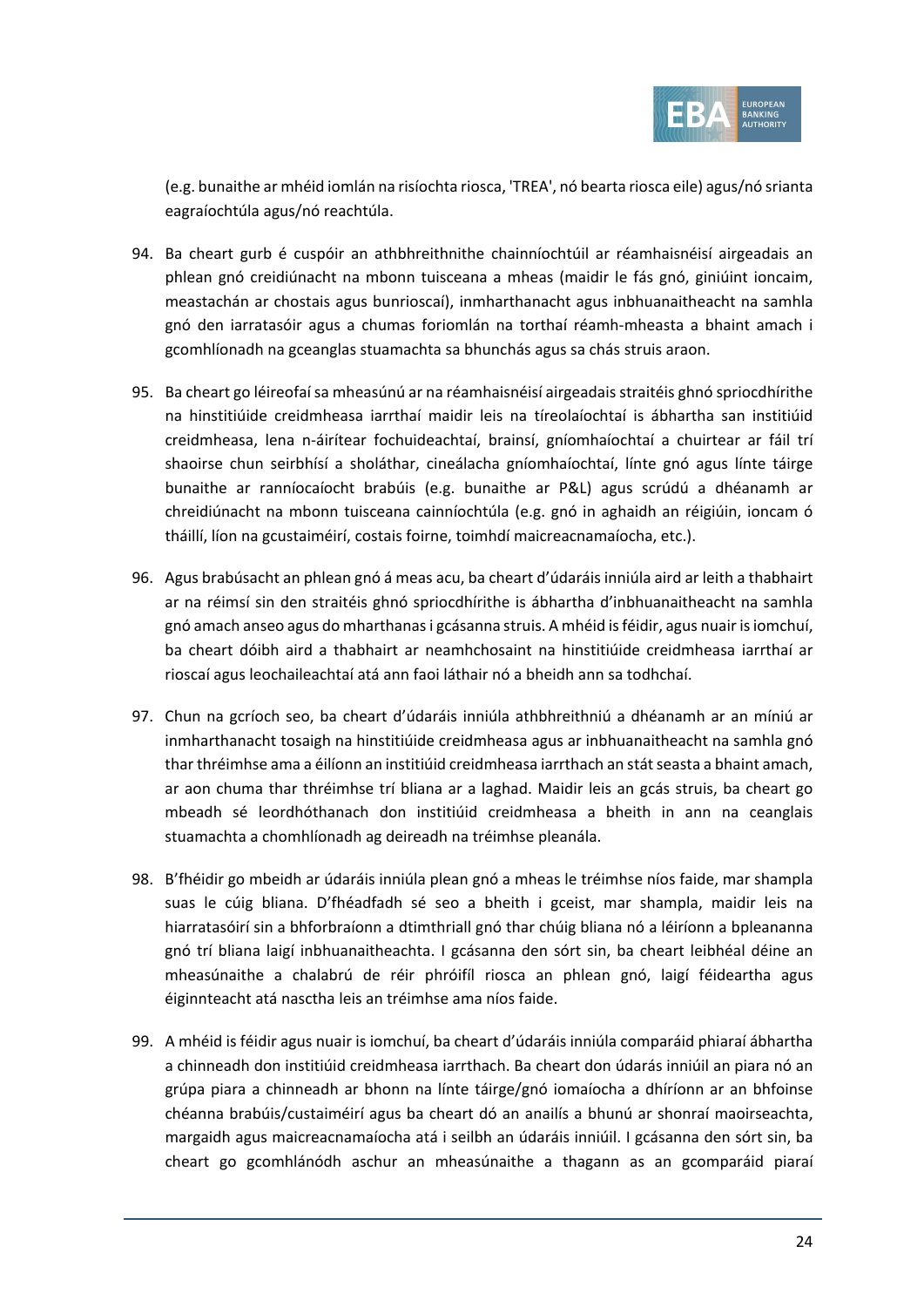(e.g. bunaithe ar mhéid iomlán na risíochta riosca, 'TREA', nó bearta riosca eile) agus/nó srianta eagraíochtúla agus/nó reachtúla.

94. Ba cheart gurb é cuspóir an athbhreithnithe chainníochtúil ar réamhaisnéisí airgeadais an phlean gnó creidiúnacht na mbonn tuisceana a mheas (maidir le fás gnó, giniúint ioncaim, meastachán ar chostais agus bunrioscaí), inmharthanacht agus inbhuanaitheacht na samhla gnó den iarratasóir agus a chumas foriomlán na torthaí réamh-mheasta a bhaint amach i gcomhlíonadh na gceanglas stuamachta sa bhunchás agus sa chás struis araon.

95. Ba cheart go léireofaí sa mheasúnú ar na réamhaisnéisí airgeadais straitéis ghnó spriocdhírithe na hinstitiúide creidmheasa iarrthaí maidir leis na tíreolaíochtaí is ábhartha san institiúid creidmheasa, lena n-áirítear fochuideachtaí, brainsí, gníomhaíochtaí a chuirtear ar fáil trí shaoirse chun seirbhísí a sholáthar, cineálacha gníomhaíochtaí, línte gnó agus línte táirge bunaithe ar ranníocaíocht brabúis (e.g. bunaithe ar P&L) agus scrúdú a dhéanamh ar chreidiúnacht na mbonn tuisceana cainníochtúla (e.g. gnó in aghaidh an réigiúin, ioncam ó tháillí, líon na gcustaiméirí, costais foirne, toimhdí maicreacnamaíocha, etc.).

96. Agus brabúsacht an phlean gnó á meas acu, ba cheart d'údaráis inniúla aird ar leith a thabhairt ar na réimsí sin den straitéis ghnó spriocdhírithe is ábhartha d'inbhuanaitheacht na samhla gnó amach anseo agus do mharthanas i gcásanna struis. A mhéid is féidir, agus nuair is iomchuí, ba cheart dóibh aird a thabhairt ar neamhchosaint na hinstitiúide creidmheasa iarrthaí ar rioscaí agus leochaileachtaí atá ann faoi láthair nó a bheidh ann sa todhchaí.

97. Chun na gcríoch seo, ba cheart d'údaráis inniúla athbhreithniú a dhéanamh ar an míniú ar inmharthanacht tosaigh na hinstitiúide creidmheasa agus ar inbhuanaitheacht na samhla gnó thar thréimhse ama a éilíonn an institiúid creidmheasa iarrthach an stát seasta a bhaint amach, ar aon chuma thar thréimhse trí bliana ar a laghad. Maidir leis an gcás struis, ba cheart go mbeadh sé leordhóthanach don institiúid creidmheasa a bheith in ann na ceanglais stuamachta a chomhlíonadh ag deireadh na tréimhse pleanála.

98. B'fhéidir go mbeidh ar údaráis inniúla plean gnó a mheas le tréimhse níos faide, mar shampla suas le cúig bliana. D'fhéadfadh sé seo a bheith i gceist, mar shampla, maidir leis na hiarratasóirí sin a bhforbraíonn a dtimthriall gnó thar chúig bliana nó a léiríonn a bpleananna gnó trí bliana laigí inbhuanaitheachta. I gcásanna den sórt sin, ba cheart leibhéal déine an mheasúnaithe a chalabrú de réir phróifíl riosca an phlean gnó, laigí féideartha agus éiginnteacht atá nasctha leis an tréimhse ama níos faide.

99. A mhéid is féidir agus nuair is iomchuí, ba cheart d'údaráis inniúla comparáid phiaraí ábhartha a chinneadh don institiúid creidmheasa iarrthach. Ba cheart don údarás inniúil an piara nó an grúpa piara a chinneadh ar bhonn na línte táirge/gnó iomaíocha a dhíríonn ar an bhfoinse chéanna brabúis/custaiméirí agus ba cheart dó an anailís a bhunú ar shonraí maoirseachta, margaidh agus maicreacnamaíocha atá i seilbh an údaráis inniúil. I gcásanna den sórt sin, ba cheart go gcomhlánódh aschur an mheasúnaithe a thagann as an gcomparáid piaraí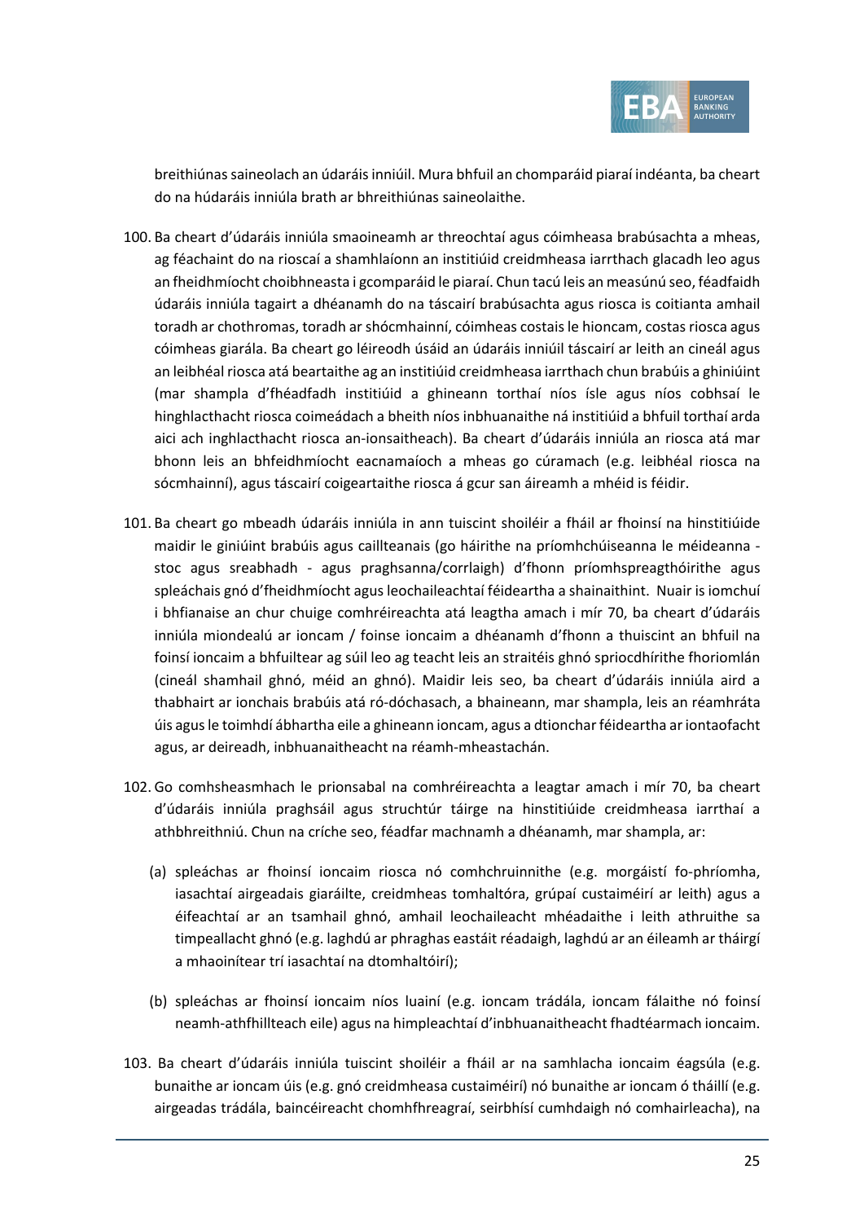breithiúnas saineolach an údaráis inniúil. Mura bhfuil an chomparáid piaraí indéanta, ba cheart do na húdaráis inniúla brath ar bhreithiúnas saineolaithe.

100. Ba cheart d'údaráis inniúla smaoineamh ar threochtaí agus cóimheasa brabúsachta a mheas, ag féachaint do na rioscaí a shamhlaíonn an institiúid creidmheasa iarrthach glacadh leo agus an fheidhmíocht choibhneasta i gcomparáid le piaraí. Chun tacú leis an measúnú seo, féadfaidh údaráis inniúla tagairt a dhéanamh do na táscairí brabúsachta agus riosca is coitianta amhail toradh ar chothromas, toradh ar shócmhainní, cóimheas costais le hioncam, costas riosca agus cóimheas giarála. Ba cheart go léireodh úsáid an údaráis inniúil táscairí ar leith an cineál agus an leibhéal riosca atá beartaithe ag an institiúid creidmheasa iarrthach chun brabús a ghiniúint (mar shampla d'fhéadfadh institiúid a ghineann torthaí níos ísle agus níos cobhsaí le hinghlacthacht riosca coimeádach a bheith níos inbhuanaithe ná institiúid a bhfuil torthaí arda aici ach inghlacthacht riosca an-ionsaitheach). Ba cheart d'údaráis inniúla an riosca atá mar bhonn leis an bhfeidhmíocht eacnamaíoch a mheas go cúramach (e.g. leibhéal riosca na sócmhainní), agus táscairí coigeartaithe riosca á gcur san áireamh a mhéid is féidir.

101. Ba cheart go mbeadh údaráis inniúla in ann tuiscint shoiléir a fháil ar fhoinsí na hinstitiúide maidir le giniúint brabúis agus caillteanais (go háirithe na príomhchúiseanna le méideanna - stoc agus sreabhadh - agus praghsanna/corrlaigh) d'fhonn príomhspreagthóirithe agus spleáchais gnó d'fheidhmíocht agus leochaileachtaí féideartha a shainaithint. Nuair is iomchuí i bhfianaise an chur chuige comhréireachta atá leagtha amach i mír 70, ba cheart d'údaráis inniúla miondealú ar ioncam / foinse ioncaim a dhéanamh d'fhonn a thuiscint an bhfuil na foinsí ioncaim a bhfuiltear ag súil leo ag teacht leis an straitéis ghnó spriocdhírithe fhoriomlán (cineál shamhail ghnó, méid an ghnó). Maidir leis seo, ba cheart d'údaráis inniúla aird a thabhairt ar ionchais brabúis atá ró-dóchasach, a bhaineann, mar shampla, leis an réamhráta úis agus le toimhdí ábhartha eile a ghineann ioncam, agus a dtionchar féideartha ar iontaofacht agus, ar deireadh, inbhuanaitheacht na réamh-mheastachán.

102. Go comhsheasmhach le prionsabal na comhréireachta a leagtar amach i mír 70, ba cheart d'údaráis inniúla praghsáil agus struchtúr táirge na hinstitiúide creidmheasa iarrthaí a athbhreithniú. Chun na críche seo, féadfar machnamh a dhéanamh, mar shampla, ar:

(a) spleáchas ar fhoinsí ioncaim riosca nó comhchruinnithe (e.g. morgáistí fo-phríomha, iasachtaí airgeadais giaráilte, creidmheas tomhaltóra, grúpaí custaiméirí ar leith) agus a éifeachtaí ar an tsamhail ghnó, amhail leochaileacht mhéadaithe i leith athruithe sa timpeallacht ghnó (e.g. laghdú ar phraghas eastáit réadaigh, laghdú ar an éileamh ar tháirgí a mhaoinítear trí iasachtaí na dtomhaltóirí);

(b) spleáchas ar fhoinsí ioncaim níos luainí (e.g. ioncam trádála, ioncam fálaithe nó foinsí neamh-athfhillteach eile) agus na himpleachtaí d'inbhuanaitheacht fhadtéarmach ioncaim.

103. Ba cheart d'údaráis inniúla tuiscint shoiléir a fháil ar na samhlacha ioncaim éagsúla (e.g. bunaithe ar ioncam úis (e.g. gnó creidmheasa custaiméirí) nó bunaithe ar ioncam ó tháillí (e.g. airgeadas trádála, baincéireacht chomhfhreagraí, seirbhísí cumhdaigh nó comhairleacha), na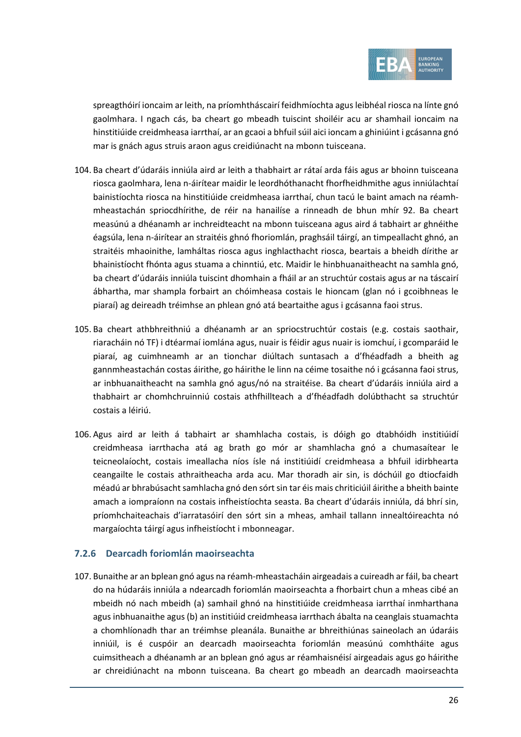spreagthóirí ioncaim ar leith, na príomhtháscairí feidhmíochta agus leibhéal riosca na línte gnó gaolmhara. I ngach cás, ba cheart go mbeadh tuiscint shoiléir acu ar shamhail ioncaim na hinstitiúide creidmheasa iarrthaí, ar an gcaoi a bhfuil súil aici ioncam a ghiniúint i gcásanna gnó mar is gnách agus struis araon agus creidiúnacht na mbonn tuisceana.

104. Ba cheart d'údaráis inniúla aird ar leith a thabhairt ar rátaí arda fáis agus ar bhoinn tuisceana riosca gaolmhara, lena n-áirítear maidir le leordhóthanacht fhorfheidhmithe agus inniúlachtaí bainistíochta riosca na hinstitiúide creidmheasa iarrthaí, chun tacú le baint amach na réamh-mheastachán spriocdhírithe, de réir na hanailíse a rinneadh de bhun mhír 92. Ba cheart measúnú a dhéanamh ar inchreidteacht na mbonn tuisceana agus aird á tabhairt ar ghnéithe éagsúla, lena n-áirítear an straitéis ghnó fhoriomlán, praghsáil táirgí, an timpeallacht ghnó, an straitéis mhaoinithe, lamháltas riosca agus inghlacthacht riosca, beartais a bheidh dírithe ar bhainistíocht fhónta agus stuama a chinntiú, etc. Maidir le hinbhuanaitheacht na samhla gnó, ba cheart d'údaráis inniúla tuiscint dhomhain a fháil ar an struchtúr costais agus ar na táscairí ábhartha, mar shampla forbairt an chóimheasa costais le hioncam (glan nó i gcoibhneas le piaraí) ag deireadh tréimhse an phlean gnó atá beartaithe agus i gcásanna faoi strus.

105. Ba cheart athbhreithniú a dhéanamh ar an spriocstruchtúr costais (e.g. costais saothair, riaracháin nó TF) i dtéarmaí iomlána agus, nuair is féidir agus nuair is iomchuí, i gcomparáid le piaraí, ag cuimhneamh ar an tionchar diúltach suntasach a d'fhéadfadh a bheith ag gannmheastachán costas áirithe, go háirithe le linn na céime tosaithe nó i gcásanna faoi strus, ar inbhuanaitheacht na samhla gnó agus/nó na straitéise. Ba cheart d'údaráis inniúla aird a thabhairt ar chomhchruinniú costais athfhillteach a d'fhéadfadh dolúbthacht sa struchtúr costais a léiriú.

106. Agus aird ar leith á tabhairt ar shamhlacha costais, is dóigh go dtabhóidh institiúidí creidmheasa iarrthacha atá ag brath go mór ar shamhlacha gnó a chumasaítear le teicneolaíocht, costais imeallacha níos ísle ná institiúidí creidmheasa a bhfuil idirbhearta ceangailte le costais athraitheacha arda acu. Mar thoradh air sin, is dóchúil go dtiocfaidh méadú ar bhrabúsacht samhlacha gnó den sórt sin tar éis mais chriticiúil áirithe a bheith bainte amach a iompraíonn na costais infheistíochta seasta. Ba cheart d'údaráis inniúla, dá bhrí sin, príomhchaiteachais d'iarratasóirí den sórt sin a mheas, amhail tallann innealtóireachta nó margaíochta táirgí agus infheistíocht i mbonneagar.

### 7.2.6 Dearcadh foriomlán maoirseachta

107. Bunaithe ar an bplean gnó agus na réamh-mheastacháin airgeadais a cuireadh ar fáil, ba cheart do na húdaráis inniúla a ndearcadh foriomlán maoirseachta a fhorbairt chun a mheas cibé an mbeidh nó nach mbeidh (a) samhail ghnó na hinstitiúide creidmheasa iarrthaí inmharthana agus inbhuanaithe agus (b) an institiúid creidmheasa iarrthach ábalta na ceanglais stuamachta a chomhlíonadh thar an tréimhse pleanála. Bunaithe ar bhreithiúnas saineolach an údaráis inniúil, is é cuspóir an dearcadh maoirseachta foriomlán measúnú comhtháite agus cuimsitheach a dhéanamh ar an bplean gnó agus ar réamhaisnéisí airgeadais agus go háirithe ar chreidiúnacht na mbonn tuisceana. Ba cheart go mbeadh an dearcadh maoirseachta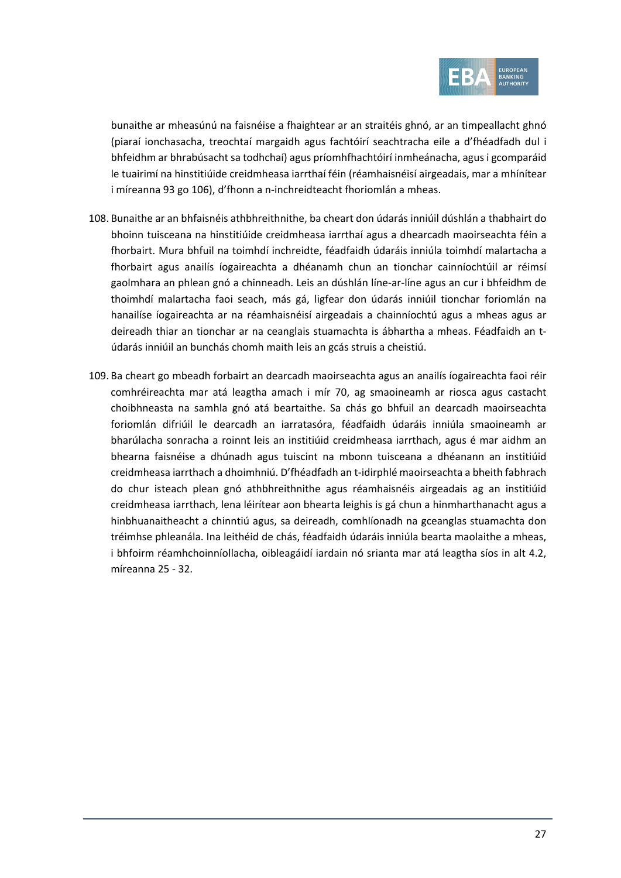bunaithe ar mheasúnú na faisnéise a fhaightear ar an straitéis ghnó, ar an timpeallacht ghnó (piaraí ionchasacha, treochtaí margaidh agus fachtóirí seachtracha eile a d'fhéadfadh dul i bhfeidhm ar bhrabúsacht sa todhchaí) agus príomhfhachtóirí inmheánacha, agus i gcomparáid le tuairimí na hinstitiúide creidmheasa iarrthaí féin (réamhaisnéisí airgeadais, mar a mhínítear i míreanna 93 go 106), d'fhonn a n-inchreidteacht fhoriomlán a mheas.

108. Bunaithe ar an bhfaisnéis athbhreithnithe, ba cheart don údarás inniúil dúshlán a thabhairt do bhoinn tuisceana na hinstitiúide creidmheasa iarrthaí agus a dhearcadh maoirseachta féin a fhorbairt. Mura bhfuil na toimhdí inchreidte, féadfaidh údaráis inniúla toimhdí malartacha a fhorbairt agus anailís íogaireachta a dhéanamh chun an tionchar cainníochtúil ar réimsí gaolmhara an phlean gnó a chinneadh. Leis an dúshlán líne-ar-líne agus an cur i bhfeidhm de thoimhdí malartacha faoi seach, más gá, ligfear don údarás inniúil tionchar foriomlán na hanailíse íogaireachta ar na réamhaisnéisí airgeadais a chainníochtú agus a mheas agus ar deireadh thiar an tionchar ar na ceanglais stuamachta is ábhartha a mheas. Féadfaidh an t-údarás inniúil an bunchás chomh maith leis an gcás struis a cheistiú.

109. Ba cheart go mbeadh forbairt an dearcadh maoirseachta agus an anailís íogaireachta faoi réir comhréireachta mar atá leagtha amach i mír 70, ag smaoineamh ar riosca agus castacht choibhneasta na samhla gnó atá beartaithe. Sa chás go bhfuil an dearcadh maoirseachta foriomlán difriúil le dearcadh an iarratasóra, féadfaidh údaráis inniúla smaoineamh ar bharúlacha sonracha a roinnt leis an institiúid creidmheasa iarrthach, agus é mar aidhm an bhearna faisnéise a dhúnadh agus tuiscint na mbonn tuisceana a dhéanann an institiúid creidmheasa iarrthach a dhoimhniú. D'fhéadfadh an t-idirphlé maoirseachta a bheith fabhrach do chur isteach plean gnó athbhreithnithe agus réamhaisnéis airgeadais ag an institiúid creidmheasa iarrthach, lena léirítear aon bhearta leighis is gá chun a hinmharthanacht agus a hinbhuanaitheacht a chinntiú agus, sa deireadh, comhlíonadh na gceanglas stuamachta don tréimhse phleanála. Ina leithéid de chás, féadfaidh údaráis inniúla bearta maolaithe a mheas, i bhfoirm réamhchoinníollacha, oibleagáidí iardain nó srianta mar atá leagtha síos in alt 4.2, míreanna 25 - 32.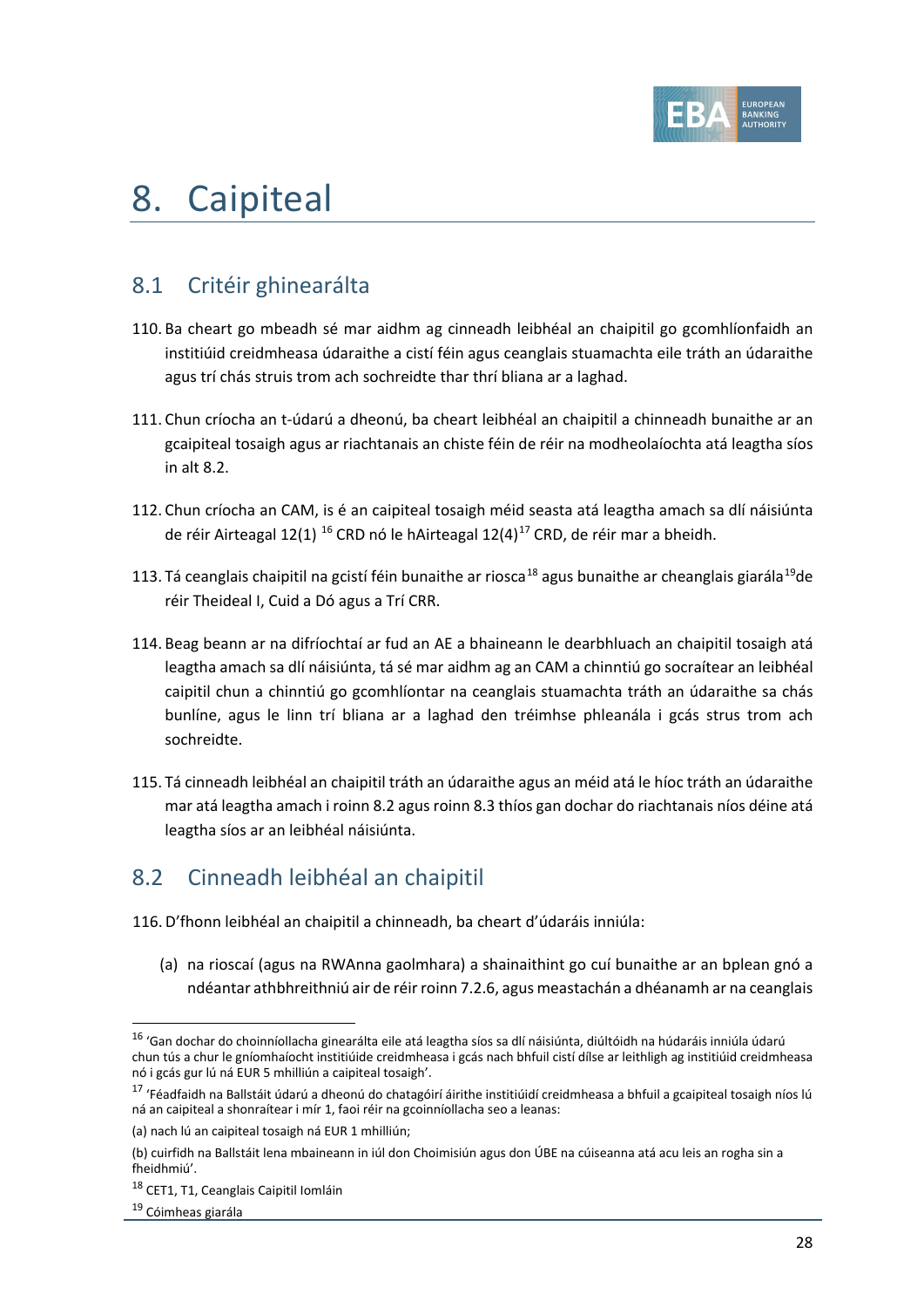# 8. Caipiteal

## 8.1 Critéir ghinearálta

110. Ba cheart go mbeadh sé mar aidhm ag cinneadh leibhéal an chaipitil go gcomhlíonfaidh an institiúid creidmheasa údaraithe a cistí féin agus ceanglais stuamachta eile tráth an údaraithe agus trí chás struis trom ach sochreidte thar thrí bliana ar a laghad.

111. Chun críocha an t-údarú a dheonú, ba cheart leibhéal an chaipitil a chinneadh bunaithe ar an gcaipiteal tosaigh agus ar riachtanais an chiste féin de réir na modheolaíochta atá leagtha síos in alt 8.2.

112. Chun críocha an CAM, is é an caipiteal tosaigh méid seasta atá leagtha amach sa dlí náisiúnta de réir Airteagal 12(1) [16] CRD nó le hAirteagal 12(4)[17] CRD, de réir mar a bheidh.

113. Tá ceanglais chaipitil na gcistí féin bunaithe ar riosca[18] agus bunaithe ar cheanglais giarála[19]de réir Theideal I, Cuid a Dó agus a Trí CRR.

114. Beag beann ar na difríochtaí ar fud an AE a bhaineann le dearbhluach an chaipitil tosaigh atá leagtha amach sa dlí náisiúnta, tá sé mar aidhm ag an CAM a chinntiú go socraítear an leibhéal caipitil chun a chinntiú go gcomhlíontar na ceanglais stuamachta tráth an údaraithe sa chás bunlíne, agus le linn trí bliana ar a laghad den tréimhse phleanála i gcás strus trom ach sochreidte.

115. Tá cinneadh leibhéal an chaipitil tráth an údaraithe agus an méid atá le híoc tráth an údaraithe mar atá leagtha amach i roinn 8.2 agus roinn 8.3 thíos gan dochar do riachtanais níos déine atá leagtha síos ar an leibhéal náisiúnta.

## 8.2 Cinneadh leibhéal an chaipitil

116. D'fhonn leibhéal an chaipitil a chinneadh, ba cheart d'údaráis inniúla:

(a) na rioscaí (agus na RWAnna gaolmhara) a shainaithint go cuí bunaithe ar an bplean gnó a ndéantar athbhreithniú air de réir roinn 7.2.6, agus meastachán a dhéanamh ar na ceanglais

---

[16] 'Gan dochar do choinníollacha ginearálta eile atá leagtha síos sa dlí náisiúnta, diúltóidh na húdaráis inniúla údarú chun tús a chur le gníomhaíocht institiúide creidmheasa i gcás nach bhfuil cistí dílse ar leithligh ag institiúid creidmheasa nó i gcás gur lú ná EUR 5 mhilliún a caipiteal tosaigh'.

[17] 'Féadfaidh na Ballstáit údarú a dheonú do chatagóirí áirithe institiúidí creidmheasa a bhfuil a gcaipiteal tosaigh níos lú ná an caipiteal a shonraítear i mír 1, faoi réir na gcoinníollacha seo a leanas:

(a) nach lú an caipiteal tosaigh ná EUR 1 mhilliún;

(b) cuirfidh na Ballstáit lena mbaineann in iúl don Choimisiún agus don ÚBE na cúiseanna atá acu leis an rogha sin a fheidhmiú'.

[18] CET1, T1, Ceanglais Caipitil Iomláin

[19] Cóimheas giarála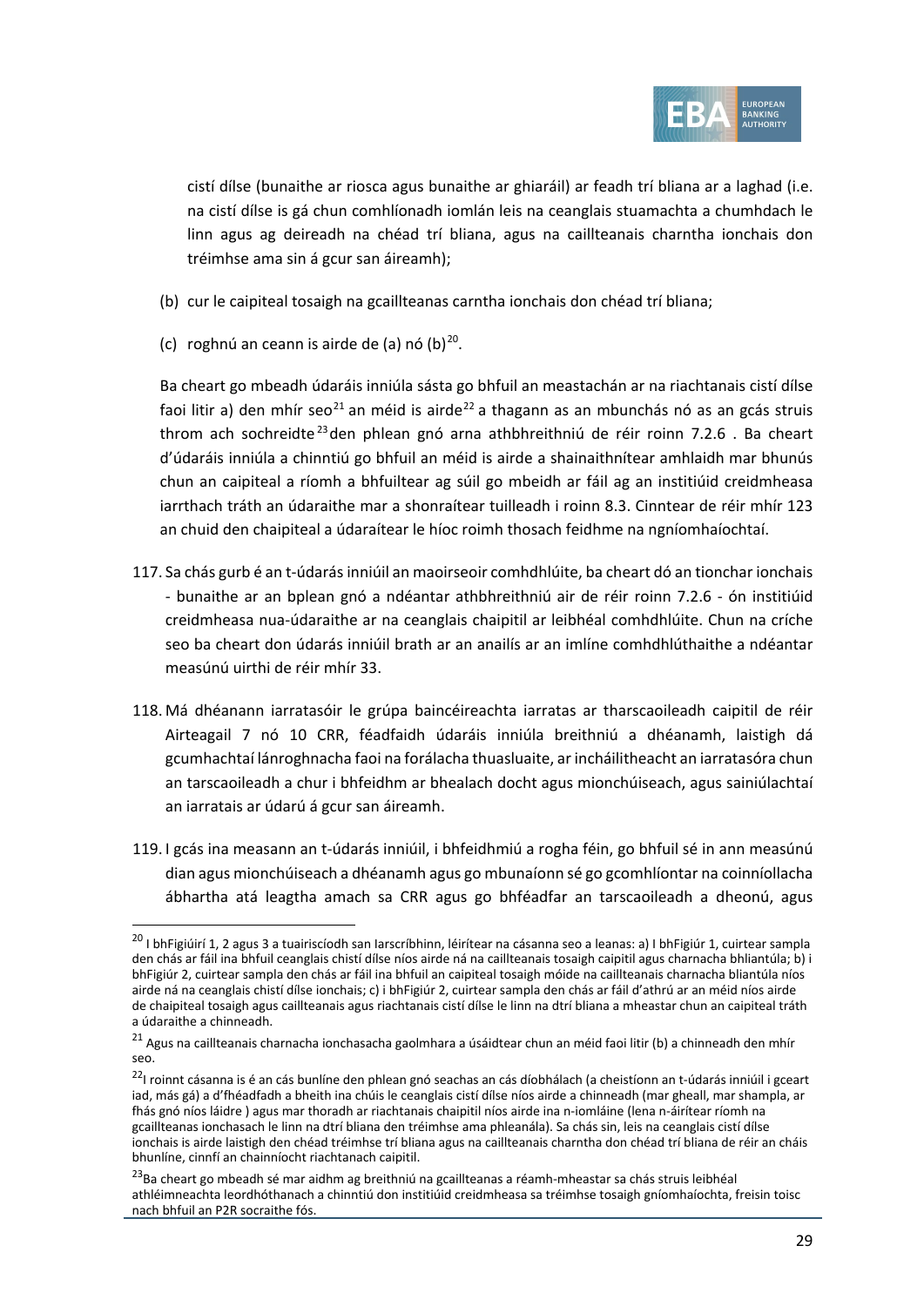cistí dílse (bunaithe ar riosca agus bunaithe ar ghiaráil) ar feadh trí bliana ar a laghad (i.e. na cistí dílse is gá chun comhlíonadh iomlán leis na ceanglais stuamachta a chumhdach le linn agus ag deireadh na chéad trí bliana, agus na caillteanais charntha ionchais don tréimhse ama sin á gcur san áireamh);

(b) cur le caipiteal tosaigh na gcaillteanas carntha ionchais don chéad trí bliana;

(c) roghnú an ceann is airde de (a) nó (b)[20].

Ba cheart go mbeadh údaráis inniúla sásta go bhfuil an meastachán ar na riachtanais cistí dílse faoi litir a) den mhír seo[21] an méid is airde[22] a thagann as an mbunchás nó as an gcás struis throm ach sochreidte[23] den phlean gnó arna athbhreithniú de réir roinn 7.2.6 . Ba cheart d'údaráis inniúla a chinntiú go bhfuil an méid is airde a shainaithnítear amhlaidh mar bhunús chun an caipiteal a ríomh a bhfuiltear ag súil go mbeidh ar fáil ag an institiúid creidmheasa iarrthach tráth an údaraithe mar a shonraítear tuilleadh i roinn 8.3. Cinntear de réir mhír 123 an chuid den chaipiteal a údaraítear le híoc roimh thosach feidhme na ngníomhaíochtaí.

117. Sa chás gurb é an t-údarás inniúil an maoirseoir comhdhlúite, ba cheart dó an tionchar ionchais - bunaithe ar an bplean gnó a ndéantar athbhreithniú air de réir roinn 7.2.6 - ón institiúid creidmheasa nua-údaraithe ar na ceanglais chaipitil ar leibhéal comhdhlúite. Chun na críche seo ba cheart don údarás inniúil brath ar an anailís ar an imlíne comhdhlúthaithe a ndéantar measúnú uirthi de réir mhír 33.

118. Má dhéanann iarratasóir le grúpa baincéireachta iarratas ar tharscaoileadh caipitil de réir Airteagail 7 nó 10 CRR, féadfaidh údaráis inniúla breithniú a dhéanamh, laistigh dá gcumhachtaí lánroghnacha faoi na forálacha thuasluaite, ar incháilitheacht an iarratasóra chun an tarscaoileadh a chur i bhfeidhm ar bhealach docht agus mionchúiseach, agus sainiúlachtaí an iarratais ar údarú á gcur san áireamh.

119. I gcás ina measann an t-údarás inniúil, i bhfeidhmiú a rogha féin, go bhfuil sé in ann measúnú dian agus mionchúiseach a dhéanamh agus go mbunaíonn sé go gcomhlíontar na coinníollacha ábhartha atá leagtha amach sa CRR agus go bhféadfar an tarscaoileadh a dheonú, agus

---

[20] I bhFigiúirí 1, 2 agus 3 a tuairiscíodh san Iarscríbhinn, léirítear na cásanna seo a leanas: a) I bhFigiúr 1, cuirtear sampla den chás ar fáil ina bhfuil ceanglais chistí dílse níos airde ná na caillteanais tosaigh caipitil agus charnacha bhliantúla; b) i bhFigiúr 2, cuirtear sampla den chás ar fáil ina bhfuil an caipiteal tosaigh móide na caillteanais charnacha bliantúla níos airde ná na ceanglais chistí dílse ionchais; c) i bhFigiúr 2, cuirtear sampla den chás ar fáil d'athrú ar an méid níos airde de chaipiteal tosaigh agus caillteanais agus riachtanais cistí dílse le linn na dtrí bliana a mheastar chun an caipiteal tráth a údaraithe a chinneadh.

[21] Agus na caillteanais charnacha ionchasacha gaolmhara a úsáidtear chun an méid faoi litir (b) a chinneadh den mhír seo.

[22] I roinnt cásanna is é an cás bunlíne den phlean gnó seachas an cás díobhálach (a cheistíonn an t-údarás inniúil i gceart iad, más gá) a d'fhéadfadh a bheith ina chúis le ceanglais cistí dílse níos airde a chinneadh (mar gheall, mar shampla, ar fhás gnó níos láidre ) agus mar thoradh ar riachtanais chaipitil níos airde ina n-iomláine (lena n-áirítear ríomh na gcaillteanas ionchasach le linn na dtrí bliana den tréimhse ama phleanála). Sa chás sin, leis na ceanglais cistí dílse ionchais is airde laistigh den chéad tréimhse trí bliana agus na caillteanais charntha don chéad trí bliana de réir an cháis bhunlíne, cinnfí an chainníocht riachtanach caipitil.

[23] Ba cheart go mbeadh sé mar aidhm ag breithniú na gcaillteanas a réamh-mheastar sa chás struis leibhéal athléimneachta leordhóthanach a chinntiú don institiúid creidmheasa sa tréimhse tosaigh gníomhaíochta, freisin toisc nach bhfuil an P2R socraithe fós.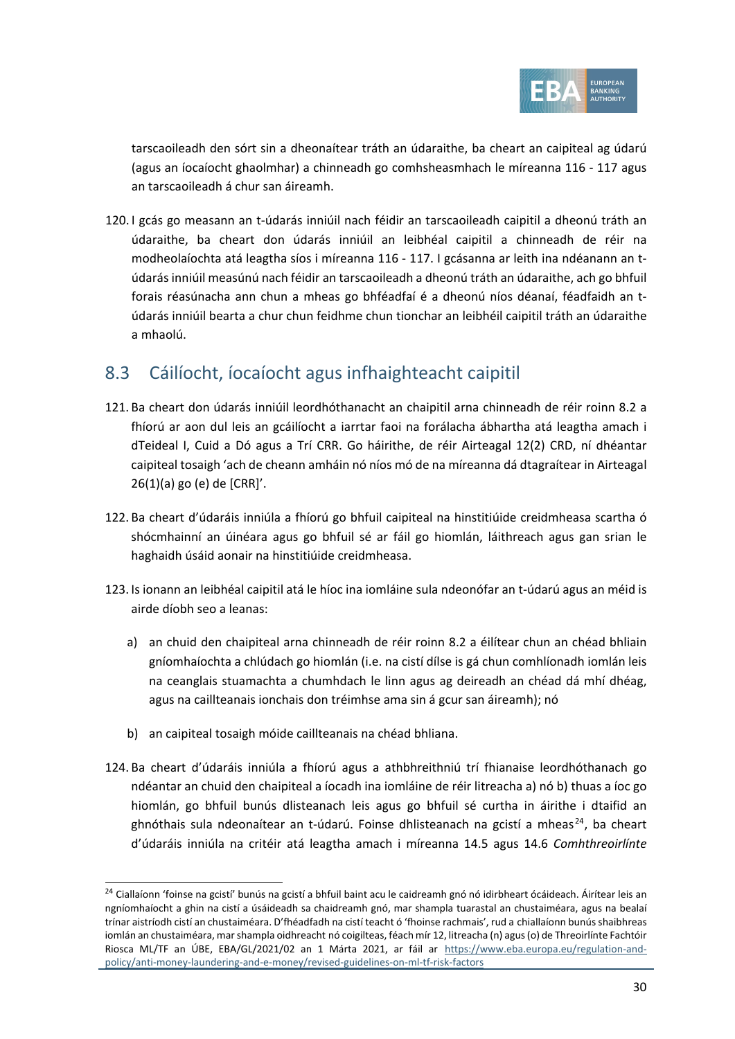tarscaoileadh den sórt sin a dheonaítear tráth an údaraithe, ba cheart an caipiteal ag údarú (agus an íocaíocht ghaolmhar) a chinneadh go comhsheasmhach le míreanna 116 - 117 agus an tarscaoileadh á chur san áireamh.

120. I gcás go measann an t-údarás inniúil nach féidir an tarscaoileadh caipitil a dheonú tráth an údaraithe, ba cheart don údarás inniúil an leibhéal caipitil a chinneadh de réir na modheolaíochta atá leagtha síos i míreanna 116 - 117. I gcásanna ar leith ina ndéanann an t-údarás inniúil measúnú nach féidir an tarscaoileadh a dheonú tráth an údaraithe, ach go bhfuil forais réasúnacha ann chun a mheas go bhféadfaí é a dheonú níos déanaí, féadfaidh an t-údarás inniúil bearta a chur chun feidhme chun tionchar an leibhéil caipitil tráth an údaraithe a mhaolú.

## 8.3 Cáilíocht, íocaíocht agus infhaighteacht caipitil

121. Ba cheart don údarás inniúil leordhóthanacht an chaipitil arna chinneadh de réir roinn 8.2 a fhíorú ar aon dul leis an gcáilíocht a iarrtar faoi na forálacha ábhartha atá leagtha amach i dTeideal I, Cuid a Dó agus a Trí CRR. Go háirithe, de réir Airteagal 12(2) CRD, ní dhéantar caipiteal tosaigh 'ach de cheann amháin nó níos mó de na míreanna dá dtagraítear in Airteagal 26(1)(a) go (e) de [CRR]'.

122. Ba cheart d'údaráis inniúla a fhíorú go bhfuil caipiteal na hinstitiúide creidmheasa scartha ó shócmhainní an úinéara agus go bhfuil sé ar fáil go hiomlán, láithreach agus gan srian le haghaidh úsáid aonair na hinstitiúide creidmheasa.

123. Is ionann an leibhéal caipitil atá le híoc ina iomláine sula ndeonófar an t-údarú agus an méid is airde díobh seo a leanas:

   a) an chuid den chaipiteal arna chinneadh de réir roinn 8.2 a éilítear chun an chéad bhliain gníomhaíochta a chlúdach go hiomlán (i.e. na cistí dílse is gá chun comhlíonadh iomlán leis na ceanglais stuamachta a chumhdach le linn agus ag deireadh an chéad dá mhí dhéag, agus na caillteanais ionchais don tréimhse ama sin á gcur san áireamh); nó

   b) an caipiteal tosaigh móide caillteanais na chéad bhliana.

124. Ba cheart d'údaráis inniúla a fhíorú agus a athbhreithniú trí fhianaise leordhóthanach go ndéantar an chuid den chaipiteal a íocadh ina iomláine de réir litreacha a) nó b) thuas a íoc go hiomlán, go bhfuil bunús dlisteanach leis agus go bhfuil sé curtha in áirithe i dtaifid an ghnóthais sula ndeonaítear an t-údarú. Foinse dhlisteanach na gcistí a mheas[24], ba cheart d'údaráis inniúla na critéir atá leagtha amach i míreanna 14.5 agus 14.6 *Comhthreoirlínte*

[24] Ciallaíonn 'foinse na gcistí' bunús na gcistí a bhfuil baint acu le caidreamh gnó nó idirbheart ócáideach. Áirítear leis an ngníomhaíocht a ghin na cistí a úsáideadh sa chaidreamh gnó, mar shampla tuarastal an chustaiméara, agus na bealaí trínar aistríodh cistí an chustaiméara. D'fhéadfadh na cistí teacht ó 'fhoinse rachmais', rud a chiallaíonn bunús shaibhreas iomlán an chustaiméara, mar shampla oidhreacht nó coigilteas, féach mír 12, litreacha (n) agus (o) de Threoirlínte Fachtóir Riosca ML/TF an ÚBE, EBA/GL/2021/02 an 1 Márta 2021, ar fáil ar https://www.eba.europa.eu/regulation-and-policy/anti-money-laundering-and-e-money/revised-guidelines-on-ml-tf-risk-factors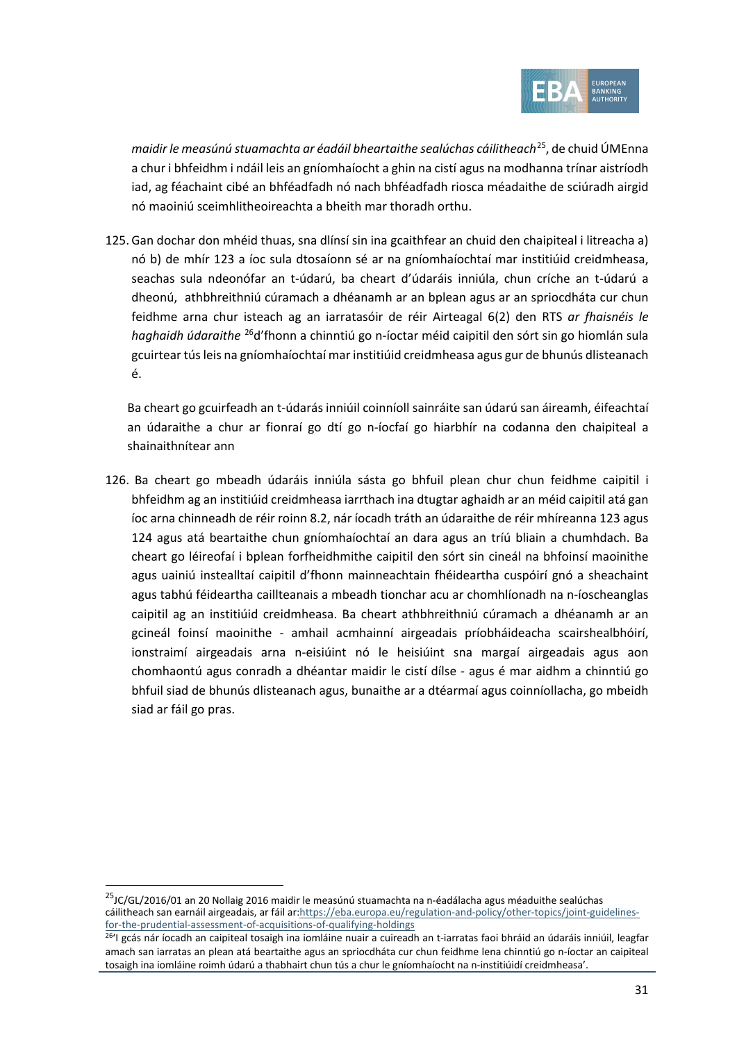*maidir le measúnú stuamachta ar éadáil bheartaithe sealúchas cáilitheach*[25], de chuid ÚMEnna a chur i bhfeidhm i ndáil leis an gníomhaíocht a ghin na cistí agus na modhanna trínar aistríodh iad, ag féachaint cibé an bhféadfadh nó nach bhféadfadh riosca méadaithe de sciúradh airgid nó maoiniú sceimhlitheoireachta a bheith mar thoradh orthu.

125. Gan dochar don mhéid thuas, sna dlínsí sin ina gcaithfear an chuid den chaipiteal i litreacha a) nó b) de mhír 123 a íoc sula dtosaíonn sé ar na gníomhaíochtaí mar institiúid creidmheasa, seachas sula ndeonófar an t-údarú, ba cheart d'údaráis inniúla, chun críche an t-údarú a dheonú, athbhreithniú cúramach a dhéanamh ar an bplean agus ar an spriocdháta cur chun feidhme arna chur isteach ag an iarratasóir de réir Airteagal 6(2) den RTS *ar fhaisnéis le haghaidh údaraithe* [26]d'fhonn a chinntiú go n-íoctar méid caipitil den sórt sin go hiomlán sula gcuirtear tús leis na gníomhaíochtaí mar institiúid creidmheasa agus gur de bhunús dlisteanach é.

Ba cheart go gcuirfeadh an t-údarás inniúil coinníoll sainráite san údarú san áireamh, éifeachtaí an údaraithe a chur ar fionraí go dtí go n-íocfaí go hiarbhír na codanna den chaipiteal a shainaithnítear ann

126. Ba cheart go mbeadh údaráis inniúla sásta go bhfuil plean chur chun feidhme caipitil i bhfeidhm ag an institiúid creidmheasa iarrthach ina dtugtar aghaidh ar an méid caipitil atá gan íoc arna chinneadh de réir roinn 8.2, nár íocadh tráth an údaraithe de réir mhíreanna 123 agus 124 agus atá beartaithe chun gníomhaíochtaí an dara agus an tríú bliain a chumhdach. Ba cheart go léireofaí i bplean forfheidhmithe caipitil den sórt sin cineál na bhfoinsí maoinithe agus uainiú insealltaí caipitil d'fhonn mainneachtain fhéideartha cuspóirí gnó a sheachaint agus tabhú féideartha caillteanais a mbeadh tionchar acu ar chomhlíonadh na n-íoscheanglas caipitil ag an institiúid creidmheasa. Ba cheart athbhreithniú cúramach a dhéanamh ar an gcineál foinsí maoinithe - amhail acmhainní airgeadais príobháideacha scairshealbhóirí, ionstraimí airgeadais arna n-eisiúint nó le heisiúint sna margaí airgeadais agus aon chomhaontú agus conradh a dhéantar maidir le cistí dílse - agus é mar aidhm a chinntiú go bhfuil siad de bhunús dlisteanach agus, bunaithe ar a dtéarmaí agus coinníollacha, go mbeidh siad ar fáil go pras.

---

[25] JC/GL/2016/01 an 20 Nollaig 2016 maidir le measúnú stuamachta na n-éadálacha agus méaduithe sealúchas cáilitheach san earnáil airgeadais, ar fáil ar:https://eba.europa.eu/regulation-and-policy/other-topics/joint-guidelines-for-the-prudential-assessment-of-acquisitions-of-qualifying-holdings

[26] 'I gcás nár íocadh an caipiteal tosaigh ina iomláine nuair a cuireadh an t-iarratas faoi bhráid an údaráis inniúil, leagfar amach san iarratas an plean atá beartaithe agus an spriocdháta cur chun feidhme lena chinntiú go n-íoctar an caipiteal tosaigh ina iomláine roimh údarú a thabhairt chun tús a chur le gníomhaíocht na n-institiúidí creidmheasa'.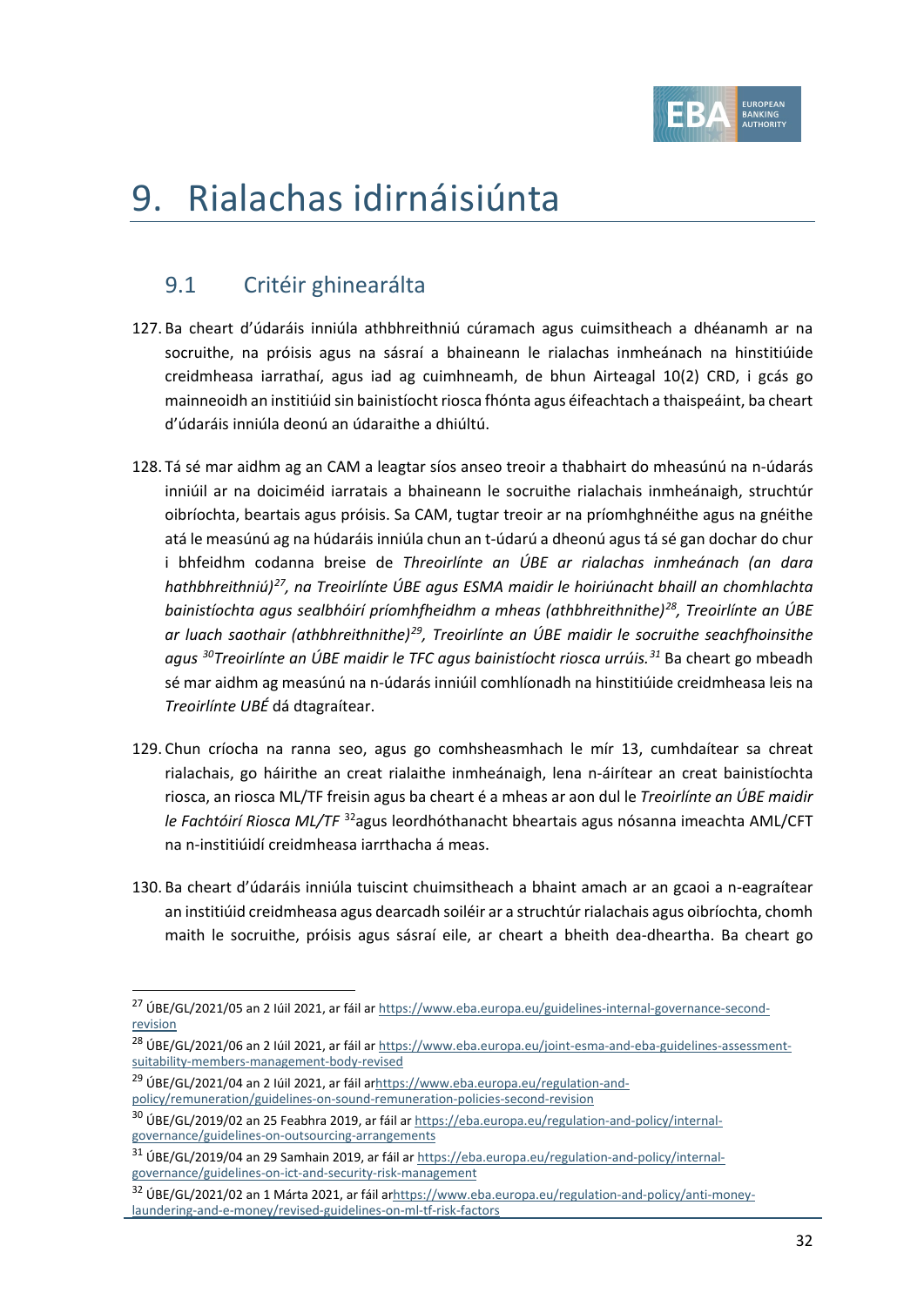# 9. Rialachas idirnáisiúnta

## 9.1 Critéir ghinearálta

127. Ba cheart d'údaráis inniúla athbhreithniú cúramach agus cuimsitheach a dhéanamh ar na socruithe, na próisis agus na sásraí a bhaineann le rialachas inmheánach na hinstitiúide creidmheasa iarrathaí, agus iad ag cuimhneamh, de bhun Airteagal 10(2) CRD, i gcás go mainneoidh an institiúid sin bainistíocht riosca fhónta agus éifeachtach a thaispeáint, ba cheart d'údaráis inniúla deonú an údaraithe a dhiúltú.

128. Tá sé mar aidhm ag an CAM a leagtar síos anseo treoir a thabhairt do mheasúnú na n-údarás inniúil ar na doiciméid iarratais a bhaineann le socruithe rialachais inmheánaigh, struchtúr oibríochta, beartais agus próisis. Sa CAM, tugtar treoir ar na príomhghnéithe agus na gnéithe atá le measúnú ag na húdaráis inniúla chun an t-údarú a dheonú agus tá sé gan dochar do chur i bhfeidhm codanna breise de *Threoirlínte an ÚBE ar rialachas inmheánach (an dara hathbhreithniú)*[27]*, na Treoirlínte ÚBE agus ESMA maidir le hoiriúnacht bhaill an chomhlachta bainistíochta agus sealbhóirí príomhfheidhm a mheas (athbhreithnithe)*[28]*, Treoirlínte an ÚBE ar luach saothair (athbhreithnithe)*[29]*, Treoirlínte an ÚBE maidir le socruithe seachfhoinsithe agus* [30]*Treoirlínte an ÚBE maidir le TFC agus bainistíocht riosca urrúis.*[31] Ba cheart go mbeadh sé mar aidhm ag measúnú na n-údarás inniúil comhlíonadh na hinstitiúide creidmheasa leis na *Treoirlínte UBÉ* dá dtagraítear.

129. Chun críocha na ranna seo, agus go comhsheasmhach le mír 13, cumhdaítear sa chreat rialachais, go háirithe an creat rialaithe inmheánaigh, lena n-áirítear an creat bainistíochta riosca, an riosca ML/TF freisin agus ba cheart é a mheas ar aon dul le *Treoirlínte an ÚBE maidir le Fachtóirí Riosca ML/TF* [32]agus leordhóthanacht bheartais agus nósanna imeachta AML/CFT na n-institiúidí creidmheasa iarrthacha á meas.

130. Ba cheart d'údaráis inniúla tuiscint chuimsitheach a bhaint amach ar an gcaoi a n-eagraítear an institiúid creidmheasa agus dearcadh soiléir ar a struchtúr rialachais agus oibríochta, chomh maith le socruithe, próisis agus sásraí eile, ar cheart a bheith dea-dheartha. Ba cheart go

---

[27] ÚBE/GL/2021/05 an 2 Iúil 2021, ar fáil ar https://www.eba.europa.eu/guidelines-internal-governance-second-revision

[28] ÚBE/GL/2021/06 an 2 Iúil 2021, ar fáil ar https://www.eba.europa.eu/joint-esma-and-eba-guidelines-assessment-suitability-members-management-body-revised

[29] ÚBE/GL/2021/04 an 2 Iúil 2021, ar fáil arhttps://www.eba.europa.eu/regulation-and-policy/remuneration/guidelines-on-sound-remuneration-policies-second-revision

[30] ÚBE/GL/2019/02 an 25 Feabhra 2019, ar fáil ar https://eba.europa.eu/regulation-and-policy/internal-governance/guidelines-on-outsourcing-arrangements

[31] ÚBE/GL/2019/04 an 29 Samhain 2019, ar fáil ar https://eba.europa.eu/regulation-and-policy/internal-governance/guidelines-on-ict-and-security-risk-management

[32] ÚBE/GL/2021/02 an 1 Márta 2021, ar fáil arhttps://www.eba.europa.eu/regulation-and-policy/anti-money-laundering-and-e-money/revised-guidelines-on-ml-tf-risk-factors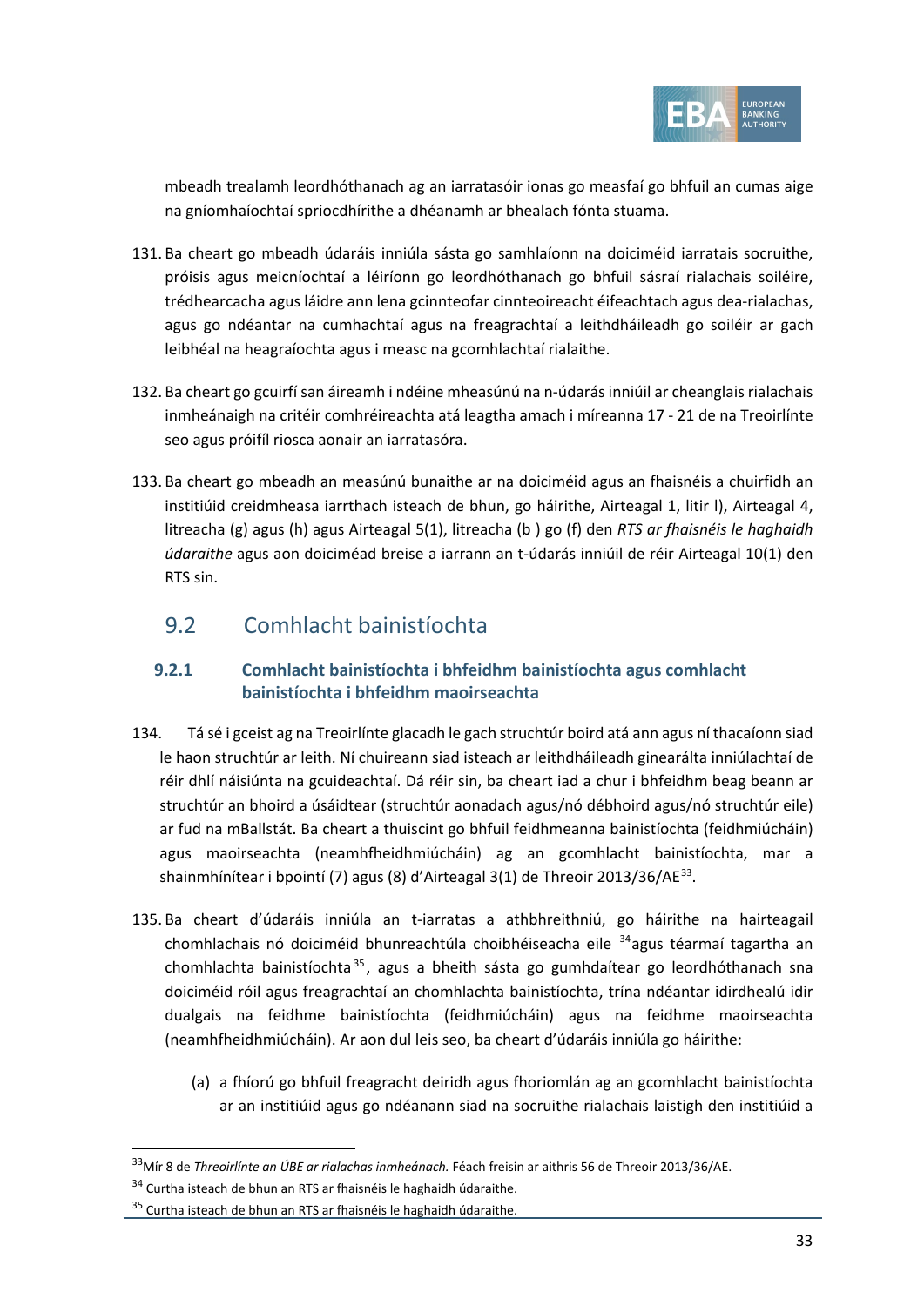mbeadh trealamh leordhóthanach ag an iarratasóir ionas go measfaí go bhfuil an cumas aige na gníomhaíochtaí spriocdhírithe a dhéanamh ar bhealach fónta stuama.

131. Ba cheart go mbeadh údaráis inniúla sásta go samhlaíonn na doiciméid iarratais socruithe, próisis agus meicníochtaí a léiríonn go leordhóthanach go bhfuil sásraí rialachais soiléire, trédhearcacha agus láidre ann lena gcinnteofar cinnteoireacht éifeachtach agus dea-rialachas, agus go ndéantar na cumhachtaí agus na freagrachtaí a leithdháileadh go soiléir ar gach leibhéal na heagraíochta agus i measc na gcomhlachtaí rialaithe.

132. Ba cheart go gcuirfí san áireamh i ndéine mheasúnú na n-údarás inniúil ar cheanglais rialachais inmheánaigh na critéir comhréireachta atá leagtha amach i míreanna 17 - 21 de na Treoirlínte seo agus próifíl riosca aonair an iarratasóra.

133. Ba cheart go mbeadh an measúnú bunaithe ar na doiciméid agus an fhaisnéis a chuirfidh an institiúid creidmheasa iarrthach isteach de bhun, go háirithe, Airteagal 1, litir l), Airteagal 4, litreacha (g) agus (h) agus Airteagal 5(1), litreacha (b ) go (f) den *RTS ar fhaisnéis le haghaidh údaraithe* agus aon doiciméad breise a iarrann an t-údarás inniúil de réir Airteagal 10(1) den RTS sin.

## 9.2 Comhlacht bainistíochta

### 9.2.1 Comhlacht bainistíochta i bhfeidhm bainistíochta agus comhlacht bainistíochta i bhfeidhm maoirseachta

134. Tá sé i gceist ag na Treoirlínte glacadh le gach struchtúr boird atá ann agus ní thacaíonn siad le haon struchtúr ar leith. Ní chuireann siad isteach ar leithdháileadh ginearálta inniúlachtaí de réir dhlí náisiúnta na gcuideachtaí. Dá réir sin, ba cheart iad a chur i bhfeidhm beag beann ar struchtúr an bhoird a úsáidtear (struchtúr aonadach agus/nó débhoird agus/nó struchtúr eile) ar fud na mBallstát. Ba cheart a thuiscint go bhfuil feidhmeanna bainistíochta (feidhmiúcháin) agus maoirseachta (neamhfheidhmiúcháin) ag an gcomhlacht bainistíochta, mar a shainmhínítear i bpointí (7) agus (8) d'Airteagal 3(1) de Threoir 2013/36/AE[33].

135. Ba cheart d'údaráis inniúla an t-iarratas a athbhreithniú, go háirithe na hairteagail chomhlachais nó doiciméid bhunreachtúla choibhéiseacha eile [34] agus téarmaí tagartha an chomhlachta bainistíochta [35], agus a bheith sásta go gumhdaítear go leordhóthanach sna doiciméid róil agus freagrachtaí an chomhlachta bainistíochta, trína ndéantar idirdhealú idir dualgais na feidhme bainistíochta (feidhmiúcháin) agus na feidhme maoirseachta (neamhfheidhmiúcháin). Ar aon dul leis seo, ba cheart d'údaráis inniúla go háirithe:

(a) a fhíorú go bhfuil freagracht deiridh agus fhoriomlán ag an gcomhlacht bainistíochta ar an institiúid agus go ndéanann siad na socruithe rialachais laistigh den institiúid a

---

[33] Mír 8 de *Threoirlínte an ÚBE ar rialachas inmheánach.* Féach freisin ar aithris 56 de Threoir 2013/36/AE.

[34] Curtha isteach de bhun an RTS ar fhaisnéis le haghaidh údaraithe.

[35] Curtha isteach de bhun an RTS ar fhaisnéis le haghaidh údaraithe.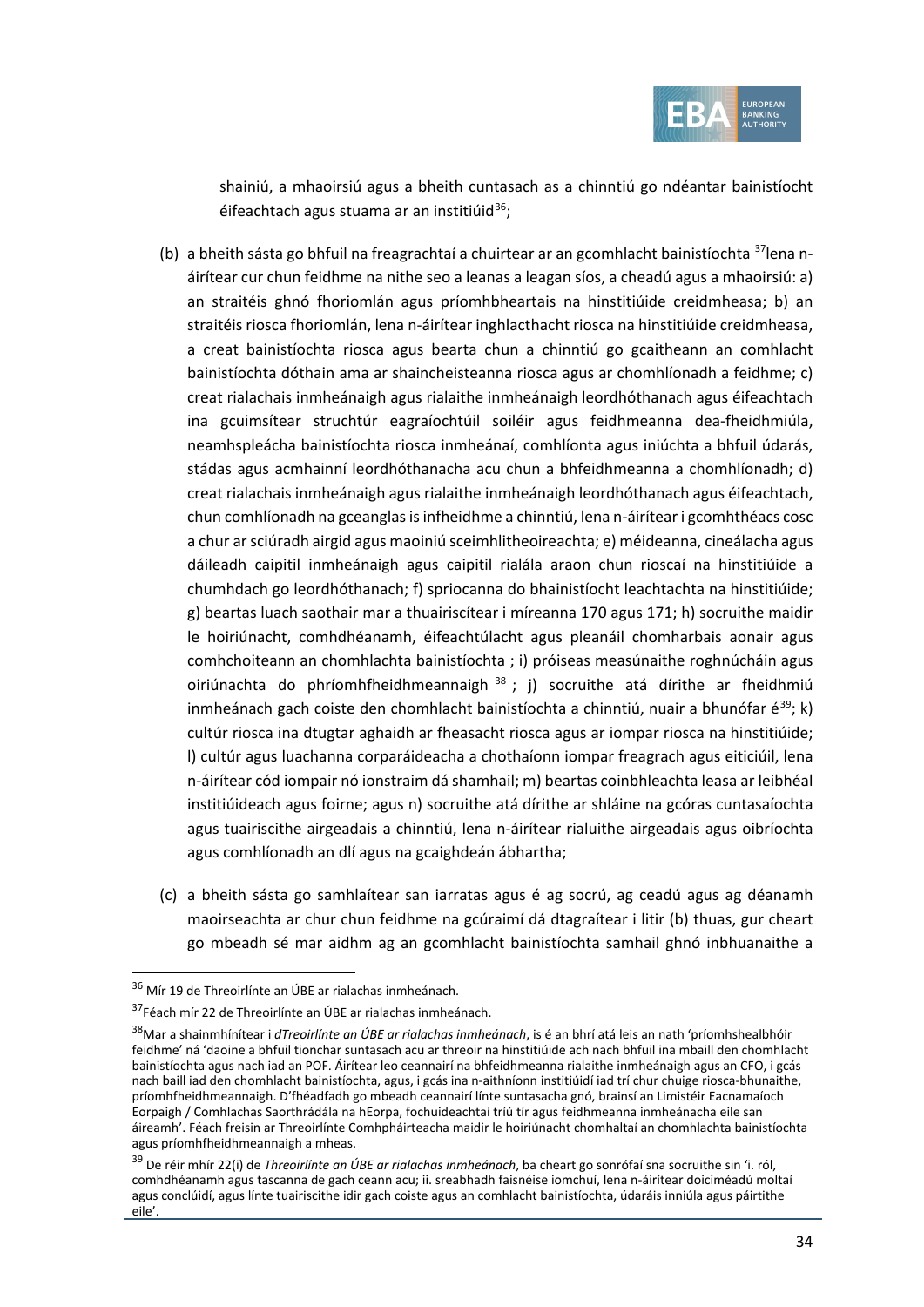shainiú, a mhaoirsiú agus a bheith cuntasach as a chinntiú go ndéantar bainistíocht éifeachtach agus stuama ar an institiúid[36];

(b) a bheith sásta go bhfuil na freagrachtaí a chuirtear ar an gcomhlacht bainistíochta [37]lena n-áirítear cur chun feidhme na nithe seo a leanas a leagan síos, a cheadú agus a mhaoirsiú: a) an straitéis ghnó fhoriomlán agus príomhbheartais na hinstitiúide creidmheasa; b) an straitéis riosca fhoriomlán, lena n-áirítear inghlacthacht riosca na hinstitiúide creidmheasa, a creat bainistíochta riosca agus bearta chun a chinntiú go gcaitheann an comhlacht bainistíochta dóthain ama ar shaincheisteanna riosca agus ar chomhlíonadh a feidhme; c) creat rialachais inmheánaigh agus rialaithe inmheánaigh leordhóthanach agus éifeachtach ina gcuimsítear struchtúr eagraíochtúil soiléir agus feidhmeanna dea-fheidhmiúla, neamhspleácha bainistíochta riosca inmheánaí, comhlíonta agus iniúchta a bhfuil údarás, stádas agus acmhainní leordhóthanacha acu chun a bhfeidhmeanna a chomhlíonadh; d) creat rialachais inmheánaigh agus rialaithe inmheánaigh leordhóthanach agus éifeachtach, chun comhlíonadh na gceanglas is infheidhme a chinntiú, lena n-áirítear i gcomhthéacs cosc a chur ar sciúradh airgid agus maoiniú sceimhlitheoireachta; e) méideanna, cineálacha agus dáileadh caipitil inmheánaigh agus caipitil rialála araon chun rioscaí na hinstitiúide a chumhdach go leordhóthanach; f) spriocanna do bhainistíocht leachtachta na hinstitiúide; g) beartas luach saothair mar a thuairiscítear i míreanna 170 agus 171; h) socruithe maidir le hoiriúnacht, comhdhéanamh, éifeachtúlacht agus pleanáil chomharbais aonair agus comhchoiteann an chomhlachta bainistíochta ; i) próiseas measúnaithe roghnúcháin agus oiriúnachta do phríomhfheidhmeannaigh [38] ; j) socruithe atá dírithe ar fheidhmiú inmheánach gach coiste den chomhlacht bainistíochta a chinntiú, nuair a bhunófar é[39]; k) cultúr riosca ina dtugtar aghaidh ar fheasacht riosca agus ar iompar riosca na hinstitiúide; l) cultúr agus luachanna corparáideacha a chothaíonn iompar freagrach agus eiticiúil, lena n-áirítear cód iompair nó ionstraim dá shamhail; m) beartas coinbhleachta leasa ar leibhéal institiúideach agus foirne; agus n) socruithe atá dírithe ar shláine na gcóras cuntasaíochta agus tuairiscithe airgeadais a chinntiú, lena n-áirítear rialuithe airgeadais agus oibríochta agus comhlíonadh an dlí agus na gcaighdeán ábhartha;

(c) a bheith sásta go samhlaítear san iarratas agus é ag socrú, ag ceadú agus ag déanamh maoirseachta ar chur chun feidhme na gcúraimí dá dtagraítear i litir (b) thuas, gur cheart go mbeadh sé mar aidhm ag an gcomhlacht bainistíochta samhail ghnó inbhuanaithe a

---

[36] Mír 19 de Threoirlínte an ÚBE ar rialachas inmheánach.

[37] Féach mír 22 de Threoirlínte an ÚBE ar rialachas inmheánach.

[38] Mar a shainmhínítear i *dTreoirlínte an ÚBE ar rialachas inmheánach*, is é an bhrí atá leis an nath 'príomhshealbhóir feidhme' ná 'daoine a bhfuil tionchar suntasach acu ar threoir na hinstitiúide ach nach bhfuil ina mbaill den chomhlacht bainistíochta agus nach iad an POF. Áirítear leo ceannairí na bhfeidhmeanna rialaithe inmheánaigh agus an CFO, i gcás nach baill iad den chomhlacht bainistíochta, agus, i gcás ina n-aithníonn institiúidí iad trí chur chuige riosca-bhunaithe, príomhfheidhmeannaigh. D'fhéadfadh go mbeadh ceannairí línte suntasacha gnó, brainsí an Limistéir Eacnamaíoch Eorpaigh / Comhlachas Saorthrádála na hEorpa, fochuideachtaí tríú tír agus feidhmeanna inmheánacha eile san áireamh'. Féach freisin ar Threoirlínte Comhpháirteacha maidir le hoiriúnacht chomhaltaí an chomhlachta bainistíochta agus príomhfheidhmeannaigh a mheas.

[39] De réir mhír 22(i) de *Threoirlínte an ÚBE ar rialachas inmheánach*, ba cheart go sonrófaí sna socruithe sin 'i. ról, comhdhéanamh agus tascanna de gach ceann acu; ii. sreabhadh faisnéise iomchuí, lena n-áirítear doiciméadú moltaí agus conclúidí, agus línte tuairiscithe idir gach coiste agus an comhlacht bainistíochta, údaráis inniúla agus páirtithe eile'.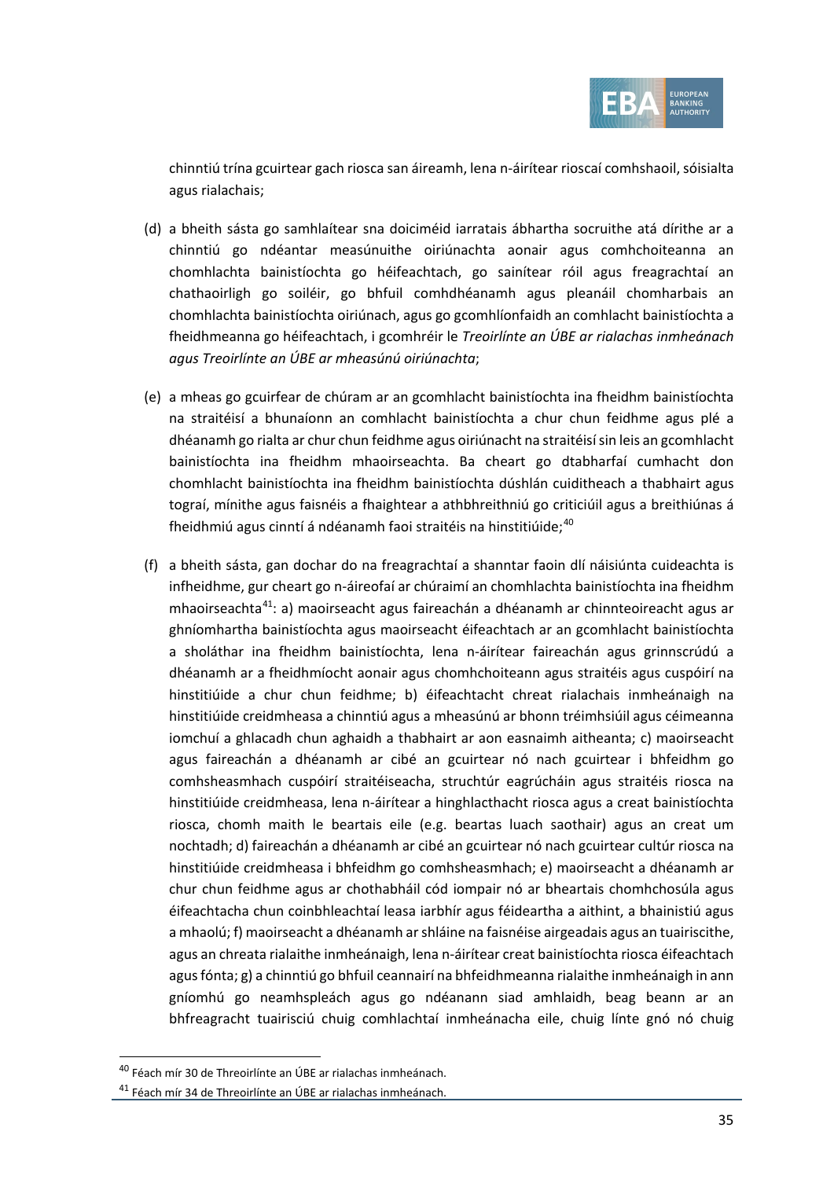chinntiú trína gcuirtear gach riosca san áireamh, lena n-áirítear rioscaí comhshaoil, sóisialta agus rialachais;

(d) a bheith sásta go samhlaítear sna doiciméid iarratais ábhartha socruithe atá dírithe ar a chinntiú go ndéantar measúnuithe oiriúnachta aonair agus comhchoiteanna an chomhlachta bainistíochta go héifeachtach, go sainítear róil agus freagrachtaí an chathaoirligh go soiléir, go bhfuil comhdhéanamh agus pleanáil chomharbais an chomhlachta bainistíochta oiriúnach, agus go gcomhlíonfaidh an comhlacht bainistíochta a fheidhmeanna go héifeachtach, i gcomhréir le *Treoirlínte an ÚBE ar rialachas inmheánach agus Treoirlínte an ÚBE ar mheasúnú oiriúnachta*;

(e) a mheas go gcuirfear de chúram ar an gcomhlacht bainistíochta ina fheidhm bainistíochta na straitéisí a bhunaíonn an comhlacht bainistíochta a chur chun feidhme agus plé a dhéanamh go rialta ar chur chun feidhme agus oiriúnacht na straitéisí sin leis an gcomhlacht bainistíochta ina fheidhm mhaoirseachta. Ba cheart go dtabharfaí cumhacht don chomhlacht bainistíochta ina fheidhm bainistíochta dúshlán cuiditheach a thabhairt agus tograí, mínithe agus faisnéis a fhaightear a athbhreithniú go criticiúil agus a bhreithiúnas á fheidhmiú agus cinntí á ndéanamh faoi straitéis na hinstitiúide;[40]

(f) a bheith sásta, gan dochar do na freagrachtaí a shanntar faoin dlí náisiúnta cuideachta is infheidhme, gur cheart go n-áireofaí ar chúraimí an chomhlachta bainistíochta ina fheidhm mhaoirseachta[41]: a) maoirseacht agus faireachán a dhéanamh ar chinnteoireacht agus ar ghníomhartha bainistíochta agus maoirseacht éifeachtach ar an gcomhlacht bainistíochta a sholáthar ina fheidhm bainistíochta, lena n-áirítear faireachán agus grinnscrúdú a dhéanamh ar a fheidhmíocht aonair agus chomhchoiteann agus straitéis agus cuspóirí na hinstitiúide a chur chun feidhme; b) éifeachtacht chreat rialachais inmheánaigh na hinstitiúide creidmheasa a chinntiú agus a mheasúnú ar bhonn tréimhsiúil agus céimeanna iomchuí a ghlacadh chun aghaidh a thabhairt ar aon easnaimh aitheanta; c) maoirseacht agus faireachán a dhéanamh ar cibé an gcuirtear nó nach gcuirtear i bhfeidhm go comhsheasmhach cuspóirí straitéiseacha, struchtúr eagrúcháin agus straitéis riosca na hinstitiúide creidmheasa, lena n-áirítear a hinghlacthacht riosca agus a creat bainistíochta riosca, chomh maith le beartais eile (e.g. beartas luach saothair) agus an creat um nochtadh; d) faireachán a dhéanamh ar cibé an gcuirtear nó nach gcuirtear cultúr riosca na hinstitiúide creidmheasa i bhfeidhm go comhsheasmhach; e) maoirseacht a dhéanamh ar chur chun feidhme agus ar chothabháil cód iompair nó ar bheartais chomhchosúla agus éifeachtacha chun coinbhleachtaí leasa iarbhír agus féideartha a aithint, a bhainistiú agus a mhaolú; f) maoirseacht a dhéanamh ar shláine na faisnéise airgeadais agus an tuairiscithe, agus an chreata rialaithe inmheánaigh, lena n-áirítear creat bainistíochta riosca éifeachtach agus fónta; g) a chinntiú go bhfuil ceannairí na bhfeidhmeanna rialaithe inmheánaigh in ann gníomhú go neamhspleách agus go ndéanann siad amhlaidh, beag beann ar an bhfreagracht tuairisciú chuig comhlachtaí inmheánacha eile, chuig línte gnó nó chuig

---

[40] Féach mír 30 de Threoirlínte an ÚBE ar rialachas inmheánach.

[41] Féach mír 34 de Threoirlínte an ÚBE ar rialachas inmheánach.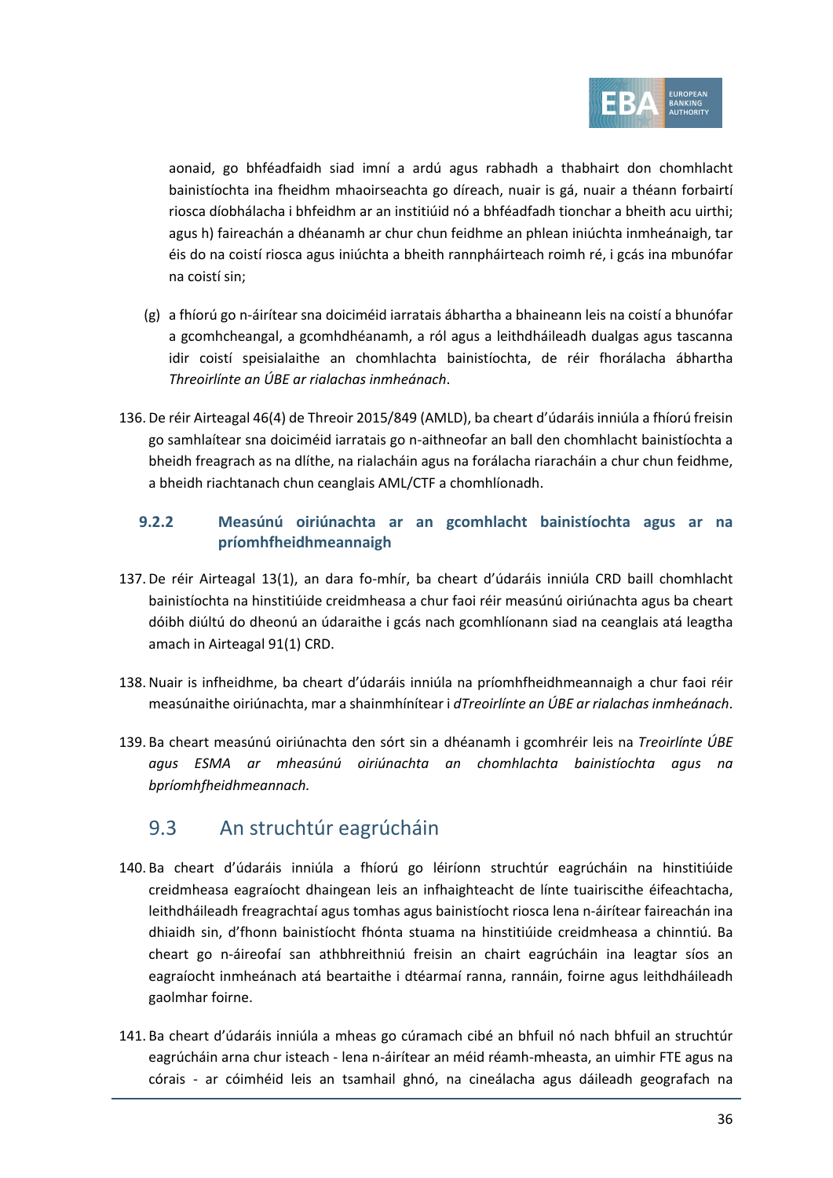aonaid, go bhféadfaidh siad imní a ardú agus rabhadh a thabhairt don chomhlacht bainistíochta ina fheidhm mhaoirseachta go díreach, nuair is gá, nuair a théann forbairtí riosca díobhálacha i bhfeidhm ar an institiúid nó a bhféadfadh tionchar a bheith acu uirthi; agus h) faireachán a dhéanamh ar chur chun feidhme an phlean iniúchta inmheánaigh, tar éis do na coistí riosca agus iniúchta a bheith rannpháirteach roimh ré, i gcás ina mbunófar na coistí sin;

(g) a fhíorú go n-áirítear sna doiciméid iarratais ábhartha a bhaineann leis na coistí a bhunófar a gcomhcheangal, a gcomhdhéanamh, a ról agus a leithdháileadh dualgas agus tascanna idir coistí speisialaithe an chomhlachta bainistíochta, de réir fhorálacha ábhartha *Threoirlínte an ÚBE ar rialachas inmheánach*.

136. De réir Airteagal 46(4) de Threoir 2015/849 (AMLD), ba cheart d'údaráis inniúla a fhíorú freisin go samhlaítear sna doiciméid iarratais go n-aithneofar an ball den chomhlacht bainistíochta a bheidh freagrach as na dlíthe, na rialacháin agus na forálacha riaracháin a chur chun feidhme, a bheidh riachtanach chun ceanglais AML/CTF a chomhlíonadh.

### 9.2.2 Measúnú oiriúnachta ar an gcomhlacht bainistíochta agus ar na príomhfheidhmeannaigh

137. De réir Airteagal 13(1), an dara fo-mhír, ba cheart d'údaráis inniúla CRD baill chomhlacht bainistíochta na hinstitiúide creidmheasa a chur faoi réir measúnú oiriúnachta agus ba cheart dóibh diúltú do dheonú an údaraithe i gcás nach gcomhlíonann siad na ceanglais atá leagtha amach in Airteagal 91(1) CRD.

138. Nuair is infheidhme, ba cheart d'údaráis inniúla na príomhfheidhmeannaigh a chur faoi réir measúnaithe oiriúnachta, mar a shainmhínítear i *dTreoirlínte an ÚBE ar rialachas inmheánach*.

139. Ba cheart measúnú oiriúnachta den sórt sin a dhéanamh i gcomhréir leis na *Treoirlínte ÚBE agus ESMA ar mheasúnú oiriúnachta an chomhlachta bainistíochta agus na bpríomhfheidhmeannach.*

## 9.3 An struchtúr eagrúcháin

140. Ba cheart d'údaráis inniúla a fhíorú go léiríonn struchtúr eagrúcháin na hinstitiúide creidmheasa eagraíocht dhaingean leis an infhaighteacht de línte tuairiscithe éifeachtacha, leithdháileadh freagrachtaí agus tomhas agus bainistíocht riosca lena n-áirítear faireachán ina dhiaidh sin, d'fhonn bainistíocht fhónta stuama na hinstitiúide creidmheasa a chinntiú. Ba cheart go n-áireofaí san athbhreithniú freisin an chairt eagrúcháin ina leagtar síos an eagraíocht inmheánach atá beartaithe i dtéarmaí ranna, rannáin, foirne agus leithdháileadh gaolmhar foirne.

141. Ba cheart d'údaráis inniúla a mheas go cúramach cibé an bhfuil nó nach bhfuil an struchtúr eagrúcháin arna chur isteach - lena n-áirítear an méid réamh-mheasta, an uimhir FTE agus na córais - ar cóimhéid leis an tsamhail ghnó, na cineálacha agus dáileadh geografach na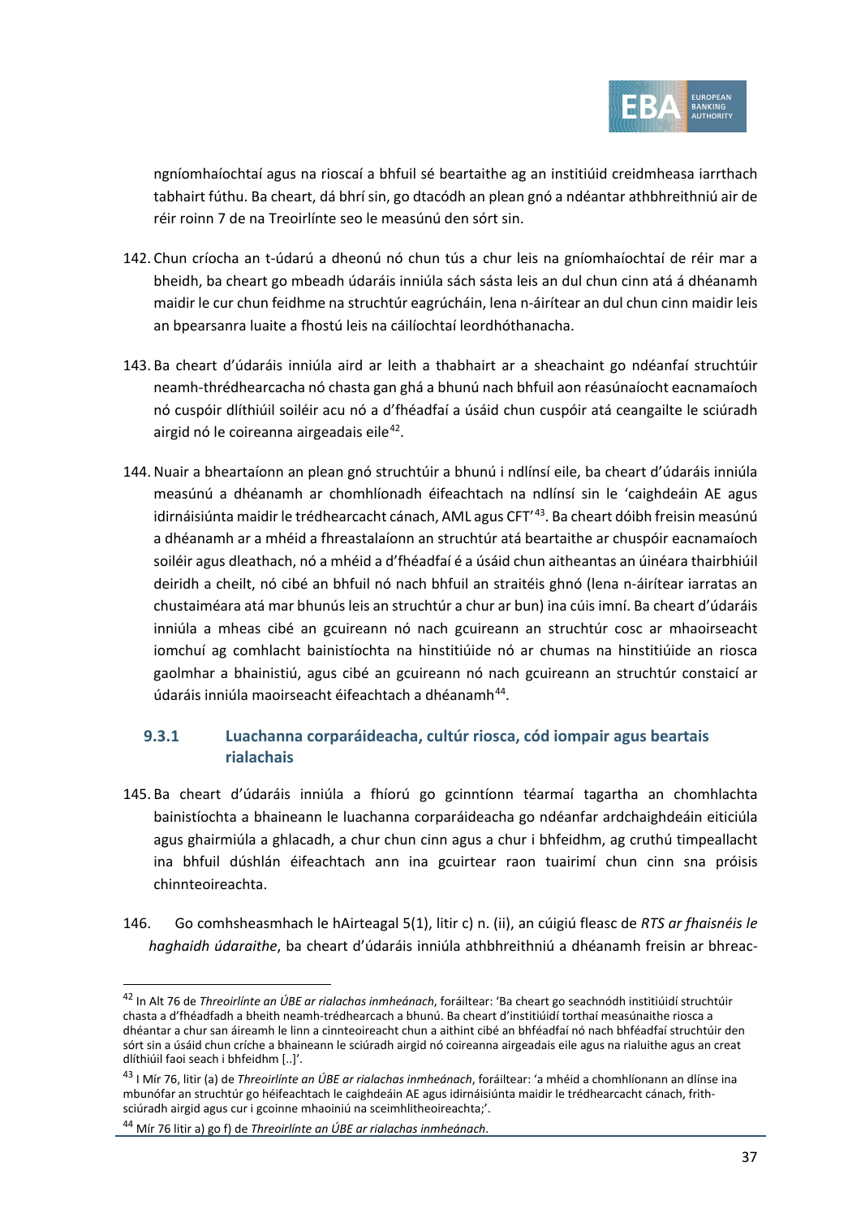ngníomhaíochtaí agus na rioscaí a bhfuil sé beartaithe ag an institiúid creidmheasa iarrthach tabhairt fúthu. Ba cheart, dá bhrí sin, go dtacódh an plean gnó a ndéantar athbhreithniú air de réir roinn 7 de na Treoirlínte seo le measúnú den sórt sin.

142. Chun críocha an t-údarú a dheonú nó chun tús a chur leis na gníomhaíochtaí de réir mar a bheidh, ba cheart go mbeadh údaráis inniúla sách sásta leis an dul chun cinn atá á dhéanamh maidir le cur chun feidhme na struchtúr eagrúcháin, lena n-áirítear an dul chun cinn maidir leis an bpearsanra luaite a fhostú leis na cáilíochtaí leordhóthanacha.

143. Ba cheart d'údaráis inniúla aird ar leith a thabhairt ar a sheachaint go ndéanfaí struchtúir neamh-thrédhearcacha nó chasta gan ghá a bhunú nach bhfuil aon réasúnaíocht eacnamaíoch nó cuspóir dlíthiúil soiléir acu nó a d'fhéadfaí a úsáid chun cuspóir atá ceangailte le sciúradh airgid nó le coireanna airgeadais eile[42].

144. Nuair a bheartaíonn an plean gnó struchtúir a bhunú i ndlínsí eile, ba cheart d'údaráis inniúla measúnú a dhéanamh ar chomhlíonadh éifeachtach na ndlínsí sin le 'caighdeáin AE agus idirnáisiúnta maidir le trédhearcacht cánach, AML agus CFT'[43]. Ba cheart dóibh freisin measúnú a dhéanamh ar a mhéid a fhreastalaíonn an struchtúr atá beartaithe ar chuspóir eacnamaíoch soiléir agus dleathach, nó a mhéid a d'fhéadfaí é a úsáid chun aitheantas an úinéara thairbhiúil deiridh a cheilt, nó cibé an bhfuil nó nach bhfuil an straitéis ghnó (lena n-áirítear iarratas an chustaiméara atá mar bhunús leis an struchtúr a chur ar bun) ina cúis imní. Ba cheart d'údaráis inniúla a mheas cibé an gcuireann nó nach gcuireann an struchtúr cosc ar mhaoirseacht iomchuí ag comhlacht bainistíochta na hinstitiúide nó ar chumas na hinstitiúide an riosca gaolmhar a bhainistiú, agus cibé an gcuireann nó nach gcuireann an struchtúr constaicí ar údaráis inniúla maoirseacht éifeachtach a dhéanamh[44].

### 9.3.1 Luachanna corparáideacha, cultúr riosca, cód iompair agus beartais rialachais

145. Ba cheart d'údaráis inniúla a fhíorú go gcinntíonn téarmaí tagartha an chomhlachta bainistíochta a bhaineann le luachanna corparáideacha go ndéanfar ardchaighdeáin eiticiúla agus ghairmiúla a ghlacadh, a chur chun cinn agus a chur i bhfeidhm, ag cruthú timpeallacht ina bhfuil dúshlán éifeachtach ann ina gcuirtear raon tuairimí chun cinn sna próisis chinnteoireachta.

146. Go comhsheasmhach le hAirteagal 5(1), litir c) n. (ii), an cúigiú fleasc de *RTS ar fhaisnéis le haghaidh údaraithe*, ba cheart d'údaráis inniúla athbhreithniú a dhéanamh freisin ar bhreac-

---

[42] In Alt 76 de *Threoirlínte an ÚBE ar rialachas inmheánach*, foráiltear: 'Ba cheart go seachnódh institiúidí struchtúir chasta a d'fhéadfadh a bheith neamh-trédhearcach a bhunú. Ba cheart d'institiúidí torthaí measúnaithe riosca a dhéantar a chur san áireamh le linn a cinnteoireacht chun a aithint cibé an bhféadfaí nó nach bhféadfaí struchtúir den sórt sin a úsáid chun críche a bhaineann le sciúradh airgid nó coireanna airgeadais eile agus na rialuithe agus an creat dlíthiúil faoi seach i bhfeidhm [..]'.

[43] I Mír 76, litir (a) de *Threoirlínte an ÚBE ar rialachas inmheánach*, foráiltear: 'a mhéid a chomhlíonann an dlínse ina mbunófar an struchtúr go héifeachtach le caighdeáin AE agus idirnáisiúnta maidir le trédhearcacht cánach, frith-sciúradh airgid agus cur i gcoinne mhaoiniú na sceimhlitheoireachta;'.

[44] Mír 76 litir a) go f) de *Threoirlínte an ÚBE ar rialachas inmheánach*.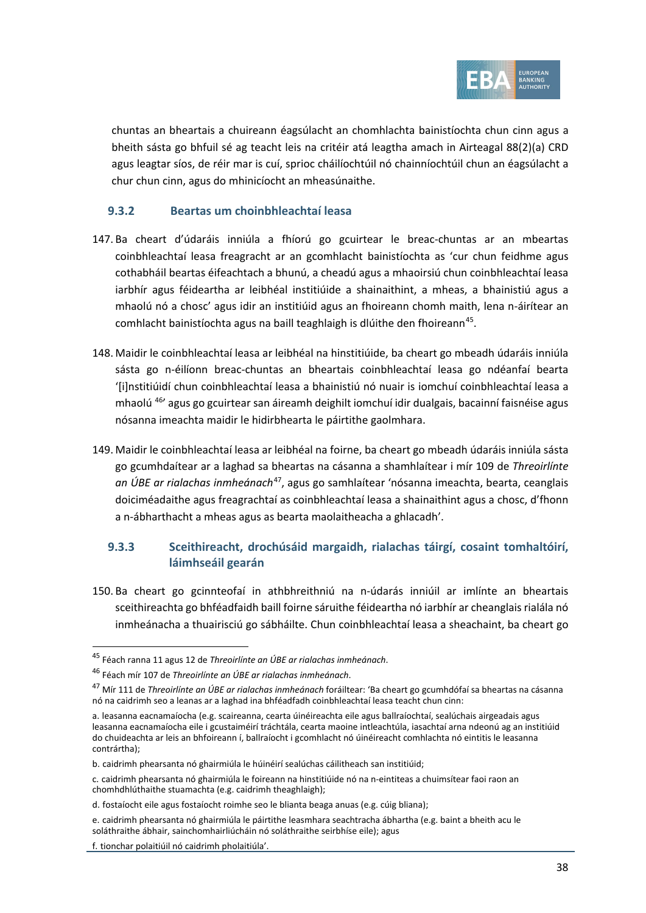chuntas an bheartais a chuireann éagsúlacht an chomhlachta bainistíochta chun cinn agus a bheith sásta go bhfuil sé ag teacht leis na critéir atá leagtha amach in Airteagal 88(2)(a) CRD agus leagtar síos, de réir mar is cuí, sprioc cháilíochtúil nó chainníochtúil chun an éagsúlacht a chur chun cinn, agus do mhinicíocht an mheasúnaithe.

### 9.3.2 Beartas um choinbhleachtaí leasa

147. Ba cheart d'údaráis inniúla a fhíorú go gcuirtear le breac-chuntas ar an mbeartas coinbhleachtaí leasa freagracht ar an gcomhlacht bainistíochta as 'cur chun feidhme agus cothabháil beartas éifeachtach a bhunú, a cheadú agus a mhaoirsiú chun coinbhleachtaí leasa iarbhír agus féideartha ar leibhéal institiúide a shainaithint, a mheas, a bhainistiú agus a mhaolú nó a chosc' agus idir an institiúid agus an fhoireann chomh maith, lena n-áirítear an comhlacht bainistíochta agus na baill teaghlaigh is dlúithe den fhoireann[45].

148. Maidir le coinbhleachtaí leasa ar leibhéal na hinstitiúide, ba cheart go mbeadh údaráis inniúla sásta go n-éilíonn breac-chuntas an bheartais coinbhleachtaí leasa go ndéanfaí bearta '[i]nstitiúidí chun coinbhleachtaí leasa a bhainistiú nó nuair is iomchuí coinbhleachtaí leasa a mhaolú [46]' agus go gcuirtear san áireamh deighilt iomchuí idir dualgais, bacainní faisnéise agus nósanna imeachta maidir le hidirbhearta le páirtithe gaolmhara.

149. Maidir le coinbhleachtaí leasa ar leibhéal na foirne, ba cheart go mbeadh údaráis inniúla sásta go gcumhdaítear ar a laghad sa bheartas na cásanna a shamhlaítear i mír 109 de *Threoirlínte an ÚBE ar rialachas inmheánach*[47], agus go samhlaítear 'nósanna imeachta, bearta, ceanglais doiciméadaithe agus freagrachtaí as coinbhleachtaí leasa a shainaithint agus a chosc, d'fhonn a n-ábharthacht a mheas agus as bearta maolaitheacha a ghlacadh'.

### 9.3.3 Sceithireacht, drochúsáid margaidh, rialachas táirgí, cosaint tomhaltóirí, láimhseáil gearán

150. Ba cheart go gcinnteofaí in athbhreithniú na n-údarás inniúil ar imlínte an bheartais sceithireachta go bhféadfaidh baill foirne sáruithe féideartha nó iarbhír ar cheanglais rialála nó inmheánacha a thuairisciú go sábháilte. Chun coinbhleachtaí leasa a sheachaint, ba cheart go

---

[45] Féach ranna 11 agus 12 de *Threoirlínte an ÚBE ar rialachas inmheánach*.

[46] Féach mír 107 de *Threoirlínte an ÚBE ar rialachas inmheánach*.

[47] Mír 111 de *Threoirlínte an ÚBE ar rialachas inmheánach* foráiltear: 'Ba cheart go gcumhdófaí sa bheartas na cásanna nó na caidrimh seo a leanas ar a laghad ina bhféadfadh coinbhleachtaí leasa teacht chun cinn:

a. leasanna eacnamaíocha (e.g. scaireanna, cearta úinéireachta eile agus ballraíochtaí, sealúchais airgeadais agus leasanna eacnamaíocha eile i gcustaiméirí tráchtála, cearta maoine intleachtúla, iasachtaí arna ndeonú ag an institiúid do chuideachta ar leis an bhfoireann í, ballraíocht i gcomhlacht nó úinéireacht comhlachta nó eintitis le leasanna contrártha);

b. caidrimh phearsanta nó ghairmiúla le húinéirí sealúchas cáilitheach san institiúid;

c. caidrimh phearsanta nó ghairmiúla le foireann na hinstitiúide nó na n-eintiteas a chuimsítear faoi raon an chomhdhlúthaithe stuamachta (e.g. caidrimh theaghlaigh);

d. fostaíocht eile agus fostaíocht roimhe seo le blianta beaga anuas (e.g. cúig bliana);

e. caidrimh phearsanta nó ghairmiúla le páirtithe leasmhara seachtracha ábhartha (e.g. baint a bheith acu le soláthraithe ábhair, sainchomhairliúcháin nó soláthraithe seirbhíse eile); agus

f. tionchar polaitiúil nó caidrimh pholaitiúla'.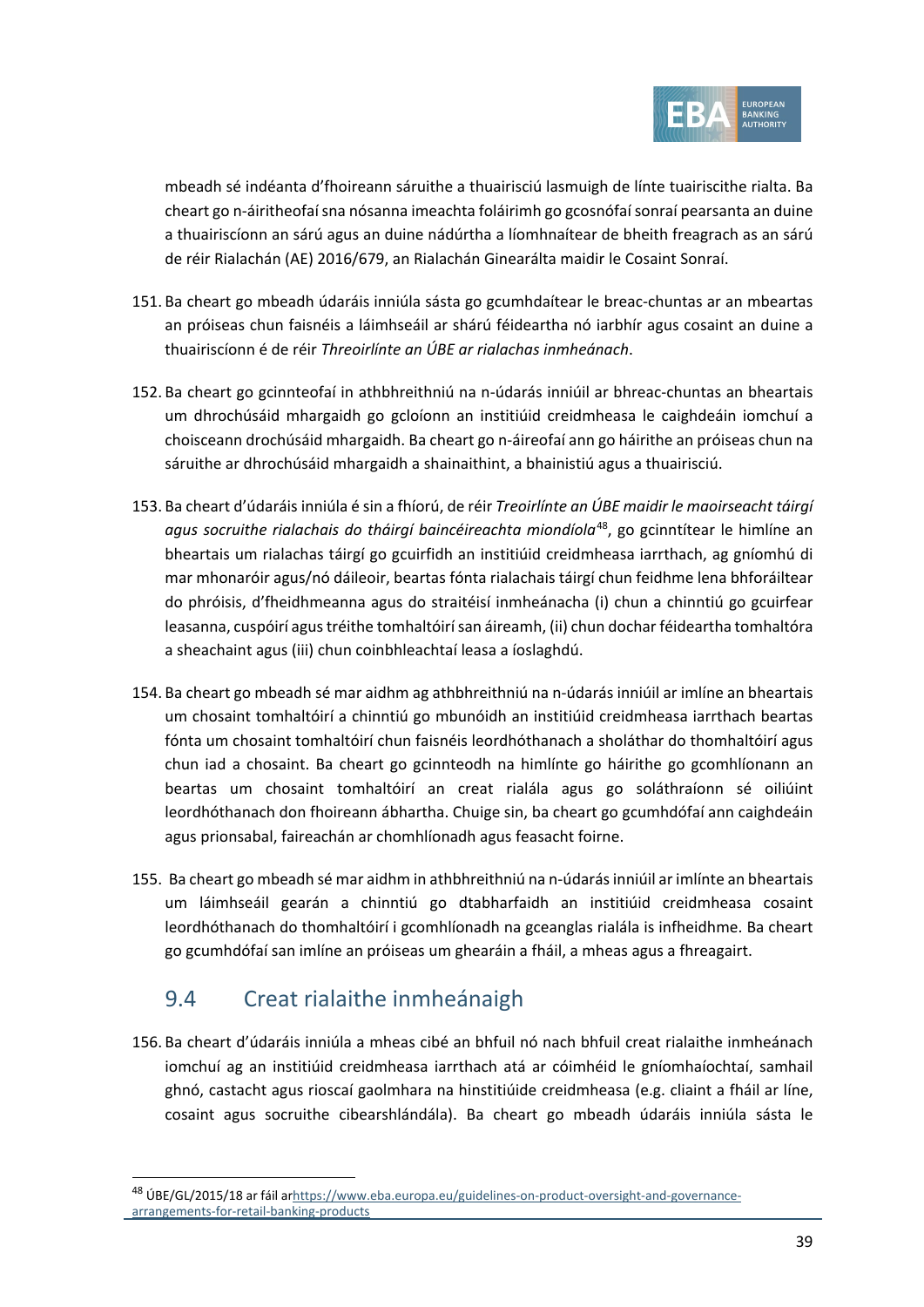mbeadh sé indéanta d'fhoireann sáruithe a thuairisciú lasmuigh de línte tuairiscithe rialta. Ba cheart go n-áiritheofaí sna nósanna imeachta foláirimh go gcosnófaí sonraí pearsanta an duine a thuairiscíonn an sárú agus an duine nádúrtha a líomhnaítear de bheith freagrach as an sárú de réir Rialachán (AE) 2016/679, an Rialachán Ginearálta maidir le Cosaint Sonraí.

151. Ba cheart go mbeadh údaráis inniúla sásta go gcumhdaítear le breac-chuntas ar an mbeartas an próiseas chun faisnéis a láimhseáil ar shárú féideartha nó iarbhír agus cosaint an duine a thuairiscíonn é de réir *Threoirlínte an ÚBE ar rialachas inmheánach*.

152. Ba cheart go gcinnteofaí in athbhreithniú na n-údarás inniúil ar bhreac-chuntas an bheartais um dhrochúsáid mhargaidh go gcloíonn an institiúid creidmheasa le caighdeáin iomchuí a choisceann drochúsáid mhargaidh. Ba cheart go n-áireofaí ann go háirithe an próiseas chun na sáruithe ar dhrochúsáid mhargaidh a shainaithint, a bhainistiú agus a thuairisciú.

153. Ba cheart d'údaráis inniúla é sin a fhíorú, de réir *Treoirlínte an ÚBE maidir le maoirseacht táirgí agus socruithe rialachais do tháirgí baincéireachta miondíola*[48], go gcinntítear le himlíne an bheartais um rialachas táirgí go gcuirfidh an institiúid creidmheasa iarrthach, ag gníomhú di mar mhonaróir agus/nó dáileoir, beartas fónta rialachais táirgí chun feidhme lena bhforáiltear do phróisis, d'fheidhmeanna agus do straitéisí inmheánacha (i) chun a chinntiú go gcuirfear leasanna, cuspóirí agus tréithe tomhaltóirí san áireamh, (ii) chun dochar féideartha tomhaltóra a sheachaint agus (iii) chun coinbhleachtaí leasa a íoslaghdú.

154. Ba cheart go mbeadh sé mar aidhm ag athbhreithniú na n-údarás inniúil ar imlíne an bheartais um chosaint tomhaltóirí a chinntiú go mbunóidh an institiúid creidmheasa iarrthach beartas fónta um chosaint tomhaltóirí chun faisnéis leordhóthanach a sholáthar do thomhaltóirí agus chun iad a chosaint. Ba cheart go gcinnteodh na himlínte go háirithe go gcomhlíonann an beartas um chosaint tomhaltóirí an creat rialála agus go soláthraíonn sé oiliúint leordhóthanach don fhoireann ábhartha. Chuige sin, ba cheart go gcumhdófaí ann caighdeáin agus prionsabal, faireachán ar chomhlíonadh agus feasacht foirne.

155. Ba cheart go mbeadh sé mar aidhm in athbhreithniú na n-údarás inniúil ar imlínte an bheartais um láimhseáil gearán a chinntiú go dtabharfaidh an institiúid creidmheasa cosaint leordhóthanach do thomhaltóirí i gcomhlíonadh na gceanglas rialála is infheidhme. Ba cheart go gcumhdófaí san imlíne an próiseas um ghearáin a fháil, a mheas agus a fhreagairt.

## 9.4 Creat rialaithe inmheánaigh

156. Ba cheart d'údaráis inniúla a mheas cibé an bhfuil nó nach bhfuil creat rialaithe inmheánach iomchuí ag an institiúid creidmheasa iarrthach atá ar cóimhéid le gníomhaíochtaí, samhail ghnó, castacht agus rioscaí gaolmhara na hinstitiúide creidmheasa (e.g. cliaint a fháil ar líne, cosaint agus socruithe cibearshlándála). Ba cheart go mbeadh údaráis inniúla sásta le

[48] ÚBE/GL/2015/18 ar fáil ar https://www.eba.europa.eu/guidelines-on-product-oversight-and-governance-arrangements-for-retail-banking-products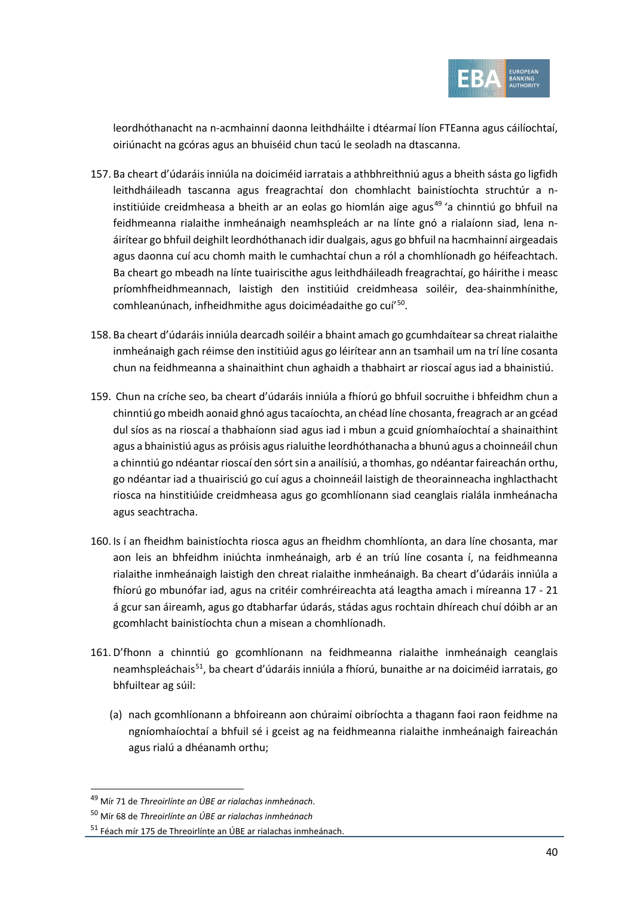leordhóthanacht na n-acmhainní daonna leithdháilte i dtéarmaí líon FTEanna agus cáilíochtaí, oiriúnacht na gcóras agus an bhuiséid chun tacú le seoladh na dtascanna.

157. Ba cheart d'údaráis inniúla na doiciméid iarratais a athbhreithniú agus a bheith sásta go ligfidh leithdháileadh tascanna agus freagrachtaí don chomhlacht bainistíochta struchtúr a n-institiúide creidmheasa a bheith ar an eolas go hiomlán aige agus[49] 'a chinntiú go bhfuil na feidhmeanna rialaithe inmheánaigh neamhspleách ar na línte gnó a rialaíonn siad, lena n-áirítear go bhfuil deighilt leordhóthanach idir dualgais, agus go bhfuil na hacmhainní airgeadais agus daonna cuí acu chomh maith le cumhachtaí chun a ról a chomhlíonadh go héifeachtach. Ba cheart go mbeadh na línte tuairiscithe agus leithdháileadh freagrachtaí, go háirithe i measc príomhfheidhmeannach, laistigh den institiúid creidmheasa soiléir, dea-shainmhínithe, comhleanúnach, infheidhmithe agus doiciméadaithe go cuí'[50].

158. Ba cheart d'údaráis inniúla dearcadh soiléir a bhaint amach go gcumhdaítear sa chreat rialaithe inmheánaigh gach réimse den institiúid agus go léirítear ann an tsamhail um na trí líne cosanta chun na feidhmeanna a shainaithint chun aghaidh a thabhairt ar rioscaí agus iad a bhainistiú.

159. Chun na críche seo, ba cheart d'údaráis inniúla a fhíorú go bhfuil socruithe i bhfeidhm chun a chinntiú go mbeidh aonaid ghnó agus tacaíochta, an chéad líne chosanta, freagrach ar an gcéad dul síos as na rioscaí a thabhaíonn siad agus iad i mbun a gcuid gníomhaíochtaí a shainaithint agus a bhainistiú agus as próisis agus rialuithe leordhóthanacha a bhunú agus a choinneáil chun a chinntiú go ndéantar rioscaí den sórt sin a anailísiú, a thomhas, go ndéantar faireachán orthu, go ndéantar iad a thuairisciú go cuí agus a choinneáil laistigh de theorainneacha inghlacthacht riosca na hinstitiúide creidmheasa agus go gcomhlíonann siad ceanglais rialála inmheánacha agus seachtracha.

160. Is í an fheidhm bainistíochta riosca agus an fheidhm chomhlíonta, an dara líne chosanta, mar aon leis an bhfeidhm iniúchta inmheánaigh, arb é an tríú líne cosanta í, na feidhmeanna rialaithe inmheánaigh laistigh den chreat rialaithe inmheánaigh. Ba cheart d'údaráis inniúla a fhíorú go mbunófar iad, agus na critéir comhréireachta atá leagtha amach i míreanna 17 - 21 á gcur san áireamh, agus go dtabharfar údarás, stádas agus rochtain dhíreach chuí dóibh ar an gcomhlacht bainistíochta chun a misean a chomhlíonadh.

161. D'fhonn a chinntiú go gcomhlíonann na feidhmeanna rialaithe inmheánaigh ceanglais neamhspleáchais[51], ba cheart d'údaráis inniúla a fhíorú, bunaithe ar na doiciméid iarratais, go bhfuiltear ag súil:

   (a) nach gcomhlíonann a bhfoireann aon chúraimí oibríochta a thagann faoi raon feidhme na ngníomhaíochtaí a bhfuil sé i gceist ag na feidhmeanna rialaithe inmheánaigh faireachán agus rialú a dhéanamh orthu;

---

[49] Mír 71 de *Threoirlínte an ÚBE ar rialachas inmheánach*.

[50] Mír 68 de *Threoirlínte an ÚBE ar rialachas inmheánach*

[51] Féach mír 175 de Threoirlínte an ÚBE ar rialachas inmheánach.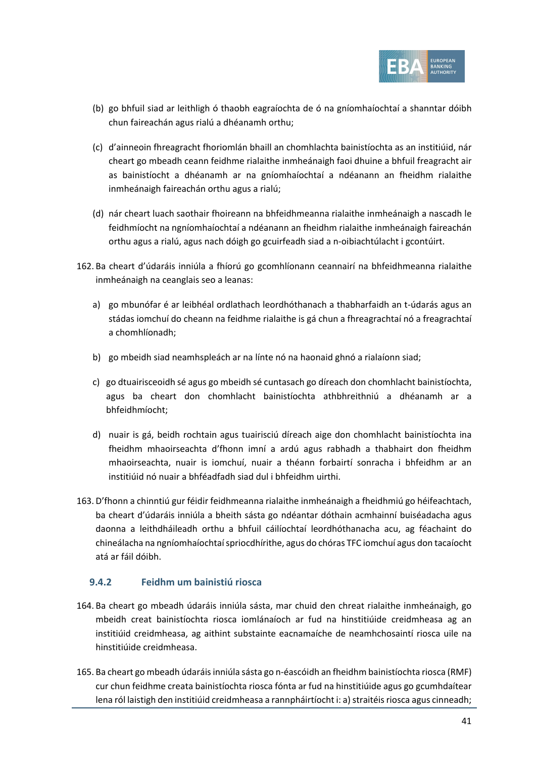(b) go bhfuil siad ar leithligh ó thaobh eagraíochta de ó na gníomhaíochtaí a shanntar dóibh chun faireachán agus rialú a dhéanamh orthu;

(c) d'ainneoin fhreagracht fhoriomlán bhaill an chomhlachta bainistíochta as an institiúid, nár cheart go mbeadh ceann feidhme rialaithe inmheánaigh faoi dhuine a bhfuil freagracht air as bainistíocht a dhéanamh ar na gníomhaíochtaí a ndéanann an fheidhm rialaithe inmheánaigh faireachán orthu agus a rialú;

(d) nár cheart luach saothair fhoireann na bhfeidhmeanna rialaithe inmheánaigh a nascadh le feidhmíocht na ngníomhaíochtaí a ndéanann an fheidhm rialaithe inmheánaigh faireachán orthu agus a rialú, agus nach dóigh go gcuirfeadh siad a n-oibiachtúlacht i gcontúirt.

162. Ba cheart d'údaráis inniúla a fhíorú go gcomhlíonann ceannairí na bhfeidhmeanna rialaithe inmheánaigh na ceanglais seo a leanas:

a) go mbunófar é ar leibhéal ordlathach leordhóthanach a thabharfaidh an t-údarás agus an stádas iomchuí do cheann na feidhme rialaithe is gá chun a fhreagrachtaí nó a freagrachtaí a chomhlíonadh;

b) go mbeidh siad neamhspleách ar na línte nó na haonaid ghnó a rialaíonn siad;

c) go dtuairisceoidh sé agus go mbeidh sé cuntasach go díreach don chomhlacht bainistíochta, agus ba cheart don chomhlacht bainistíochta athbhreithniú a dhéanamh ar a bhfeidhmíocht;

d) nuair is gá, beidh rochtain agus tuairisciú díreach aige don chomhlacht bainistíochta ina fheidhm mhaoirseachta d'fhonn imní a ardú agus rabhadh a thabhairt don fheidhm mhaoirseachta, nuair is iomchuí, nuair a théann forbairtí sonracha i bhfeidhm ar an institiúid nó nuair a bhféadfadh siad dul i bhfeidhm uirthi.

163. D'fhonn a chinntiú gur féidir feidhmeanna rialaithe inmheánaigh a fheidhmiú go héifeachtach, ba cheart d'údaráis inniúla a bheith sásta go ndéantar dóthain acmhainní buiséadacha agus daonna a leithdháileadh orthu a bhfuil cáilíochtaí leordhóthanacha acu, ag féachaint do chineálacha na ngníomhaíochtaí spriocdhírithe, agus do chóras TFC iomchuí agus don tacaíocht atá ar fáil dóibh.

### 9.4.2 Feidhm um bainistiú riosca

164. Ba cheart go mbeadh údaráis inniúla sásta, mar chuid den chreat rialaithe inmheánaigh, go mbeidh creat bainistíochta riosca iomlánaíoch ar fud na hinstitiúide creidmheasa ag an institiúid creidmheasa, ag aithint substainte eacnamaíche de neamhchosaintí riosca uile na hinstitiúide creidmheasa.

165. Ba cheart go mbeadh údaráis inniúla sásta go n-éascóidh an fheidhm bainistíochta riosca (RMF) cur chun feidhme creata bainistíochta riosca fónta ar fud na hinstitiúide agus go gcumhdaítear lena ról laistigh den institiúid creidmheasa a rannpháirtíocht i: a) straitéis riosca agus cinneadh;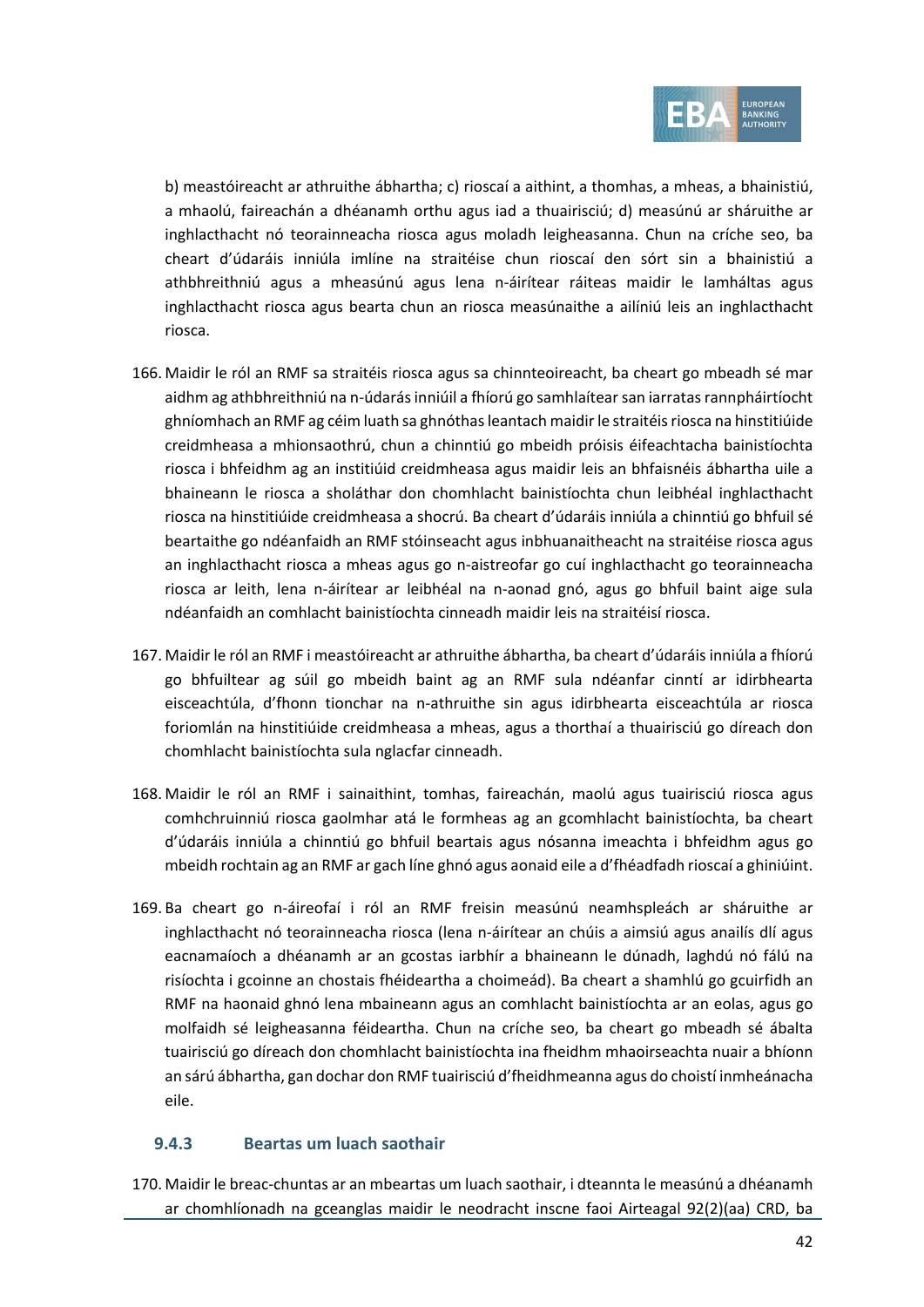b) meastóireacht ar athruithe ábhartha; c) rioscaí a aithint, a thomhas, a mheas, a bhainistiú, a mhaolú, faireachán a dhéanamh orthu agus iad a thuairisciú; d) measúnú ar sháruithe ar inghlacthacht nó teorainneacha riosca agus moladh leigheasanna. Chun na críche seo, ba cheart d'údaráis inniúla imlíne na straitéise chun rioscaí den sórt sin a bhainistiú a athbhreithniú agus a mheasúnú agus lena n-áirítear ráiteas maidir le lamháltas agus inghlacthacht riosca agus bearta chun an riosca measúnaithe a ailíniú leis an inghlacthacht riosca.

166. Maidir le ról an RMF sa straitéis riosca agus sa chinnteoireacht, ba cheart go mbeadh sé mar aidhm ag athbhreithniú na n-údarás inniúil a fhíorú go samhlaítear san iarratas rannpháirtíocht ghníomhach an RMF ag céim luath sa ghnóthas leantach maidir le straitéis riosca na hinstitiúide creidmheasa a mhionsaothrú, chun a chinntiú go mbeidh próisis éifeachtacha bainistíochta riosca i bhfeidhm ag an institiúid creidmheasa agus maidir leis an bhfaisnéis ábhartha uile a bhaineann le riosca a sholáthar don chomhlacht bainistíochta chun leibhéal inghlacthacht riosca na hinstitiúide creidmheasa a shocrú. Ba cheart d'údaráis inniúla a chinntiú go bhfuil sé beartaithe go ndéanfaidh an RMF stóinseacht agus inbhuanaitheacht na straitéise riosca agus an inghlacthacht riosca a mheas agus go n-aistreofar go cuí inghlacthacht go teorainneacha riosca ar leith, lena n-áirítear ar leibhéal na n-aonad gnó, agus go bhfuil baint aige sula ndéanfaidh an comhlacht bainistíochta cinneadh maidir leis na straitéisí riosca.

167. Maidir le ról an RMF i meastóireacht ar athruithe ábhartha, ba cheart d'údaráis inniúla a fhíorú go bhfuiltear ag súil go mbeidh baint ag an RMF sula ndéanfar cinntí ar idirbhearta eisceachtúla, d'fhonn tionchar na n-athruithe sin agus idirbhearta eisceachtúla ar riosca foriomlán na hinstitiúide creidmheasa a mheas, agus a thorthaí a thuairisciú go díreach don chomhlacht bainistíochta sula nglacfar cinneadh.

168. Maidir le ról an RMF i sainaithint, tomhas, faireachán, maolú agus tuairisciú riosca agus comhchruinniú riosca gaolmhar atá le formheas ag an gcomhlacht bainistíochta, ba cheart d'údaráis inniúla a chinntiú go bhfuil beartais agus nósanna imeachta i bhfeidhm agus go mbeidh rochtain ag an RMF ar gach líne ghnó agus aonaid eile a d'fhéadfadh rioscaí a ghiniúint.

169. Ba cheart go n-áireofaí i ról an RMF freisin measúnú neamhspleách ar sháruithe ar inghlacthacht nó teorainneacha riosca (lena n-áirítear an chúis a aimsiú agus anailís dlí agus eacnamaíoch a dhéanamh ar an gcostas iarbhír a bhaineann le dúnadh, laghdú nó fálú na risíochta i gcoinne an chostais fhéideartha a choimeád). Ba cheart a shamhlú go gcuirfidh an RMF na haonaid ghnó lena mbaineann agus an comhlacht bainistíochta ar an eolas, agus go molfaidh sé leigheasanna féideartha. Chun na críche seo, ba cheart go mbeadh sé ábalta tuairisciú go díreach don chomhlacht bainistíochta ina fheidhm mhaoirseachta nuair a bhíonn an sárú ábhartha, gan dochar don RMF tuairisciú d'fheidhmeanna agus do choistí inmheánacha eile.

### 9.4.3 Beartas um luach saothair

170. Maidir le breac-chuntas ar an mbeartas um luach saothair, i dteannta le measúnú a dhéanamh ar chomhlíonadh na gceanglas maidir le neodracht inscne faoi Airteagal 92(2)(aa) CRD, ba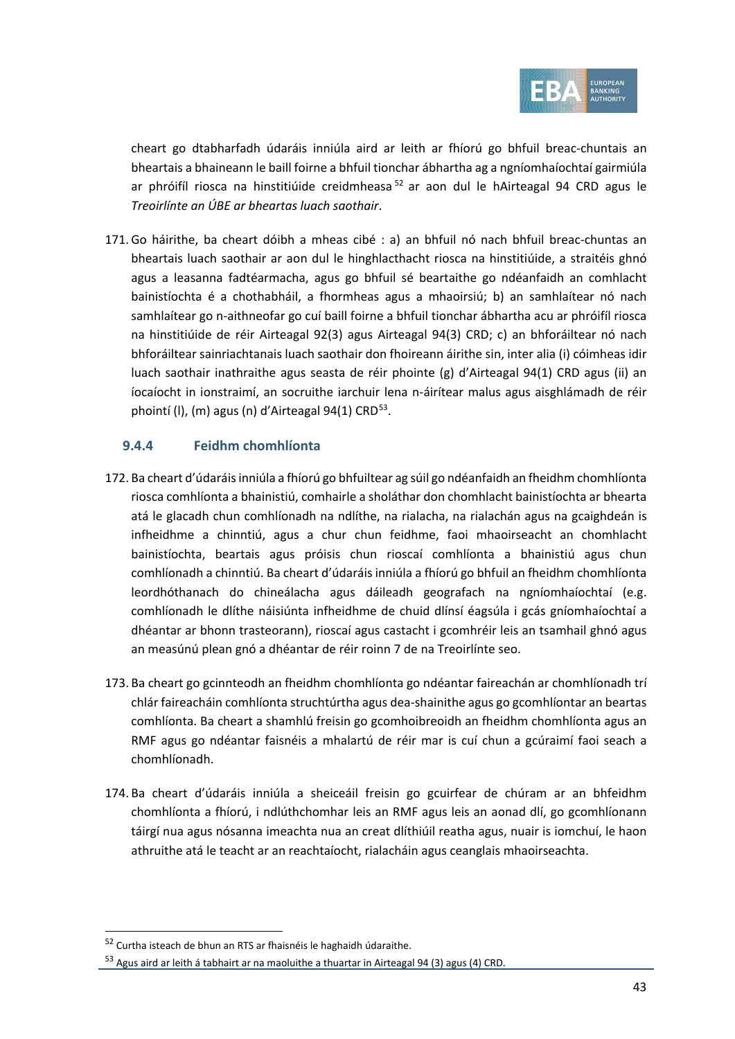cheart go dtabharfadh údaráis inniúla aird ar leith ar fhíorú go bhfuil breac-chuntais an bheartais a bhaineann le baill foirne a bhfuil tionchar ábhartha ag a ngníomhaíochtaí gairmiúla ar phróifíl riosca na hinstitiúide creidmheasa[52] ar aon dul le hAirteagal 94 CRD agus le *Treoirlínte an ÚBE ar bheartas luach saothair*.

171. Go háirithe, ba cheart dóibh a mheas cibé : a) an bhfuil nó nach bhfuil breac-chuntas an bheartais luach saothair ar aon dul le hinghlacthacht riosca na hinstitiúide, a straitéis ghnó agus a leasanna fadtéarmacha, agus go bhfuil sé beartaithe go ndéanfaidh an comhlacht bainistíochta é a chothabháil, a fhormheas agus a mhaoirsiú; b) an samhlaítear nó nach samhlaítear go n-aithneofar go cuí baill foirne a bhfuil tionchar ábhartha acu ar phróifíl riosca na hinstitiúide de réir Airteagal 92(3) agus Airteagal 94(3) CRD; c) an bhforáiltear nó nach bhforáiltear sainriachtanais luach saothair don fhoireann áirithe sin, inter alia (i) cóimheas idir luach saothair inathraithe agus seasta de réir phointe (g) d'Airteagal 94(1) CRD agus (ii) an íocaíocht in ionstraimí, an socruithe iarchuir lena n-áirítear malus agus aisghlámadh de réir phointí (l), (m) agus (n) d'Airteagal 94(1) CRD[53].

### 9.4.4 Feidhm chomhlíonta

172. Ba cheart d'údaráis inniúla a fhíorú go bhfuiltear ag súil go ndéanfaidh an fheidhm chomhlíonta riosca comhlíonta a bhainistiú, comhairle a sholáthar don chomhlacht bainistíochta ar bhearta atá le glacadh chun comhlíonadh na ndlíthe, na rialacha, na rialachán agus na gcaighdeán is infheidhme a chinntiú, agus a chur chun feidhme, faoi mhaoirseacht an chomhlacht bainistíochta, beartais agus próisis chun rioscaí comhlíonta a bhainistiú agus chun comhlíonadh a chinntiú. Ba cheart d'údaráis inniúla a fhíorú go bhfuil an fheidhm chomhlíonta leordhóthanach do chineálacha agus dáileadh geografach na ngníomhaíochtaí (e.g. comhlíonadh le dlíthe náisiúnta infheidhme de chuid dlínsí éagsúla i gcás gníomhaíochtaí a dhéantar ar bhonn trasteorann), rioscaí agus castacht i gcomhréir leis an tsamhail ghnó agus an measúnú plean gnó a dhéantar de réir roinn 7 de na Treoirlínte seo.

173. Ba cheart go gcinnteodh an fheidhm chomhlíonta go ndéantar faireachán ar chomhlíonadh trí chlár faireacháin comhlíonta struchtúrtha agus dea-shainithe agus go gcomhlíontar an beartas comhlíonta. Ba cheart a shamhlú freisin go gcomhoibreoidh an fheidhm chomhlíonta agus an RMF agus go ndéantar faisnéis a mhalartú de réir mar is cuí chun a gcúraimí faoi seach a chomhlíonadh.

174. Ba cheart d'údaráis inniúla a sheiceáil freisin go gcuirfear de chúram ar an bhfeidhm chomhlíonta a fhíorú, i ndlúthchomhar leis an RMF agus leis an aonad dlí, go gcomhlíonann táirgí nua agus nósanna imeachta nua an creat dlíthiúil reatha agus, nuair is iomchuí, le haon athruithe atá le teacht ar an reachtaíocht, rialacháin agus ceanglais mhaoirseachta.

---

[52] Curtha isteach de bhun an RTS ar fhaisnéis le haghaidh údaraithe.

[53] Agus aird ar leith á tabhairt ar na maoluithe a thuartar in Airteagal 94 (3) agus (4) CRD.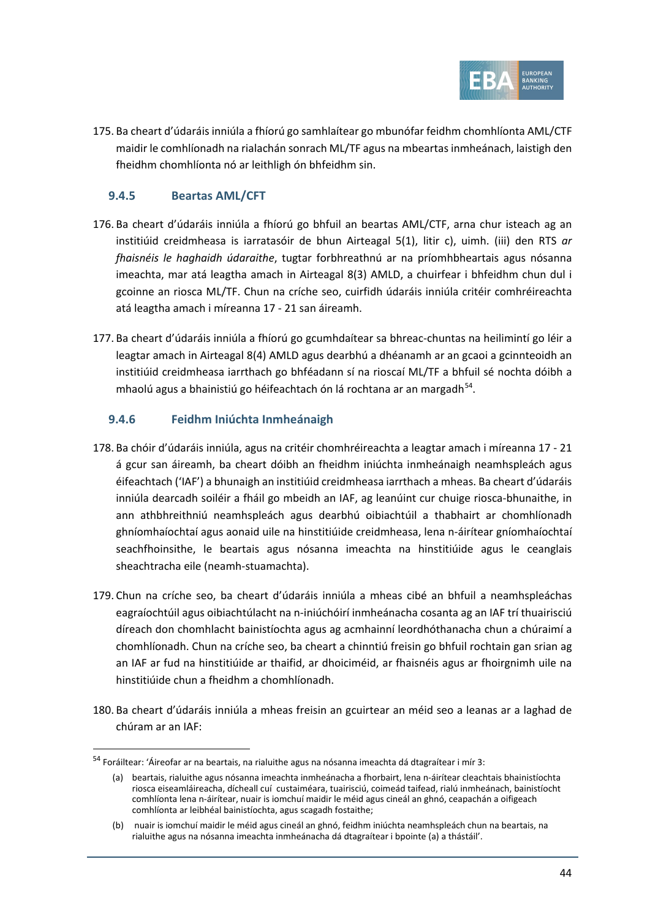175. Ba cheart d'údaráis inniúla a fhíorú go samhlaítear go mbunófar feidhm chomhlíonta AML/CTF maidir le comhlíonadh na rialachán sonrach ML/TF agus na mbeartas inmheánach, laistigh den fheidhm chomhlíonta nó ar leithligh ón bhfeidhm sin.

### 9.4.5 Beartas AML/CFT

176. Ba cheart d'údaráis inniúla a fhíorú go bhfuil an beartas AML/CTF, arna chur isteach ag an institiúid creidmheasa is iarratasóir de bhun Airteagal 5(1), litir c), uimh. (iii) den RTS *ar fhaisnéis le haghaidh údaraithe*, tugtar forbhreathnú ar na príomhbheartais agus nósanna imeachta, mar atá leagtha amach in Airteagal 8(3) AMLD, a chuirfear i bhfeidhm chun dul i gcoinne an riosca ML/TF. Chun na críche seo, cuirfidh údaráis inniúla critéir comhréireachta atá leagtha amach i míreanna 17 - 21 san áireamh.

177. Ba cheart d'údaráis inniúla a fhíorú go gcumhdaítear sa bhreac-chuntas na heilimintí go léir a leagtar amach in Airteagal 8(4) AMLD agus dearbhú a dhéanamh ar an gcaoi a gcinnteoidh an institiúid creidmheasa iarrthach go bhféadann sí na rioscaí ML/TF a bhfuil sé nochta dóibh a mhaolú agus a bhainistiú go héifeachtach ón lá rochtana ar an margadh[54].

### 9.4.6 Feidhm Iniúchta Inmheánaigh

178. Ba chóir d'údaráis inniúla, agus na critéir chomhréireachta a leagtar amach i míreanna 17 - 21 á gcur san áireamh, ba cheart dóibh an fheidhm iniúchta inmheánaigh neamhspleách agus éifeachtach ('IAF') a bhunaigh an institiúid creidmheasa iarrthach a mheas. Ba cheart d'údaráis inniúla dearcadh soiléir a fháil go mbeidh an IAF, ag leanúint cur chuige riosca-bhunaithe, in ann athbhreithniú neamhspleách agus dearbhú oibiachtúil a thabhairt ar chomhlíonadh ghníomhaíochtaí agus aonaid uile na hinstitiúide creidmheasa, lena n-áirítear gníomhaíochtaí seachfhoinsithe, le beartais agus nósanna imeachta na hinstitiúide agus le ceanglais sheachtracha eile (neamh-stuamachta).

179. Chun na críche seo, ba cheart d'údaráis inniúla a mheas cibé an bhfuil a neamhspleáchas eagraíochtúil agus oibiachtúlacht na n-iniúchóirí inmheánacha cosanta ag an IAF trí thuairisciú díreach don chomhlacht bainistíochta agus ag acmhainní leordhóthanacha chun a chúraimí a chomhlíonadh. Chun na críche seo, ba cheart a chinntiú freisin go bhfuil rochtain gan srian ag an IAF ar fud na hinstitiúide ar thaifid, ar dhoiciméid, ar fhaisnéis agus ar fhoirgnimh uile na hinstitiúide chun a fheidhm a chomhlíonadh.

180. Ba cheart d'údaráis inniúla a mheas freisin an gcuirtear an méid seo a leanas ar a laghad de chúram ar an IAF:

---

[54] Foráiltear: 'Áireofar ar na beartais, na rialuithe agus na nósanna imeachta dá dtagraítear i mír 3:

(a) beartais, rialuithe agus nósanna imeachta inmheánacha a fhorbairt, lena n-áirítear cleachtais bhainistíochta riosca eiseamláireacha, dícheall cuí custaiméara, tuairisciú, coimeád taifead, rialú inmheánach, bainistíocht comhlíonta lena n-áirítear, nuair is iomchuí maidir le méid agus cineál an ghnó, ceapachán a oifigeach comhlíonta ar leibhéal bainistíochta, agus scagadh fostaithe;

(b) nuair is iomchuí maidir le méid agus cineál an ghnó, feidhm iniúchta neamhspleách chun na beartais, na rialuithe agus na nósanna imeachta inmheánacha dá dtagraítear i bpointe (a) a thástáil'.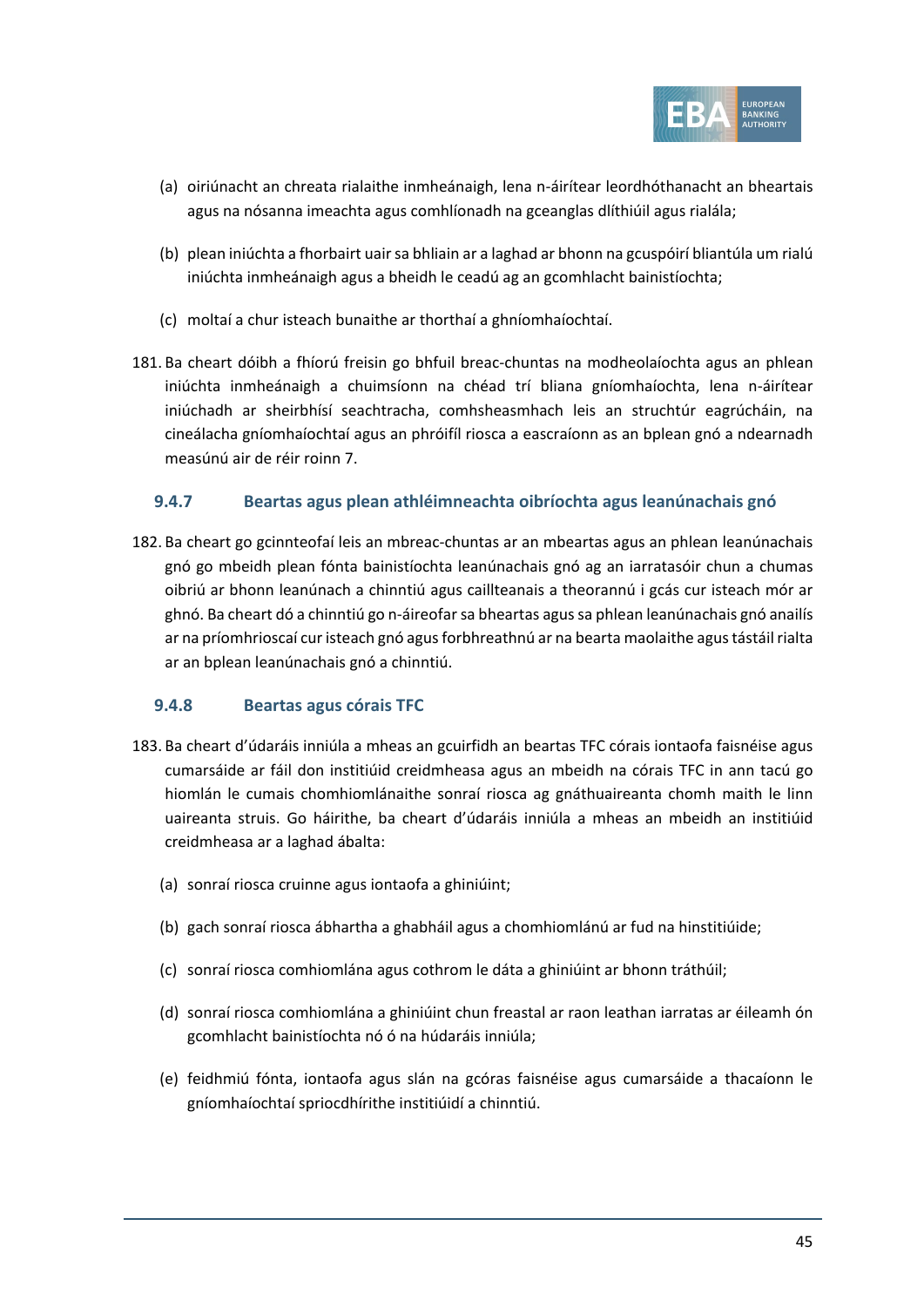(a) oiriúnacht an chreata rialaithe inmheánaigh, lena n-áirítear leordhóthanacht an bheartais agus na nósanna imeachta agus comhlíonadh na gceanglas dlíthiúil agus rialála;

(b) plean iniúchta a fhorbairt uair sa bhliain ar a laghad ar bhonn na gcuspóirí bliantúla um rialú iniúchta inmheánaigh agus a bheidh le ceadú ag an gcomhlacht bainistíochta;

(c) moltaí a chur isteach bunaithe ar thorthaí a ghníomhaíochtaí.

181. Ba cheart dóibh a fhíorú freisin go bhfuil breac-chuntas na modheolaíochta agus an phlean iniúchta inmheánaigh a chuimsíonn na chéad trí bliana gníomhaíochta, lena n-áirítear iniúchadh ar sheirbhísí seachtracha, comhsheasmhach leis an struchtúr eagrúcháin, na cineálacha gníomhaíochtaí agus an phróifíl riosca a eascraíonn as an bplean gnó a ndearnadh measúnú air de réir roinn 7.

### 9.4.7 Beartas agus plean athléimneachta oibríochta agus leanúnachais gnó

182. Ba cheart go gcinnteofaí leis an mbreac-chuntas ar an mbeartas agus an phlean leanúnachais gnó go mbeidh plean fónta bainistíochta leanúnachais gnó ag an iarratasóir chun a chumas oibriú ar bhonn leanúnach a chinntiú agus caillteanais a theorannú i gcás cur isteach mór ar ghnó. Ba cheart dó a chinntiú go n-áireofar sa bheartas agus sa phlean leanúnachais gnó anailís ar na príomhrioscaí cur isteach gnó agus forbhreathnú ar na bearta maolaithe agus tástáil rialta ar an bplean leanúnachais gnó a chinntiú.

### 9.4.8 Beartas agus córais TFC

183. Ba cheart d'údaráis inniúla a mheas an gcuirfidh an beartas TFC córais iontaofa faisnéise agus cumarsáide ar fáil don institiúid creidmheasa agus an mbeidh na córais TFC in ann tacú go hiomlán le cumais chomhiomlánaithe sonraí riosca ag gnáthuaireanta chomh maith le linn uaireanta struis. Go háirithe, ba cheart d'údaráis inniúla a mheas an mbeidh an institiúid creidmheasa ar a laghad ábalta:

(a) sonraí riosca cruinne agus iontaofa a ghiniúint;

(b) gach sonraí riosca ábhartha a ghabháil agus a chomhiomlánú ar fud na hinstitiúide;

(c) sonraí riosca comhiomlána agus cothrom le dáta a ghiniúint ar bhonn tráthúil;

(d) sonraí riosca comhiomlána a ghiniúint chun freastal ar raon leathan iarratas ar éileamh ón gcomhlacht bainistíochta nó ó na húdaráis inniúla;

(e) feidhmiú fónta, iontaofa agus slán na gcóras faisnéise agus cumarsáide a thacaíonn le gníomhaíochtaí spriocdhírithe institiúidí a chinntiú.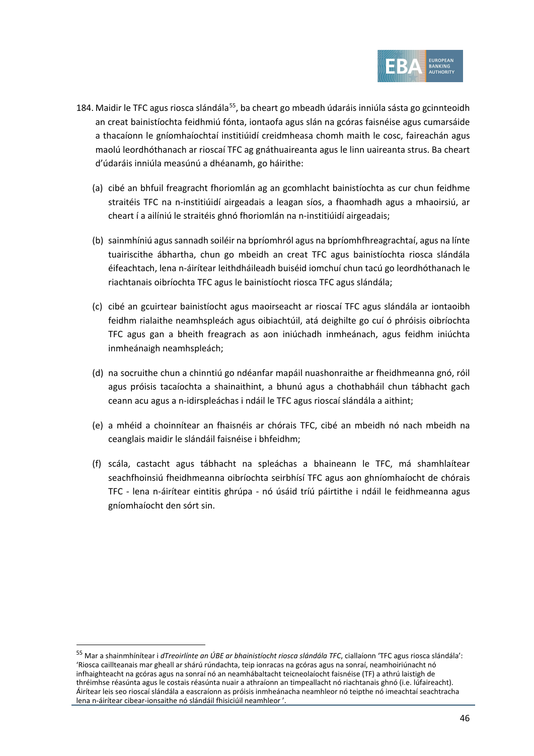184. Maidir le TFC agus riosca slándála[55], ba cheart go mbeadh údaráis inniúla sásta go gcinnteoidh an creat bainistíochta feidhmiú fónta, iontaofa agus slán na gcóras faisnéise agus cumarsáide a thacaíonn le gníomhaíochtaí institiúidí creidmheasa chomh maith le cosc, faireachán agus maolú leordhóthanach ar rioscaí TFC ag gnáthuaireanta agus le linn uaireanta strus. Ba cheart d'údaráis inniúla measúnú a dhéanamh, go háirithe:

(a) cibé an bhfuil freagracht fhoriomlán ag an gcomhlacht bainistíochta as cur chun feidhme straitéis TFC na n-institiúidí airgeadais a leagan síos, a fhaomhadh agus a mhaoirsiú, ar cheart í a ailíniú le straitéis ghnó fhoriomlán na n-institiúidí airgeadais;

(b) sainmhíniú agus sannadh soiléir na bpríomhról agus na bpríomhfhreagrachtaí, agus na línte tuairiscithe ábhartha, chun go mbeidh an creat TFC agus bainistíochta riosca slándála éifeachtach, lena n-áirítear leithdháileadh buiséid iomchuí chun tacú go leordhóthanach le riachtanais oibríochta TFC agus le bainistíocht riosca TFC agus slándála;

(c) cibé an gcuirtear bainistíocht agus maoirseacht ar rioscaí TFC agus slándála ar iontaoibh feidhm rialaithe neamhspleách agus oibiachtúil, atá deighilte go cuí ó phróisis oibríochta TFC agus gan a bheith freagrach as aon iniúchadh inmheánach, agus feidhm iniúchta inmheánaigh neamhspleách;

(d) na socruithe chun a chinntiú go ndéanfar mapáil nuashonraithe ar fheidhmeanna gnó, róil agus próisis tacaíochta a shainaithint, a bhunú agus a chothabháil chun tábhacht gach ceann acu agus a n-idirspleáchas i ndáil le TFC agus rioscaí slándála a aithint;

(e) a mhéid a choinnítear an fhaisnéis ar chórais TFC, cibé an mbeidh nó nach mbeidh na ceanglais maidir le slándáil faisnéise i bhfeidhm;

(f) scála, castacht agus tábhacht na spleáchas a bhaineann le TFC, má shamhlaítear seachfhoinsiú fheidhmeanna oibríochta seirbhísí TFC agus aon ghníomhaíocht de chórais TFC - lena n-áirítear eintitis ghrúpa - nó úsáid tríú páirtithe i ndáil le feidhmeanna agus gníomhaíocht den sórt sin.

---

[55] Mar a shainmhínítear i *dTreoirlínte an ÚBE ar bhainistíocht riosca slándála TFC*, ciallaíonn 'TFC agus riosca slándála': 'Riosca caillteanais mar gheall ar shárú rúndachta, teip ionracas na gcóras agus na sonraí, neamhoiriúnacht nó infhaighteacht na gcóras agus na sonraí nó an neamhábaltacht teicneolaíocht faisnéise (TF) a athrú laistigh de thréimhse réasúnta agus le costais réasúnta nuair a athraíonn an timpeallacht nó riachtanais ghnó (i.e. lúfaireacht). Áirítear leis seo rioscaí slándála a eascraíonn as próisis inmheánacha neamhleor nó teipthe nó imeachtaí seachtracha lena n-áirítear cibear-ionsaithe nó slándáil fhisiciúil neamhleor '.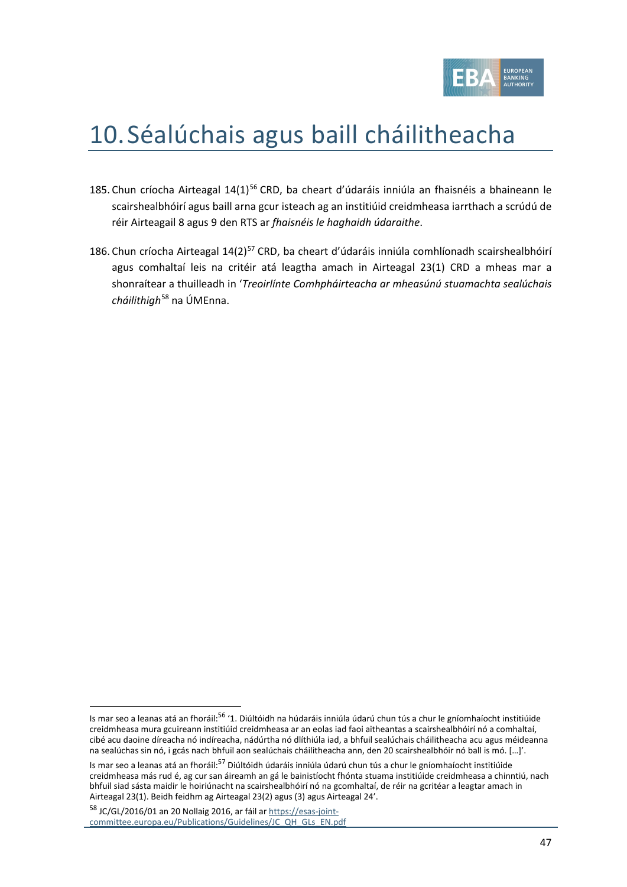# 10. Séalúchais agus baill cháilitheacha

185. Chun críocha Airteagal 14(1)[56] CRD, ba cheart d'údaráis inniúla an fhaisnéis a bhaineann le scairshealbhóirí agus baill arna gcur isteach ag an institiúid creidmheasa iarrthach a scrúdú de réir Airteagail 8 agus 9 den RTS ar *fhaisnéis le haghaidh údaraithe*.

186. Chun críocha Airteagal 14(2)[57] CRD, ba cheart d'údaráis inniúla comhlíonadh scairshealbhóirí agus comhaltaí leis na critéir atá leagtha amach in Airteagal 23(1) CRD a mheas mar a shonraítear a thuilleadh in '*Treoirlínte Comhpháirteacha ar mheasúnú stuamachta sealúchais cháilithigh*[58] na ÚMEnna.

Is mar seo a leanas atá an fhoráil:[56] '1. Diúltóidh na húdaráis inniúla údarú chun tús a chur le gníomhaíocht institiúide creidmheasa mura gcuireann institiúid creidmheasa ar an eolas iad faoi aitheantas a scairshealbhóirí nó a comhaltaí, cibé acu daoine díreacha nó indíreacha, nádúrtha nó dlíthiúla iad, a bhfuil sealúchais cháilitheacha acu agus méideanna na sealúchas sin nó, i gcás nach bhfuil aon sealúchais cháilitheacha ann, den 20 scairshealbhóir nó ball is mó. […]'.

Is mar seo a leanas atá an fhoráil:[57] Diúltóidh údaráis inniúla údarú chun tús a chur le gníomhaíocht institiúide creidmheasa más rud é, ag cur san áireamh an gá le bainistíocht fhónta stuama institiúide creidmheasa a chinntiú, nach bhfuil siad sásta maidir le hoiriúnacht na scairshealbhóirí nó na gcomhaltaí, de réir na gcritéar a leagtar amach in Airteagal 23(1). Beidh feidhm ag Airteagal 23(2) agus (3) agus Airteagal 24'.

[58] JC/GL/2016/01 an 20 Nollaig 2016, ar fáil ar https://esas-joint-committee.europa.eu/Publications/Guidelines/JC_QH_GLs_EN.pdf